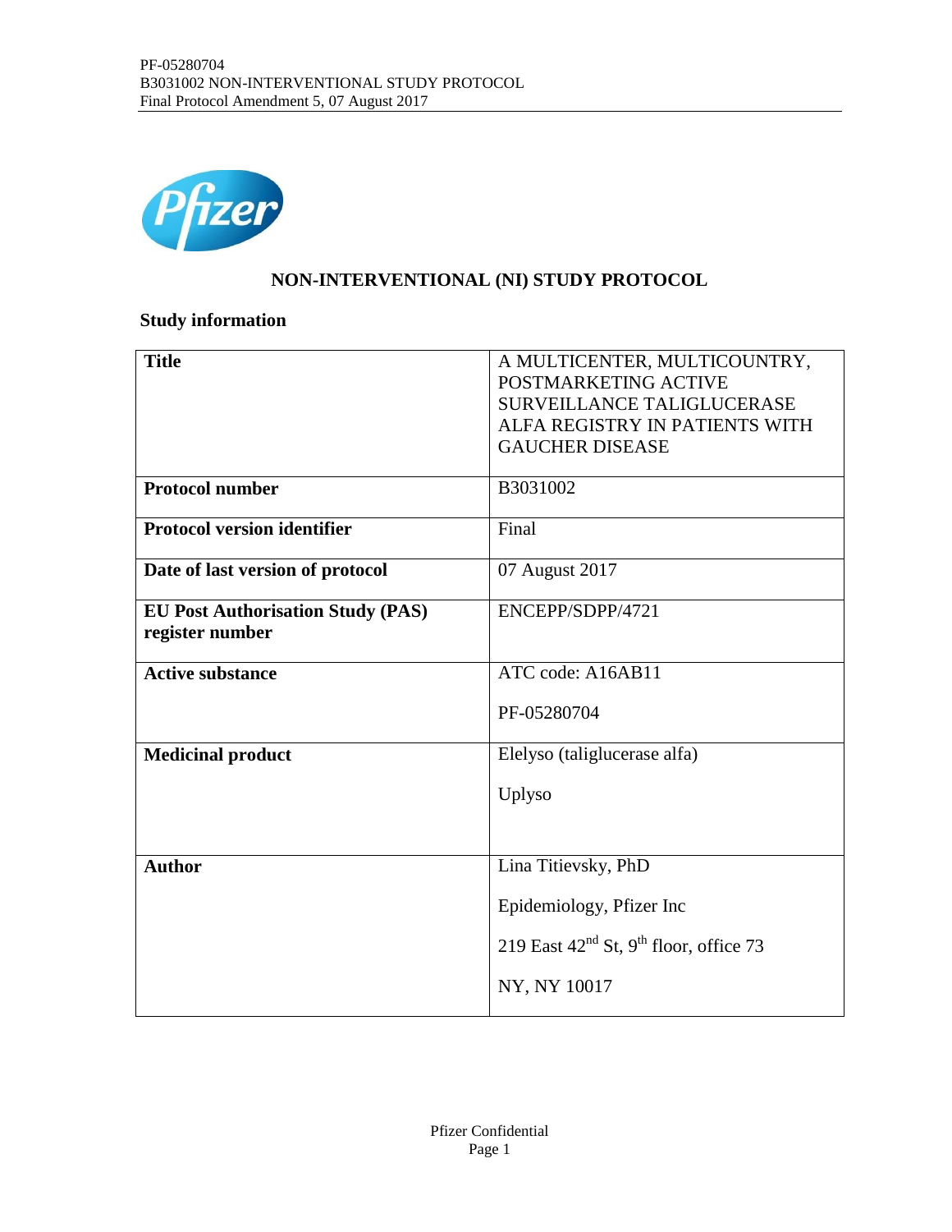# NON-INTERVENTIONAL (NI) STUDY PROTOCOL

## Study information

| **Title** | A MULTICENTER, MULTICOUNTRY, POSTMARKETING ACTIVE SURVEILLANCE TALIGLUCERASE ALFA REGISTRY IN PATIENTS WITH GAUCHER DISEASE |
|---|---|
| **Protocol number** | B3031002 |
| **Protocol version identifier** | Final |
| **Date of last version of protocol** | 07 August 2017 |
| **EU Post Authorisation Study (PAS) register number** | ENCEPP/SDPP/4721 |
| **Active substance** | ATC code: A16AB11<br><br>PF-05280704 |
| **Medicinal product** | Elelyso (taliglucerase alfa)<br><br>Uplyso |
| **Author** | Lina Titievsky, PhD<br><br>Epidemiology, Pfizer Inc<br><br>219 East 42nd St, 9th floor, office 73<br><br>NY, NY 10017 |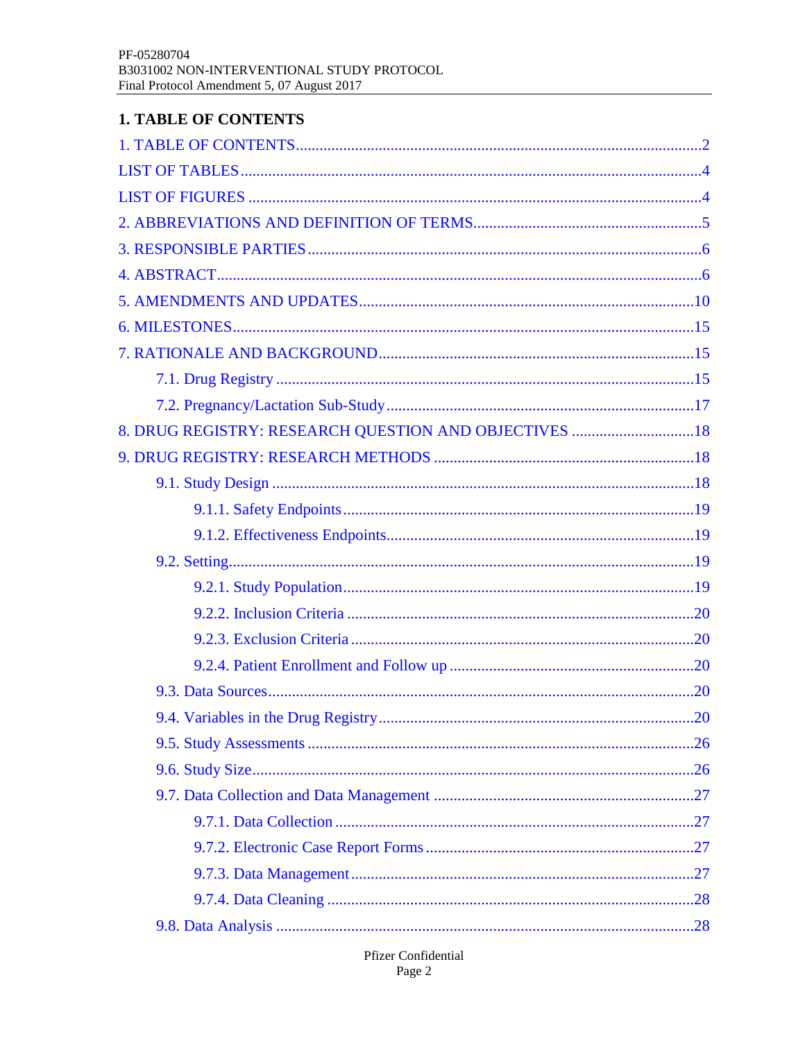# 1. TABLE OF CONTENTS

1. TABLE OF CONTENTS....2

LIST OF TABLES....4

LIST OF FIGURES....4

2. ABBREVIATIONS AND DEFINITION OF TERMS....5

3. RESPONSIBLE PARTIES....6

4. ABSTRACT....6

5. AMENDMENTS AND UPDATES....10

6. MILESTONES....15

7. RATIONALE AND BACKGROUND....15

- 7.1. Drug Registry....15
- 7.2. Pregnancy/Lactation Sub-Study....17

8. DRUG REGISTRY: RESEARCH QUESTION AND OBJECTIVES....18

9. DRUG REGISTRY: RESEARCH METHODS....18

- 9.1. Study Design....18
  - 9.1.1. Safety Endpoints....19
  - 9.1.2. Effectiveness Endpoints....19
- 9.2. Setting....19
  - 9.2.1. Study Population....19
  - 9.2.2. Inclusion Criteria....20
  - 9.2.3. Exclusion Criteria....20
  - 9.2.4. Patient Enrollment and Follow up....20
- 9.3. Data Sources....20
- 9.4. Variables in the Drug Registry....20
- 9.5. Study Assessments....26
- 9.6. Study Size....26
- 9.7. Data Collection and Data Management....27
  - 9.7.1. Data Collection....27
  - 9.7.2. Electronic Case Report Forms....27
  - 9.7.3. Data Management....27
  - 9.7.4. Data Cleaning....28
- 9.8. Data Analysis....28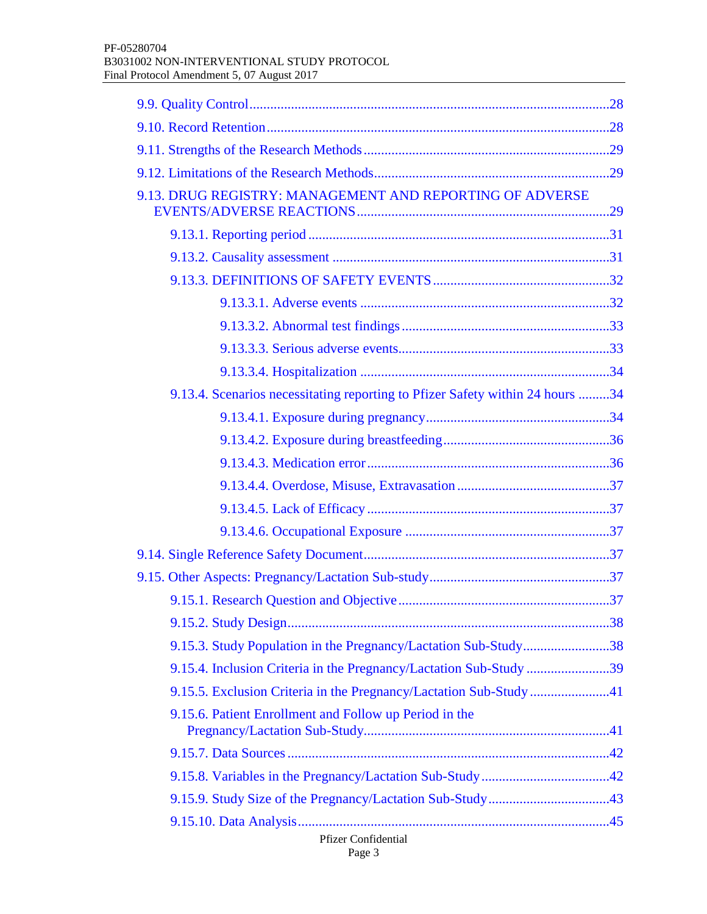9.9. Quality Control ........................................................................................................28

9.10. Record Retention ........................................................................................................28

9.11. Strengths of the Research Methods ...........................................................................29

9.12. Limitations of the Research Methods ........................................................................29

9.13. DRUG REGISTRY: MANAGEMENT AND REPORTING OF ADVERSE EVENTS/ADVERSE REACTIONS ........................................................................29

  9.13.1. Reporting period .......................................................................................31

  9.13.2. Causality assessment ................................................................................31

  9.13.3. DEFINITIONS OF SAFETY EVENTS ...................................................32

    9.13.3.1. Adverse events ..............................................................................32

    9.13.3.2. Abnormal test findings ..................................................................33

    9.13.3.3. Serious adverse events ...................................................................33

    9.13.3.4. Hospitalization ...............................................................................34

  9.13.4. Scenarios necessitating reporting to Pfizer Safety within 24 hours ..........34

    9.13.4.1. Exposure during pregnancy ...........................................................34

    9.13.4.2. Exposure during breastfeeding .......................................................36

    9.13.4.3. Medication error .............................................................................36

    9.13.4.4. Overdose, Misuse, Extravasation ..................................................37

    9.13.4.5. Lack of Efficacy .............................................................................37

    9.13.4.6. Occupational Exposure ..................................................................37

9.14. Single Reference Safety Document ...........................................................................37

9.15. Other Aspects: Pregnancy/Lactation Sub-study .........................................................37

  9.15.1. Research Question and Objective .............................................................37

  9.15.2. Study Design .............................................................................................38

  9.15.3. Study Population in the Pregnancy/Lactation Sub-Study ..........................38

  9.15.4. Inclusion Criteria in the Pregnancy/Lactation Sub-Study .........................39

  9.15.5. Exclusion Criteria in the Pregnancy/Lactation Sub-Study ........................41

  9.15.6. Patient Enrollment and Follow up Period in the Pregnancy/Lactation Sub-Study .......................................................................41

  9.15.7. Data Sources .............................................................................................42

  9.15.8. Variables in the Pregnancy/Lactation Sub-Study ......................................42

  9.15.9. Study Size of the Pregnancy/Lactation Sub-Study ....................................43

  9.15.10. Data Analysis ..........................................................................................45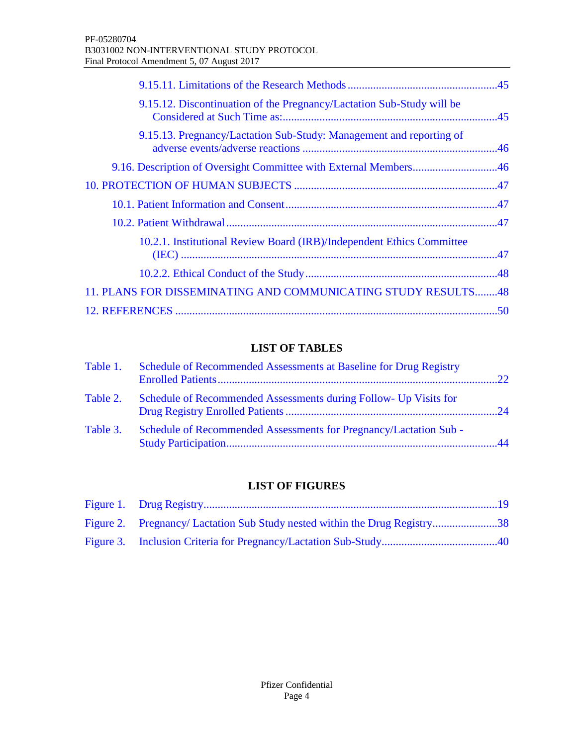9.15.11. Limitations of the Research Methods .....................................................45

9.15.12. Discontinuation of the Pregnancy/Lactation Sub-Study will be Considered at Such Time as: ...........................................................................45

9.15.13. Pregnancy/Lactation Sub-Study: Management and reporting of adverse events/adverse reactions ....................................................................46

9.16. Description of Oversight Committee with External Members..............................46

10. PROTECTION OF HUMAN SUBJECTS .......................................................................47

10.1. Patient Information and Consent...........................................................................47

10.2. Patient Withdrawal...............................................................................................47

10.2.1. Institutional Review Board (IRB)/Independent Ethics Committee (IEC) ...............................................................................................................47

10.2.2. Ethical Conduct of the Study....................................................................48

11. PLANS FOR DISSEMINATING AND COMMUNICATING STUDY RESULTS........48

12. REFERENCES .................................................................................................................50

## LIST OF TABLES

Table 1. Schedule of Recommended Assessments at Baseline for Drug Registry Enrolled Patients..................................................................................................22

Table 2. Schedule of Recommended Assessments during Follow- Up Visits for Drug Registry Enrolled Patients ..........................................................................24

Table 3. Schedule of Recommended Assessments for Pregnancy/Lactation Sub - Study Participation...............................................................................................44

## LIST OF FIGURES

Figure 1. Drug Registry.......................................................................................................19

Figure 2. Pregnancy/ Lactation Sub Study nested within the Drug Registry.......................38

Figure 3. Inclusion Criteria for Pregnancy/Lactation Sub-Study........................................40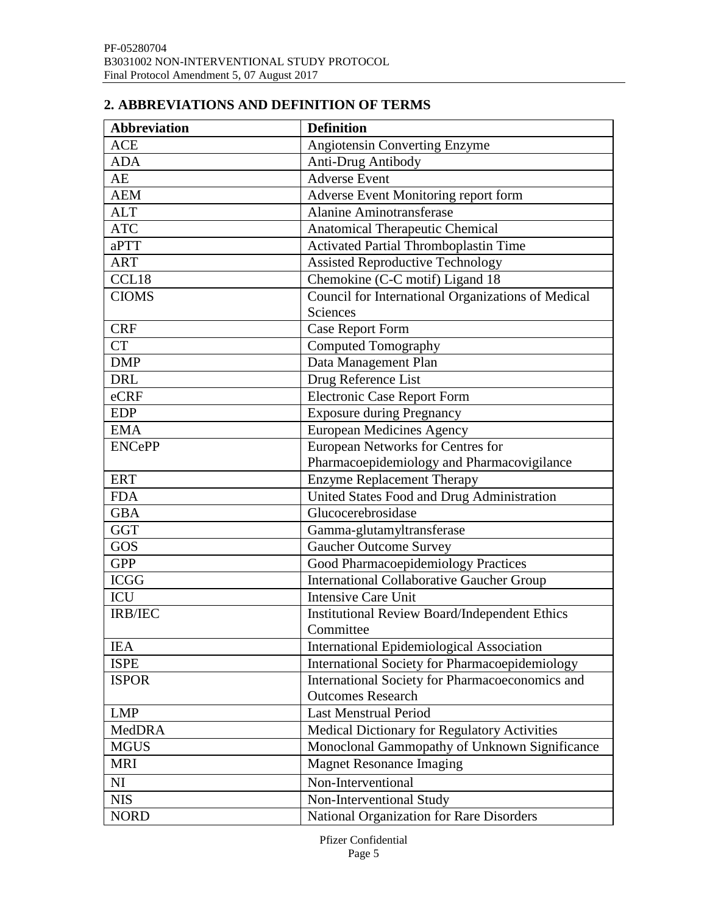## 2. ABBREVIATIONS AND DEFINITION OF TERMS

| Abbreviation | Definition |
|---|---|
| ACE | Angiotensin Converting Enzyme |
| ADA | Anti-Drug Antibody |
| AE | Adverse Event |
| AEM | Adverse Event Monitoring report form |
| ALT | Alanine Aminotransferase |
| ATC | Anatomical Therapeutic Chemical |
| aPTT | Activated Partial Thromboplastin Time |
| ART | Assisted Reproductive Technology |
| CCL18 | Chemokine (C-C motif) Ligand 18 |
| CIOMS | Council for International Organizations of Medical Sciences |
| CRF | Case Report Form |
| CT | Computed Tomography |
| DMP | Data Management Plan |
| DRL | Drug Reference List |
| eCRF | Electronic Case Report Form |
| EDP | Exposure during Pregnancy |
| EMA | European Medicines Agency |
| ENCePP | European Networks for Centres for Pharmacoepidemiology and Pharmacovigilance |
| ERT | Enzyme Replacement Therapy |
| FDA | United States Food and Drug Administration |
| GBA | Glucocerebrosidase |
| GGT | Gamma-glutamyltransferase |
| GOS | Gaucher Outcome Survey |
| GPP | Good Pharmacoepidemiology Practices |
| ICGG | International Collaborative Gaucher Group |
| ICU | Intensive Care Unit |
| IRB/IEC | Institutional Review Board/Independent Ethics Committee |
| IEA | International Epidemiological Association |
| ISPE | International Society for Pharmacoepidemiology |
| ISPOR | International Society for Pharmacoeconomics and Outcomes Research |
| LMP | Last Menstrual Period |
| MedDRA | Medical Dictionary for Regulatory Activities |
| MGUS | Monoclonal Gammopathy of Unknown Significance |
| MRI | Magnet Resonance Imaging |
| NI | Non-Interventional |
| NIS | Non-Interventional Study |
| NORD | National Organization for Rare Disorders |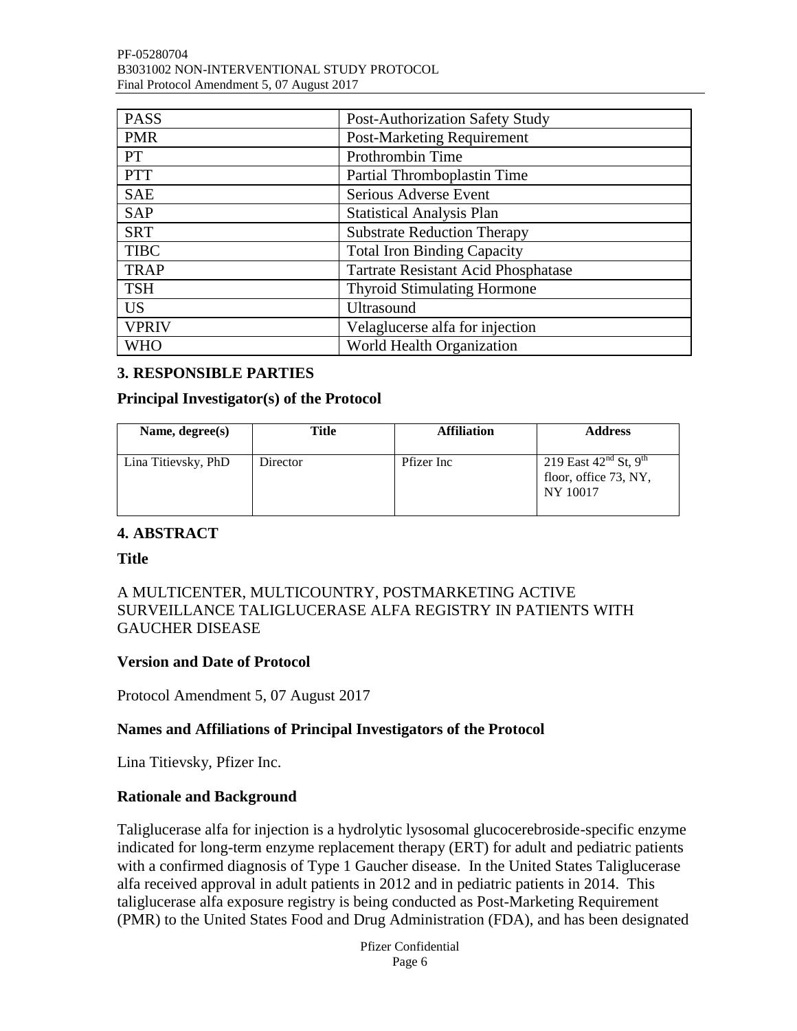| PASS | Post-Authorization Safety Study |
| --- | --- |
| PMR | Post-Marketing Requirement |
| PT | Prothrombin Time |
| PTT | Partial Thromboplastin Time |
| SAE | Serious Adverse Event |
| SAP | Statistical Analysis Plan |
| SRT | Substrate Reduction Therapy |
| TIBC | Total Iron Binding Capacity |
| TRAP | Tartrate Resistant Acid Phosphatase |
| TSH | Thyroid Stimulating Hormone |
| US | Ultrasound |
| VPRIV | Velaglucerse alfa for injection |
| WHO | World Health Organization |

## 3. RESPONSIBLE PARTIES

### Principal Investigator(s) of the Protocol

| Name, degree(s) | Title | Affiliation | Address |
| --- | --- | --- | --- |
| Lina Titievsky, PhD | Director | Pfizer Inc | 219 East 42nd St, 9th floor, office 73, NY, NY 10017 |

## 4. ABSTRACT

### Title

A MULTICENTER, MULTICOUNTRY, POSTMARKETING ACTIVE SURVEILLANCE TALIGLUCERASE ALFA REGISTRY IN PATIENTS WITH GAUCHER DISEASE

### Version and Date of Protocol

Protocol Amendment 5, 07 August 2017

### Names and Affiliations of Principal Investigators of the Protocol

Lina Titievsky, Pfizer Inc.

### Rationale and Background

Taliglucerase alfa for injection is a hydrolytic lysosomal glucocerebroside-specific enzyme indicated for long-term enzyme replacement therapy (ERT) for adult and pediatric patients with a confirmed diagnosis of Type 1 Gaucher disease. In the United States Taliglucerase alfa received approval in adult patients in 2012 and in pediatric patients in 2014. This taliglucerase alfa exposure registry is being conducted as Post-Marketing Requirement (PMR) to the United States Food and Drug Administration (FDA), and has been designated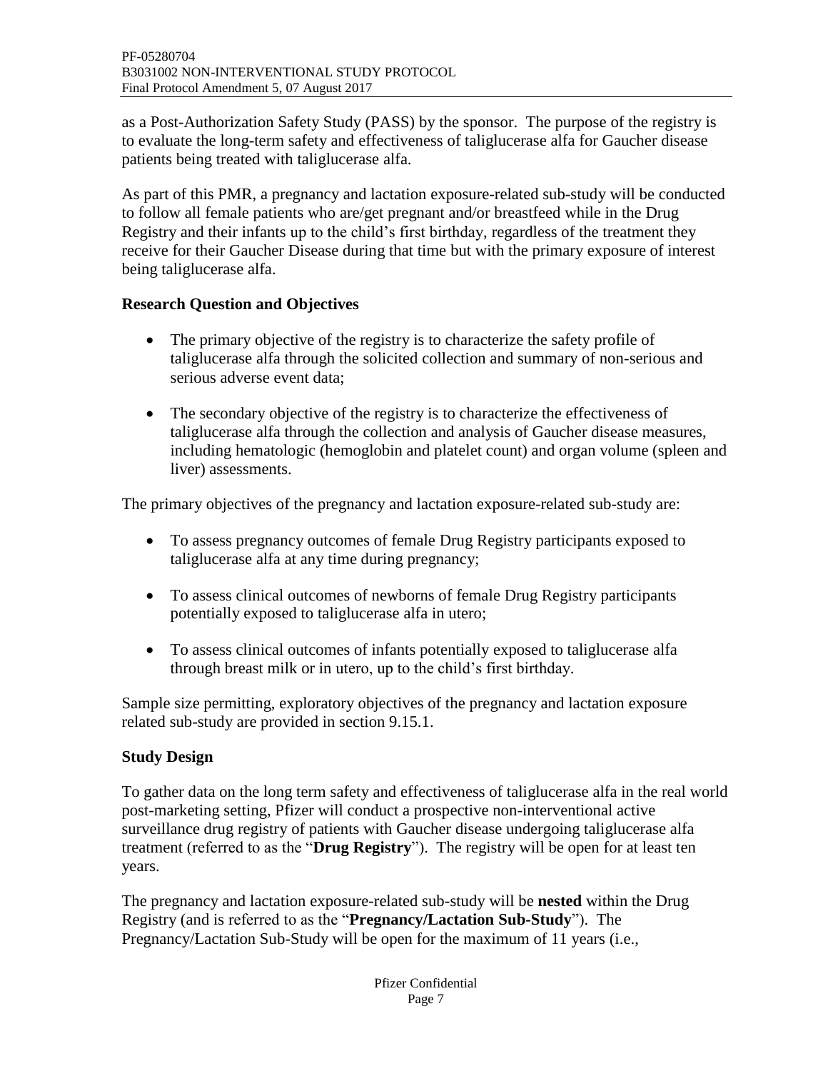as a Post-Authorization Safety Study (PASS) by the sponsor. The purpose of the registry is to evaluate the long-term safety and effectiveness of taliglucerase alfa for Gaucher disease patients being treated with taliglucerase alfa.

As part of this PMR, a pregnancy and lactation exposure-related sub-study will be conducted to follow all female patients who are/get pregnant and/or breastfeed while in the Drug Registry and their infants up to the child's first birthday, regardless of the treatment they receive for their Gaucher Disease during that time but with the primary exposure of interest being taliglucerase alfa.

**Research Question and Objectives**

- The primary objective of the registry is to characterize the safety profile of taliglucerase alfa through the solicited collection and summary of non-serious and serious adverse event data;
- The secondary objective of the registry is to characterize the effectiveness of taliglucerase alfa through the collection and analysis of Gaucher disease measures, including hematologic (hemoglobin and platelet count) and organ volume (spleen and liver) assessments.

The primary objectives of the pregnancy and lactation exposure-related sub-study are:

- To assess pregnancy outcomes of female Drug Registry participants exposed to taliglucerase alfa at any time during pregnancy;
- To assess clinical outcomes of newborns of female Drug Registry participants potentially exposed to taliglucerase alfa in utero;
- To assess clinical outcomes of infants potentially exposed to taliglucerase alfa through breast milk or in utero, up to the child's first birthday.

Sample size permitting, exploratory objectives of the pregnancy and lactation exposure related sub-study are provided in section 9.15.1.

**Study Design**

To gather data on the long term safety and effectiveness of taliglucerase alfa in the real world post-marketing setting, Pfizer will conduct a prospective non-interventional active surveillance drug registry of patients with Gaucher disease undergoing taliglucerase alfa treatment (referred to as the "**Drug Registry**"). The registry will be open for at least ten years.

The pregnancy and lactation exposure-related sub-study will be **nested** within the Drug Registry (and is referred to as the "**Pregnancy/Lactation Sub-Study**"). The Pregnancy/Lactation Sub-Study will be open for the maximum of 11 years (i.e.,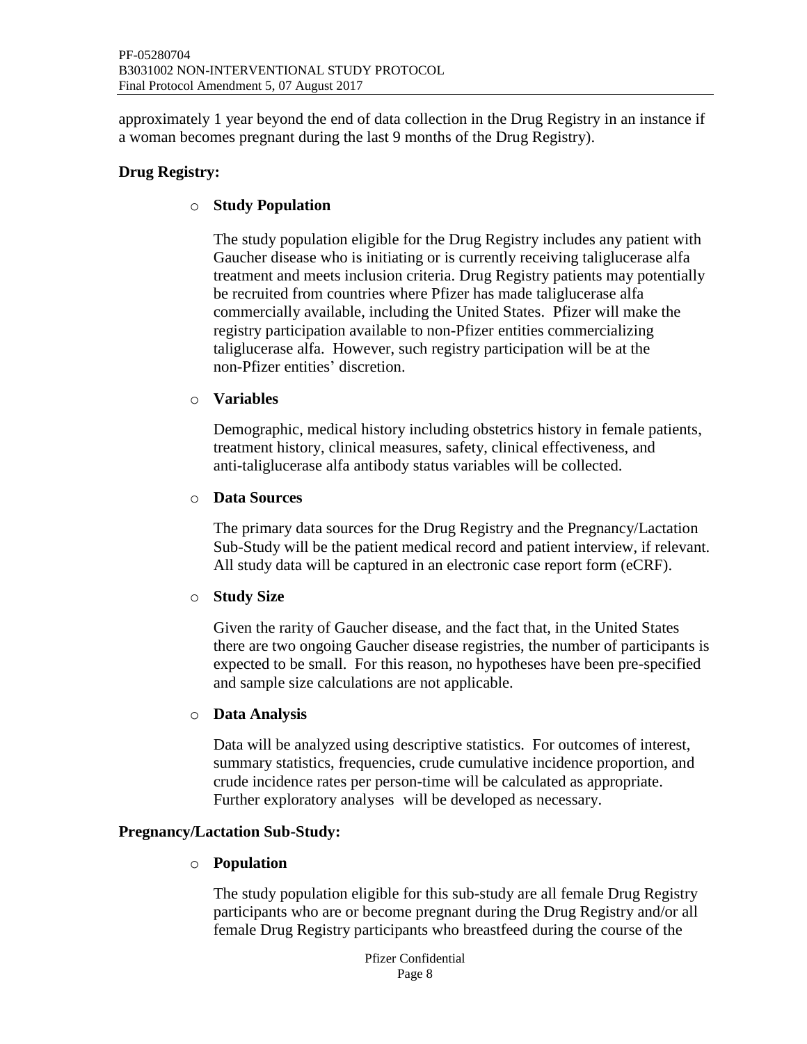approximately 1 year beyond the end of data collection in the Drug Registry in an instance if a woman becomes pregnant during the last 9 months of the Drug Registry).

**Drug Registry:**

- **Study Population**

  The study population eligible for the Drug Registry includes any patient with Gaucher disease who is initiating or is currently receiving taliglucerase alfa treatment and meets inclusion criteria. Drug Registry patients may potentially be recruited from countries where Pfizer has made taliglucerase alfa commercially available, including the United States. Pfizer will make the registry participation available to non-Pfizer entities commercializing taliglucerase alfa. However, such registry participation will be at the non-Pfizer entities' discretion.

- **Variables**

  Demographic, medical history including obstetrics history in female patients, treatment history, clinical measures, safety, clinical effectiveness, and anti-taliglucerase alfa antibody status variables will be collected.

- **Data Sources**

  The primary data sources for the Drug Registry and the Pregnancy/Lactation Sub-Study will be the patient medical record and patient interview, if relevant. All study data will be captured in an electronic case report form (eCRF).

- **Study Size**

  Given the rarity of Gaucher disease, and the fact that, in the United States there are two ongoing Gaucher disease registries, the number of participants is expected to be small. For this reason, no hypotheses have been pre-specified and sample size calculations are not applicable.

- **Data Analysis**

  Data will be analyzed using descriptive statistics. For outcomes of interest, summary statistics, frequencies, crude cumulative incidence proportion, and crude incidence rates per person-time will be calculated as appropriate. Further exploratory analyses will be developed as necessary.

**Pregnancy/Lactation Sub-Study:**

- **Population**

  The study population eligible for this sub-study are all female Drug Registry participants who are or become pregnant during the Drug Registry and/or all female Drug Registry participants who breastfeed during the course of the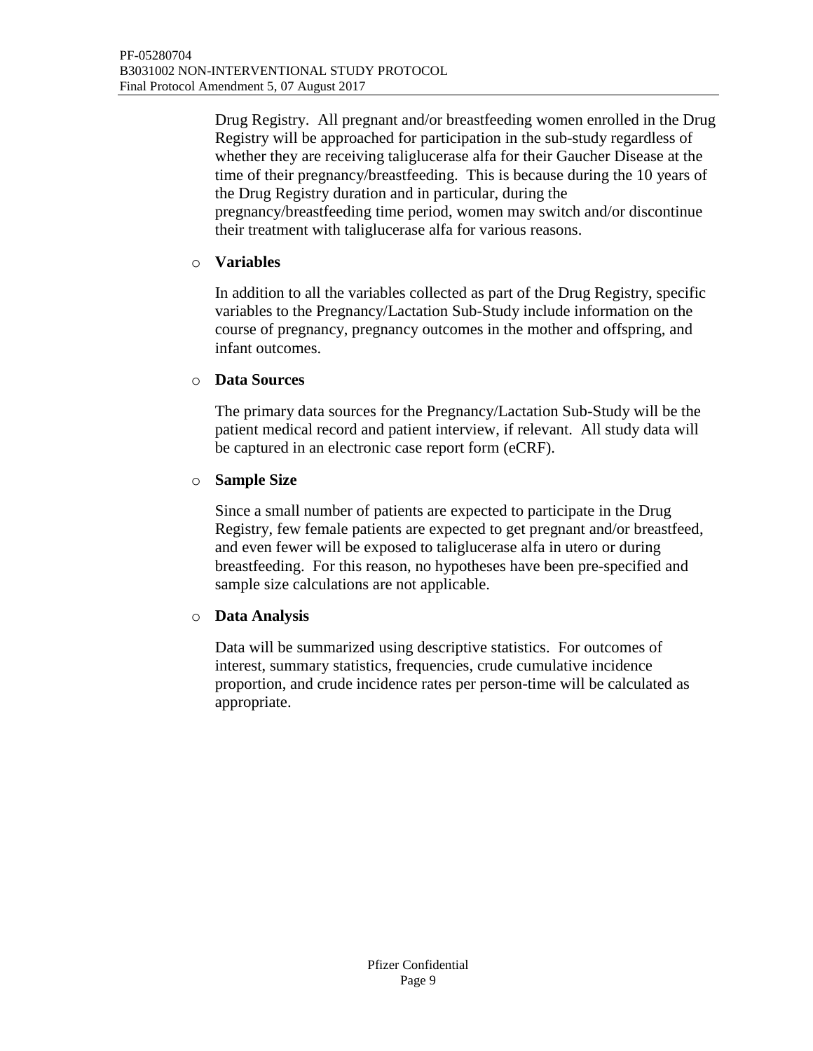Drug Registry. All pregnant and/or breastfeeding women enrolled in the Drug Registry will be approached for participation in the sub-study regardless of whether they are receiving taliglucerase alfa for their Gaucher Disease at the time of their pregnancy/breastfeeding. This is because during the 10 years of the Drug Registry duration and in particular, during the pregnancy/breastfeeding time period, women may switch and/or discontinue their treatment with taliglucerase alfa for various reasons.

- **Variables**

  In addition to all the variables collected as part of the Drug Registry, specific variables to the Pregnancy/Lactation Sub-Study include information on the course of pregnancy, pregnancy outcomes in the mother and offspring, and infant outcomes.

- **Data Sources**

  The primary data sources for the Pregnancy/Lactation Sub-Study will be the patient medical record and patient interview, if relevant. All study data will be captured in an electronic case report form (eCRF).

- **Sample Size**

  Since a small number of patients are expected to participate in the Drug Registry, few female patients are expected to get pregnant and/or breastfeed, and even fewer will be exposed to taliglucerase alfa in utero or during breastfeeding. For this reason, no hypotheses have been pre-specified and sample size calculations are not applicable.

- **Data Analysis**

  Data will be summarized using descriptive statistics. For outcomes of interest, summary statistics, frequencies, crude cumulative incidence proportion, and crude incidence rates per person-time will be calculated as appropriate.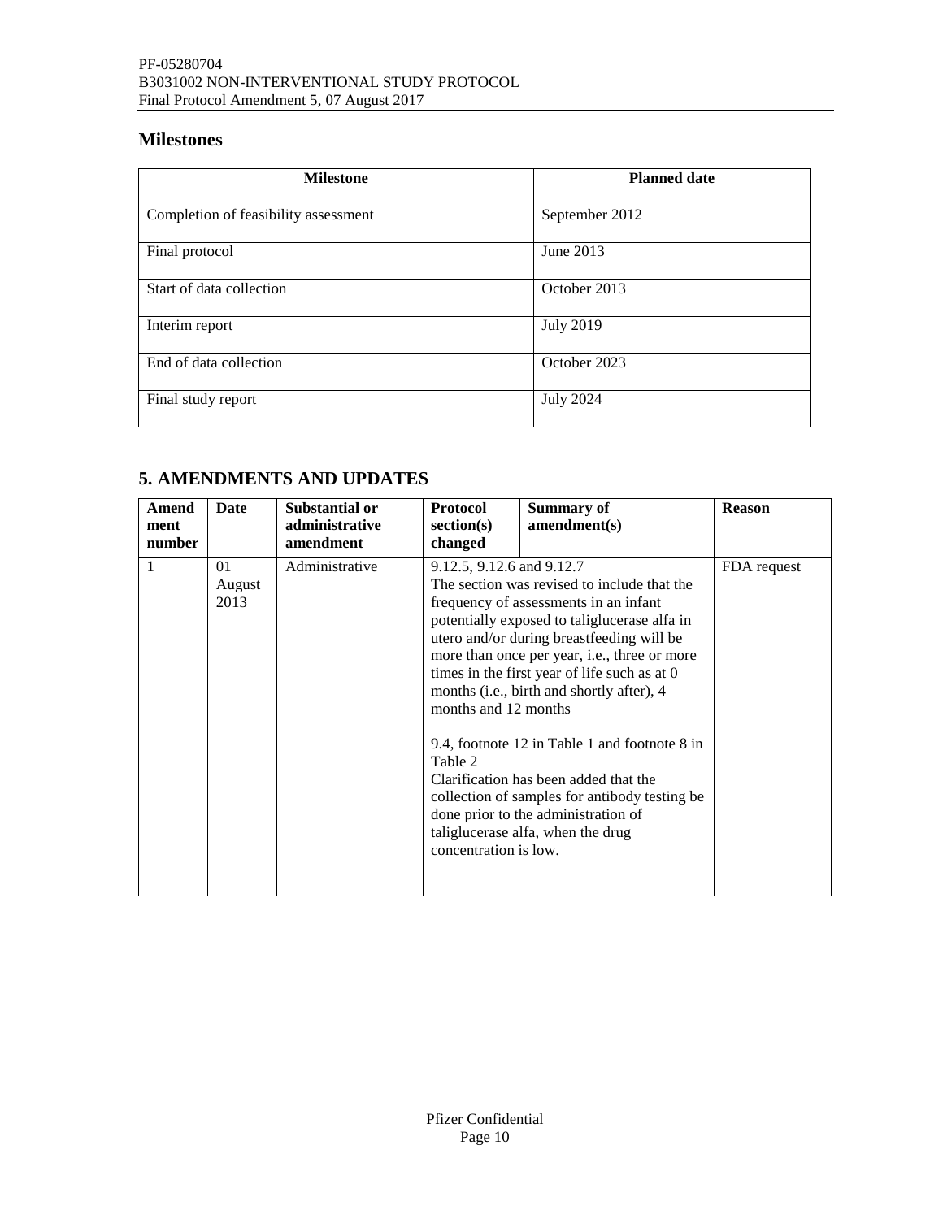## Milestones

| Milestone | Planned date |
|---|---|
| Completion of feasibility assessment | September 2012 |
| Final protocol | June 2013 |
| Start of data collection | October 2013 |
| Interim report | July 2019 |
| End of data collection | October 2023 |
| Final study report | July 2024 |

# 5. AMENDMENTS AND UPDATES

| Amendment number | Date | Substantial or administrative amendment | Protocol section(s) changed | Summary of amendment(s) | Reason |
|---|---|---|---|---|---|
| 1 | 01 August 2013 | Administrative | 9.12.5, 9.12.6 and 9.12.7<br>The section was revised to include that the frequency of assessments in an infant potentially exposed to taliglucerase alfa in utero and/or during breastfeeding will be more than once per year, i.e., three or more times in the first year of life such as at 0 months (i.e., birth and shortly after), 4 months and 12 months<br><br>9.4, footnote 12 in Table 1 and footnote 8 in Table 2<br>Clarification has been added that the collection of samples for antibody testing be done prior to the administration of taliglucerase alfa, when the drug concentration is low. | | FDA request |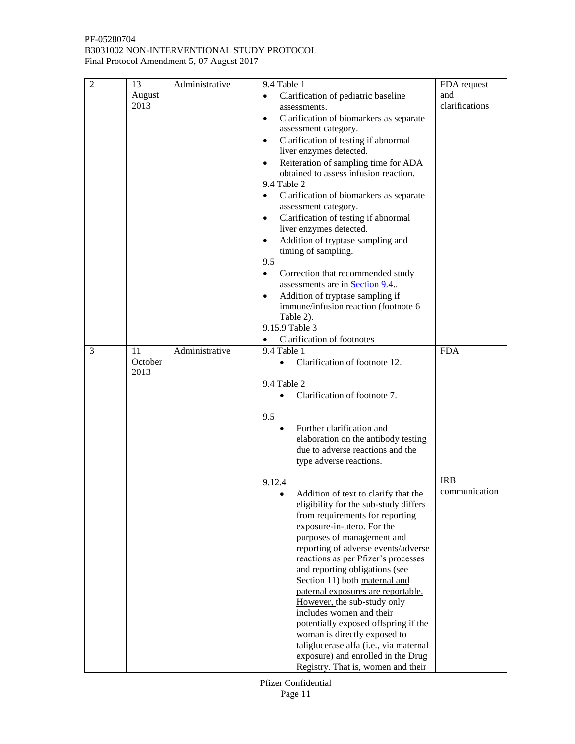| 2 | 13 August 2013 | Administrative | 9.4 Table 1<br>• Clarification of pediatric baseline assessments.<br>• Clarification of biomarkers as separate assessment category.<br>• Clarification of testing if abnormal liver enzymes detected.<br>• Reiteration of sampling time for ADA obtained to assess infusion reaction.<br>9.4 Table 2<br>• Clarification of biomarkers as separate assessment category.<br>• Clarification of testing if abnormal liver enzymes detected.<br>• Addition of tryptase sampling and timing of sampling.<br>9.5<br>• Correction that recommended study assessments are in Section 9.4..<br>• Addition of tryptase sampling if immune/infusion reaction (footnote 6 Table 2).<br>9.15.9 Table 3<br>• Clarification of footnotes | FDA request and clarifications |
|---|---|---|---|---|
| 3 | 11 October 2013 | Administrative | 9.4 Table 1<br>• Clarification of footnote 12.<br><br>9.4 Table 2<br>• Clarification of footnote 7.<br><br>9.5<br>• Further clarification and elaboration on the antibody testing due to adverse reactions and the type adverse reactions.<br><br>9.12.4<br>• Addition of text to clarify that the eligibility for the sub-study differs from requirements for reporting exposure-in-utero. For the purposes of management and reporting of adverse events/adverse reactions as per Pfizer's processes and reporting obligations (see Section 11) both maternal and paternal exposures are reportable. However, the sub-study only includes women and their potentially exposed offspring if the woman is directly exposed to taliglucerase alfa (i.e., via maternal exposure) and enrolled in the Drug Registry. That is, women and their | FDA<br><br><br><br><br><br><br><br><br>IRB communication |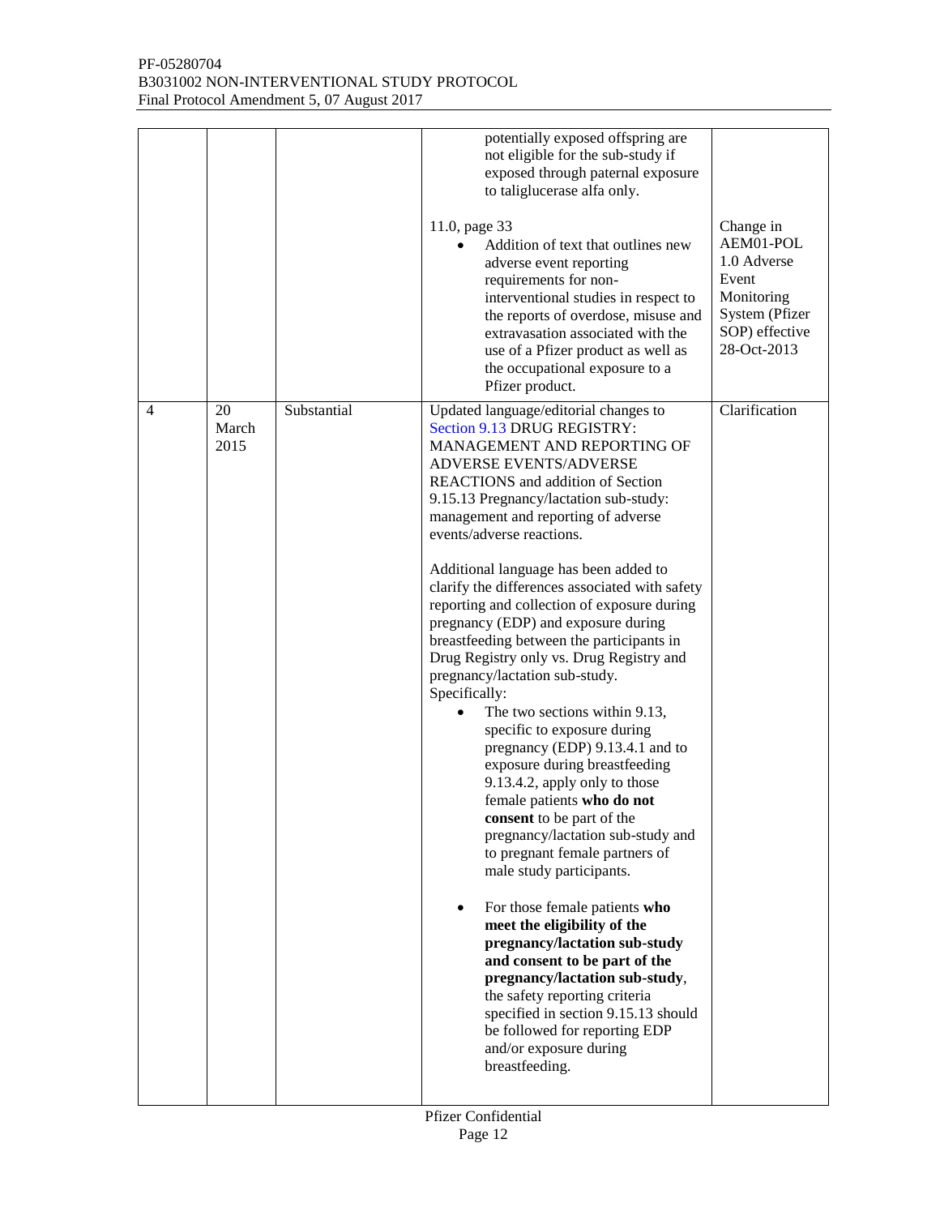| | | | | |
|---|---|---|---|---|
| | | | potentially exposed offspring are not eligible for the sub-study if exposed through paternal exposure to taliglucerase alfa only.<br><br>11.0, page 33<br>• Addition of text that outlines new adverse event reporting requirements for non-interventional studies in respect to the reports of overdose, misuse and extravasation associated with the use of a Pfizer product as well as the occupational exposure to a Pfizer product. | Change in AEM01-POL 1.0 Adverse Event Monitoring System (Pfizer SOP) effective 28-Oct-2013 |
| 4 | 20 March 2015 | Substantial | Updated language/editorial changes to Section 9.13 DRUG REGISTRY: MANAGEMENT AND REPORTING OF ADVERSE EVENTS/ADVERSE REACTIONS and addition of Section 9.15.13 Pregnancy/lactation sub-study: management and reporting of adverse events/adverse reactions.<br><br>Additional language has been added to clarify the differences associated with safety reporting and collection of exposure during pregnancy (EDP) and exposure during breastfeeding between the participants in Drug Registry only vs. Drug Registry and pregnancy/lactation sub-study.<br>Specifically:<br>• The two sections within 9.13, specific to exposure during pregnancy (EDP) 9.13.4.1 and to exposure during breastfeeding 9.13.4.2, apply only to those female patients **who do not consent** to be part of the pregnancy/lactation sub-study and to pregnant female partners of male study participants.<br><br>• For those female patients **who meet the eligibility of the pregnancy/lactation sub-study and consent to be part of the pregnancy/lactation sub-study**, the safety reporting criteria specified in section 9.15.13 should be followed for reporting EDP and/or exposure during breastfeeding. | Clarification |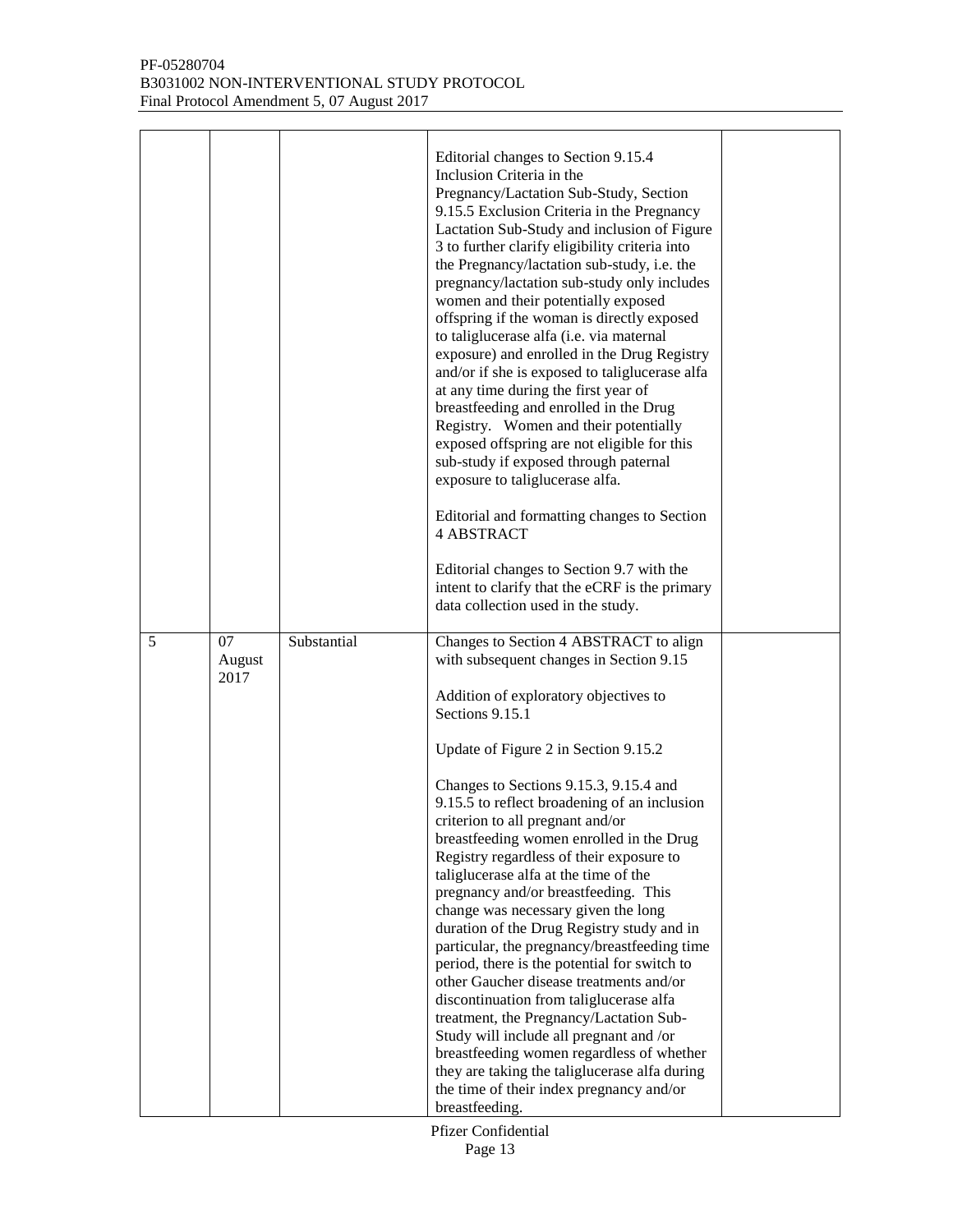| | | | | |
|---|---|---|---|---|
| | | | Editorial changes to Section 9.15.4 Inclusion Criteria in the Pregnancy/Lactation Sub-Study, Section 9.15.5 Exclusion Criteria in the Pregnancy Lactation Sub-Study and inclusion of Figure 3 to further clarify eligibility criteria into the Pregnancy/lactation sub-study, i.e. the pregnancy/lactation sub-study only includes women and their potentially exposed offspring if the woman is directly exposed to taliglucerase alfa (i.e. via maternal exposure) and enrolled in the Drug Registry and/or if she is exposed to taliglucerase alfa at any time during the first year of breastfeeding and enrolled in the Drug Registry. Women and their potentially exposed offspring are not eligible for this sub-study if exposed through paternal exposure to taliglucerase alfa.<br><br>Editorial and formatting changes to Section 4 ABSTRACT<br><br>Editorial changes to Section 9.7 with the intent to clarify that the eCRF is the primary data collection used in the study. | |
| 5 | 07 August 2017 | Substantial | Changes to Section 4 ABSTRACT to align with subsequent changes in Section 9.15<br><br>Addition of exploratory objectives to Sections 9.15.1<br><br>Update of Figure 2 in Section 9.15.2<br><br>Changes to Sections 9.15.3, 9.15.4 and 9.15.5 to reflect broadening of an inclusion criterion to all pregnant and/or breastfeeding women enrolled in the Drug Registry regardless of their exposure to taliglucerase alfa at the time of the pregnancy and/or breastfeeding. This change was necessary given the long duration of the Drug Registry study and in particular, the pregnancy/breastfeeding time period, there is the potential for switch to other Gaucher disease treatments and/or discontinuation from taliglucerase alfa treatment, the Pregnancy/Lactation Sub-Study will include all pregnant and /or breastfeeding women regardless of whether they are taking the taliglucerase alfa during the time of their index pregnancy and/or breastfeeding. | |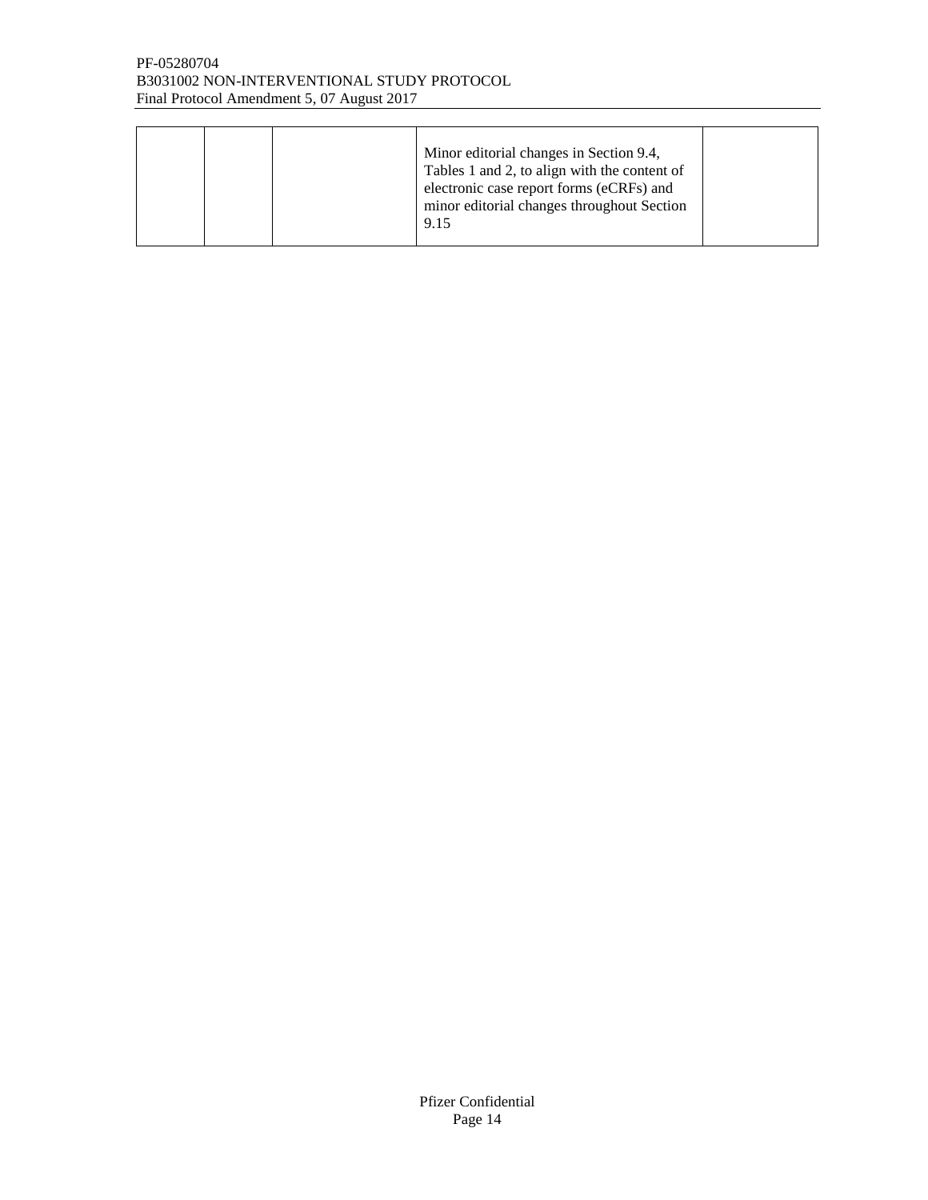|  |  |  | Minor editorial changes in Section 9.4, Tables 1 and 2, to align with the content of electronic case report forms (eCRFs) and minor editorial changes throughout Section 9.15 |  |
|---|---|---|---|---|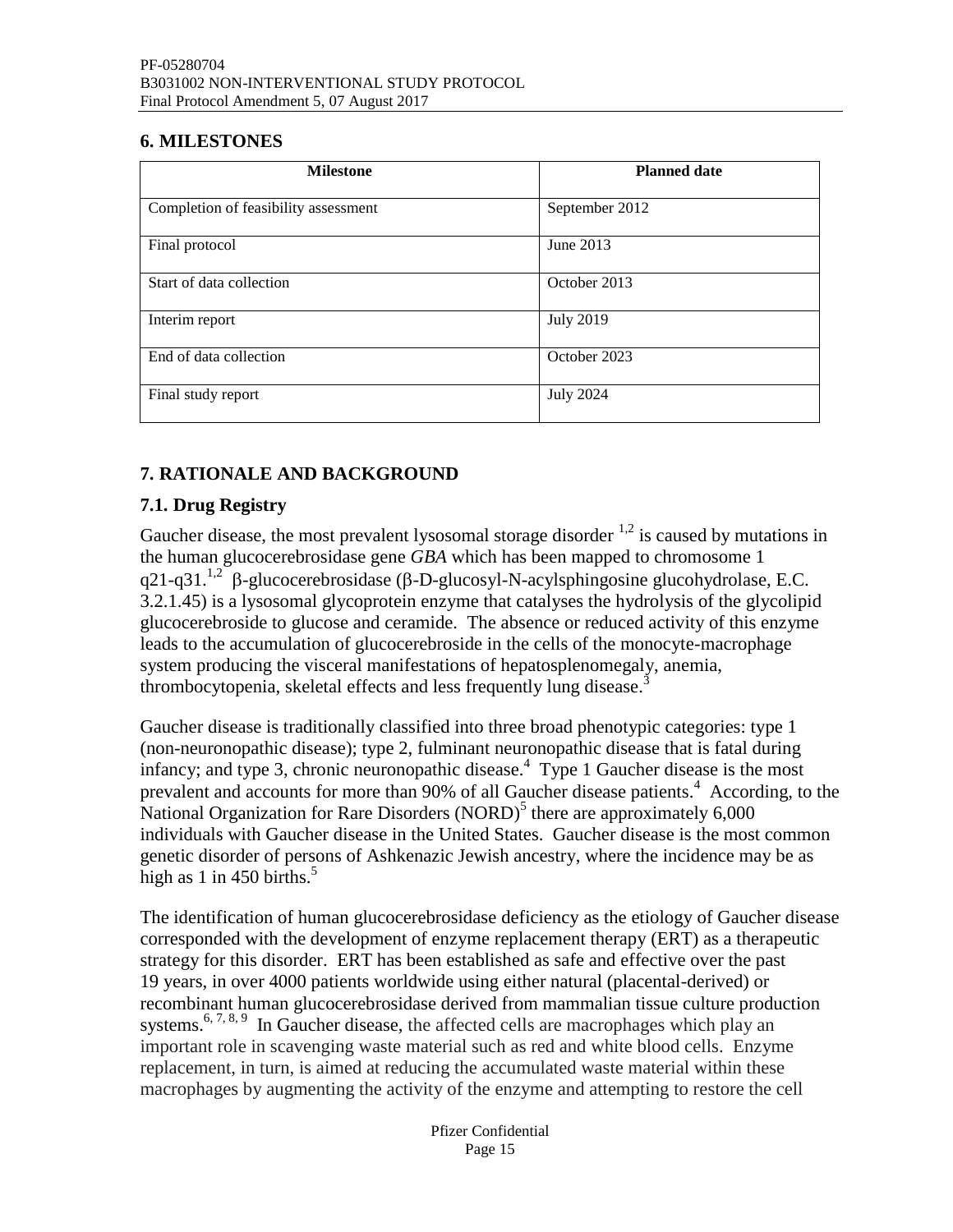## 6. MILESTONES

| Milestone | Planned date |
|---|---|
| Completion of feasibility assessment | September 2012 |
| Final protocol | June 2013 |
| Start of data collection | October 2013 |
| Interim report | July 2019 |
| End of data collection | October 2023 |
| Final study report | July 2024 |

## 7. RATIONALE AND BACKGROUND

### 7.1. Drug Registry

Gaucher disease, the most prevalent lysosomal storage disorder [1,2] is caused by mutations in the human glucocerebrosidase gene *GBA* which has been mapped to chromosome 1 q21-q31.[1,2] β-glucocerebrosidase (β-D-glucosyl-N-acylsphingosine glucohydrolase, E.C. 3.2.1.45) is a lysosomal glycoprotein enzyme that catalyses the hydrolysis of the glycolipid glucocerebroside to glucose and ceramide. The absence or reduced activity of this enzyme leads to the accumulation of glucocerebroside in the cells of the monocyte-macrophage system producing the visceral manifestations of hepatosplenomegaly, anemia, thrombocytopenia, skeletal effects and less frequently lung disease.[3]

Gaucher disease is traditionally classified into three broad phenotypic categories: type 1 (non-neuronopathic disease); type 2, fulminant neuronopathic disease that is fatal during infancy; and type 3, chronic neuronopathic disease.[4] Type 1 Gaucher disease is the most prevalent and accounts for more than 90% of all Gaucher disease patients.[4] According, to the National Organization for Rare Disorders (NORD)[5] there are approximately 6,000 individuals with Gaucher disease in the United States. Gaucher disease is the most common genetic disorder of persons of Ashkenazic Jewish ancestry, where the incidence may be as high as 1 in 450 births.[5]

The identification of human glucocerebrosidase deficiency as the etiology of Gaucher disease corresponded with the development of enzyme replacement therapy (ERT) as a therapeutic strategy for this disorder. ERT has been established as safe and effective over the past 19 years, in over 4000 patients worldwide using either natural (placental-derived) or recombinant human glucocerebrosidase derived from mammalian tissue culture production systems.[6, 7, 8, 9] In Gaucher disease, the affected cells are macrophages which play an important role in scavenging waste material such as red and white blood cells. Enzyme replacement, in turn, is aimed at reducing the accumulated waste material within these macrophages by augmenting the activity of the enzyme and attempting to restore the cell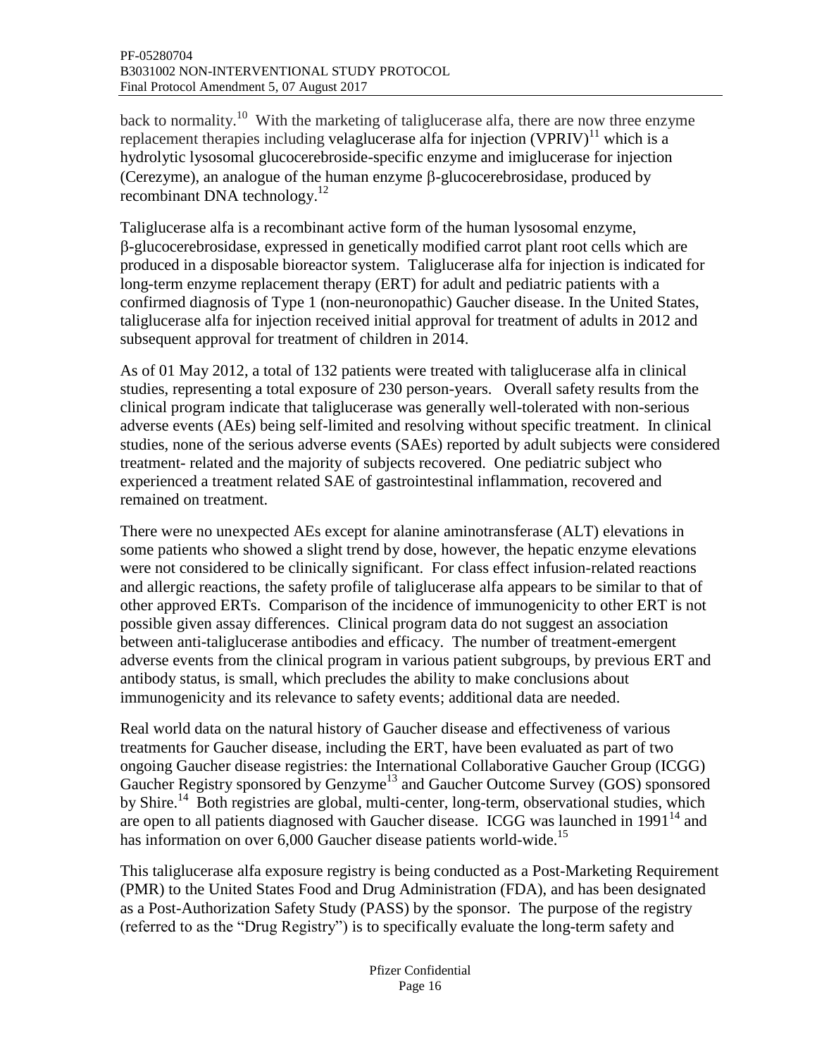back to normality.[10] With the marketing of taliglucerase alfa, there are now three enzyme replacement therapies including velaglucerase alfa for injection (VPRIV)[11] which is a hydrolytic lysosomal glucocerebroside-specific enzyme and imiglucerase for injection (Cerezyme), an analogue of the human enzyme β-glucocerebrosidase, produced by recombinant DNA technology.[12]

Taliglucerase alfa is a recombinant active form of the human lysosomal enzyme, β-glucocerebrosidase, expressed in genetically modified carrot plant root cells which are produced in a disposable bioreactor system. Taliglucerase alfa for injection is indicated for long-term enzyme replacement therapy (ERT) for adult and pediatric patients with a confirmed diagnosis of Type 1 (non-neuronopathic) Gaucher disease. In the United States, taliglucerase alfa for injection received initial approval for treatment of adults in 2012 and subsequent approval for treatment of children in 2014.

As of 01 May 2012, a total of 132 patients were treated with taliglucerase alfa in clinical studies, representing a total exposure of 230 person-years. Overall safety results from the clinical program indicate that taliglucerase was generally well-tolerated with non-serious adverse events (AEs) being self-limited and resolving without specific treatment. In clinical studies, none of the serious adverse events (SAEs) reported by adult subjects were considered treatment- related and the majority of subjects recovered. One pediatric subject who experienced a treatment related SAE of gastrointestinal inflammation, recovered and remained on treatment.

There were no unexpected AEs except for alanine aminotransferase (ALT) elevations in some patients who showed a slight trend by dose, however, the hepatic enzyme elevations were not considered to be clinically significant. For class effect infusion-related reactions and allergic reactions, the safety profile of taliglucerase alfa appears to be similar to that of other approved ERTs. Comparison of the incidence of immunogenicity to other ERT is not possible given assay differences. Clinical program data do not suggest an association between anti-taliglucerase antibodies and efficacy. The number of treatment-emergent adverse events from the clinical program in various patient subgroups, by previous ERT and antibody status, is small, which precludes the ability to make conclusions about immunogenicity and its relevance to safety events; additional data are needed.

Real world data on the natural history of Gaucher disease and effectiveness of various treatments for Gaucher disease, including the ERT, have been evaluated as part of two ongoing Gaucher disease registries: the International Collaborative Gaucher Group (ICGG) Gaucher Registry sponsored by Genzyme[13] and Gaucher Outcome Survey (GOS) sponsored by Shire.[14] Both registries are global, multi-center, long-term, observational studies, which are open to all patients diagnosed with Gaucher disease. ICGG was launched in 1991[14] and has information on over 6,000 Gaucher disease patients world-wide.[15]

This taliglucerase alfa exposure registry is being conducted as a Post-Marketing Requirement (PMR) to the United States Food and Drug Administration (FDA), and has been designated as a Post-Authorization Safety Study (PASS) by the sponsor. The purpose of the registry (referred to as the "Drug Registry") is to specifically evaluate the long-term safety and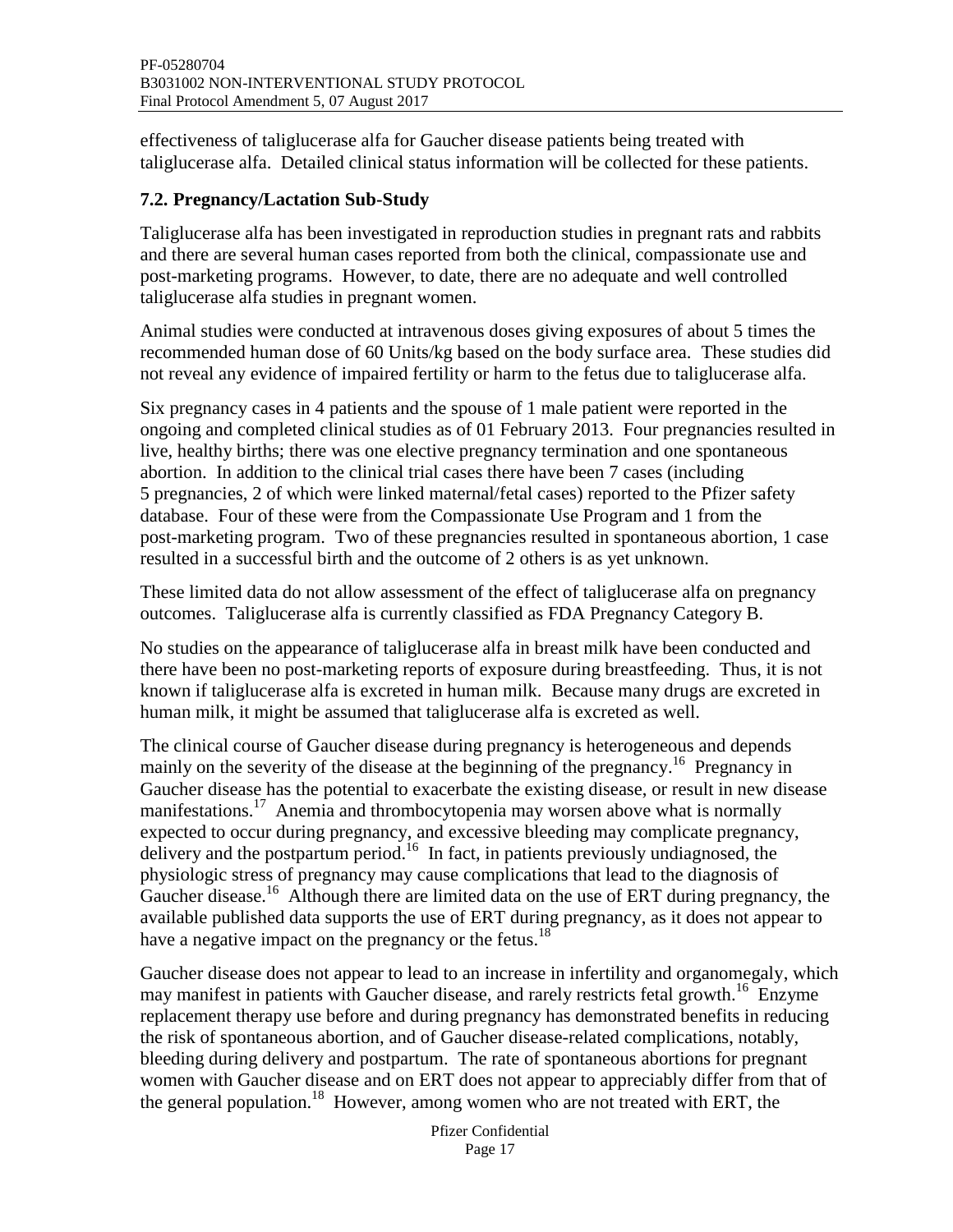effectiveness of taliglucerase alfa for Gaucher disease patients being treated with taliglucerase alfa. Detailed clinical status information will be collected for these patients.

## 7.2. Pregnancy/Lactation Sub-Study

Taliglucerase alfa has been investigated in reproduction studies in pregnant rats and rabbits and there are several human cases reported from both the clinical, compassionate use and post-marketing programs. However, to date, there are no adequate and well controlled taliglucerase alfa studies in pregnant women.

Animal studies were conducted at intravenous doses giving exposures of about 5 times the recommended human dose of 60 Units/kg based on the body surface area. These studies did not reveal any evidence of impaired fertility or harm to the fetus due to taliglucerase alfa.

Six pregnancy cases in 4 patients and the spouse of 1 male patient were reported in the ongoing and completed clinical studies as of 01 February 2013. Four pregnancies resulted in live, healthy births; there was one elective pregnancy termination and one spontaneous abortion. In addition to the clinical trial cases there have been 7 cases (including 5 pregnancies, 2 of which were linked maternal/fetal cases) reported to the Pfizer safety database. Four of these were from the Compassionate Use Program and 1 from the post-marketing program. Two of these pregnancies resulted in spontaneous abortion, 1 case resulted in a successful birth and the outcome of 2 others is as yet unknown.

These limited data do not allow assessment of the effect of taliglucerase alfa on pregnancy outcomes. Taliglucerase alfa is currently classified as FDA Pregnancy Category B.

No studies on the appearance of taliglucerase alfa in breast milk have been conducted and there have been no post-marketing reports of exposure during breastfeeding. Thus, it is not known if taliglucerase alfa is excreted in human milk. Because many drugs are excreted in human milk, it might be assumed that taliglucerase alfa is excreted as well.

The clinical course of Gaucher disease during pregnancy is heterogeneous and depends mainly on the severity of the disease at the beginning of the pregnancy.[16] Pregnancy in Gaucher disease has the potential to exacerbate the existing disease, or result in new disease manifestations.[17] Anemia and thrombocytopenia may worsen above what is normally expected to occur during pregnancy, and excessive bleeding may complicate pregnancy, delivery and the postpartum period.[16] In fact, in patients previously undiagnosed, the physiologic stress of pregnancy may cause complications that lead to the diagnosis of Gaucher disease.[16] Although there are limited data on the use of ERT during pregnancy, the available published data supports the use of ERT during pregnancy, as it does not appear to have a negative impact on the pregnancy or the fetus.[18]

Gaucher disease does not appear to lead to an increase in infertility and organomegaly, which may manifest in patients with Gaucher disease, and rarely restricts fetal growth.[16] Enzyme replacement therapy use before and during pregnancy has demonstrated benefits in reducing the risk of spontaneous abortion, and of Gaucher disease-related complications, notably, bleeding during delivery and postpartum. The rate of spontaneous abortions for pregnant women with Gaucher disease and on ERT does not appear to appreciably differ from that of the general population.[18] However, among women who are not treated with ERT, the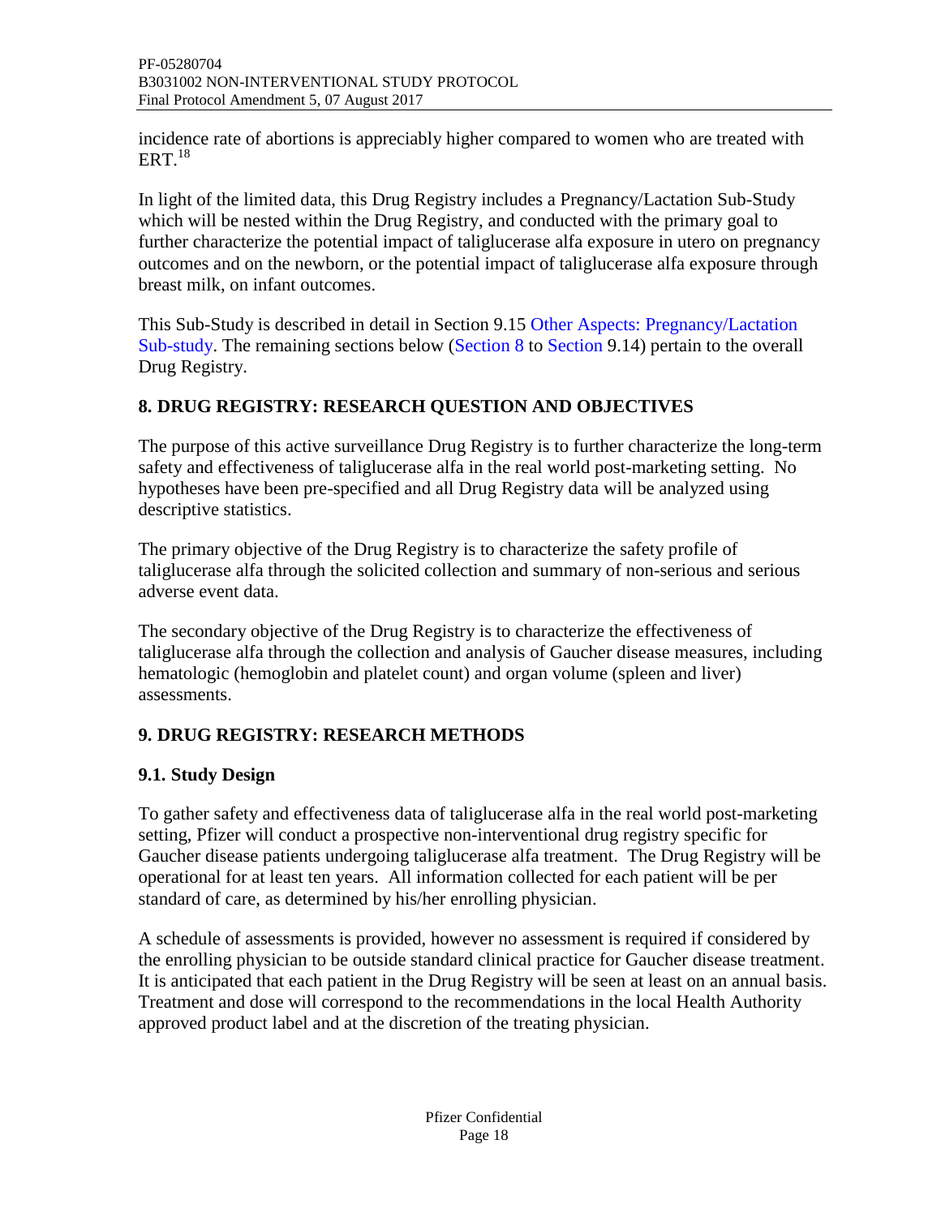incidence rate of abortions is appreciably higher compared to women who are treated with ERT.[18]

In light of the limited data, this Drug Registry includes a Pregnancy/Lactation Sub-Study which will be nested within the Drug Registry, and conducted with the primary goal to further characterize the potential impact of taliglucerase alfa exposure in utero on pregnancy outcomes and on the newborn, or the potential impact of taliglucerase alfa exposure through breast milk, on infant outcomes.

This Sub-Study is described in detail in Section 9.15 Other Aspects: Pregnancy/Lactation Sub-study. The remaining sections below (Section 8 to Section 9.14) pertain to the overall Drug Registry.

## 8. DRUG REGISTRY: RESEARCH QUESTION AND OBJECTIVES

The purpose of this active surveillance Drug Registry is to further characterize the long-term safety and effectiveness of taliglucerase alfa in the real world post-marketing setting. No hypotheses have been pre-specified and all Drug Registry data will be analyzed using descriptive statistics.

The primary objective of the Drug Registry is to characterize the safety profile of taliglucerase alfa through the solicited collection and summary of non-serious and serious adverse event data.

The secondary objective of the Drug Registry is to characterize the effectiveness of taliglucerase alfa through the collection and analysis of Gaucher disease measures, including hematologic (hemoglobin and platelet count) and organ volume (spleen and liver) assessments.

## 9. DRUG REGISTRY: RESEARCH METHODS

### 9.1. Study Design

To gather safety and effectiveness data of taliglucerase alfa in the real world post-marketing setting, Pfizer will conduct a prospective non-interventional drug registry specific for Gaucher disease patients undergoing taliglucerase alfa treatment. The Drug Registry will be operational for at least ten years. All information collected for each patient will be per standard of care, as determined by his/her enrolling physician.

A schedule of assessments is provided, however no assessment is required if considered by the enrolling physician to be outside standard clinical practice for Gaucher disease treatment. It is anticipated that each patient in the Drug Registry will be seen at least on an annual basis. Treatment and dose will correspond to the recommendations in the local Health Authority approved product label and at the discretion of the treating physician.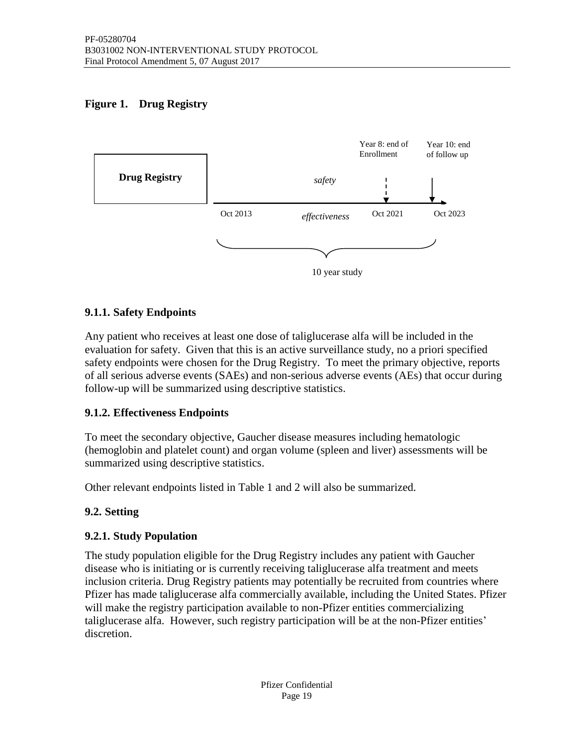**Figure 1. Drug Registry**

Drug Registry

safety

effectiveness

Year 8: end of Enrollment

Year 10: end of follow up

Oct 2013

Oct 2021

Oct 2023

10 year study

### 9.1.1. Safety Endpoints

Any patient who receives at least one dose of taliglucerase alfa will be included in the evaluation for safety. Given that this is an active surveillance study, no a priori specified safety endpoints were chosen for the Drug Registry. To meet the primary objective, reports of all serious adverse events (SAEs) and non-serious adverse events (AEs) that occur during follow-up will be summarized using descriptive statistics.

### 9.1.2. Effectiveness Endpoints

To meet the secondary objective, Gaucher disease measures including hematologic (hemoglobin and platelet count) and organ volume (spleen and liver) assessments will be summarized using descriptive statistics.

Other relevant endpoints listed in Table 1 and 2 will also be summarized.

## 9.2. Setting

### 9.2.1. Study Population

The study population eligible for the Drug Registry includes any patient with Gaucher disease who is initiating or is currently receiving taliglucerase alfa treatment and meets inclusion criteria. Drug Registry patients may potentially be recruited from countries where Pfizer has made taliglucerase alfa commercially available, including the United States. Pfizer will make the registry participation available to non-Pfizer entities commercializing taliglucerase alfa. However, such registry participation will be at the non-Pfizer entities' discretion.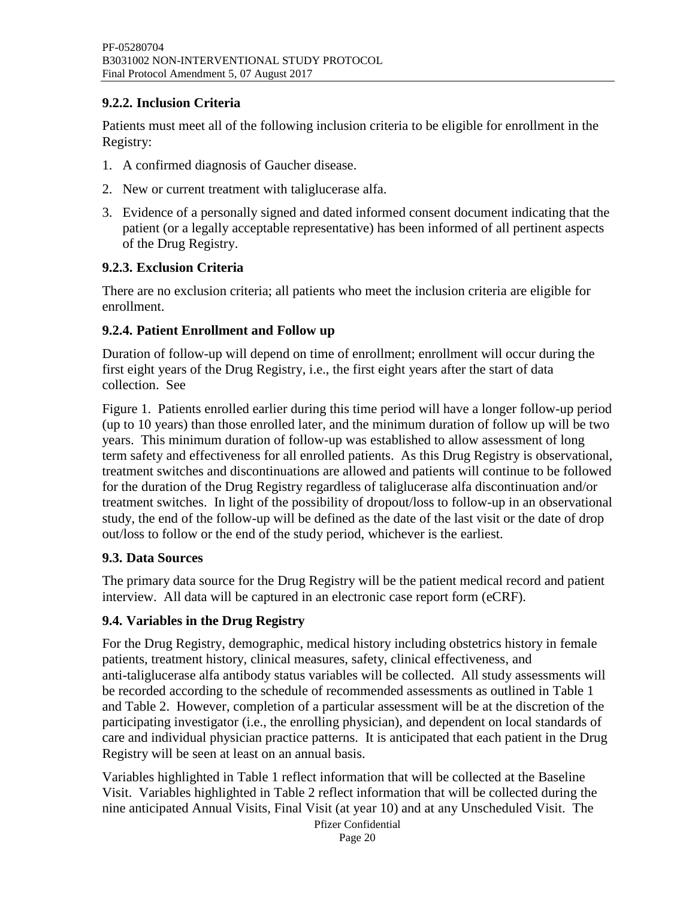### 9.2.2. Inclusion Criteria

Patients must meet all of the following inclusion criteria to be eligible for enrollment in the Registry:

1. A confirmed diagnosis of Gaucher disease.
2. New or current treatment with taliglucerase alfa.
3. Evidence of a personally signed and dated informed consent document indicating that the patient (or a legally acceptable representative) has been informed of all pertinent aspects of the Drug Registry.

### 9.2.3. Exclusion Criteria

There are no exclusion criteria; all patients who meet the inclusion criteria are eligible for enrollment.

### 9.2.4. Patient Enrollment and Follow up

Duration of follow-up will depend on time of enrollment; enrollment will occur during the first eight years of the Drug Registry, i.e., the first eight years after the start of data collection. See

Figure 1. Patients enrolled earlier during this time period will have a longer follow-up period (up to 10 years) than those enrolled later, and the minimum duration of follow up will be two years. This minimum duration of follow-up was established to allow assessment of long term safety and effectiveness for all enrolled patients. As this Drug Registry is observational, treatment switches and discontinuations are allowed and patients will continue to be followed for the duration of the Drug Registry regardless of taliglucerase alfa discontinuation and/or treatment switches. In light of the possibility of dropout/loss to follow-up in an observational study, the end of the follow-up will be defined as the date of the last visit or the date of drop out/loss to follow or the end of the study period, whichever is the earliest.

## 9.3. Data Sources

The primary data source for the Drug Registry will be the patient medical record and patient interview. All data will be captured in an electronic case report form (eCRF).

## 9.4. Variables in the Drug Registry

For the Drug Registry, demographic, medical history including obstetrics history in female patients, treatment history, clinical measures, safety, clinical effectiveness, and anti-taliglucerase alfa antibody status variables will be collected. All study assessments will be recorded according to the schedule of recommended assessments as outlined in Table 1 and Table 2. However, completion of a particular assessment will be at the discretion of the participating investigator (i.e., the enrolling physician), and dependent on local standards of care and individual physician practice patterns. It is anticipated that each patient in the Drug Registry will be seen at least on an annual basis.

Variables highlighted in Table 1 reflect information that will be collected at the Baseline Visit. Variables highlighted in Table 2 reflect information that will be collected during the nine anticipated Annual Visits, Final Visit (at year 10) and at any Unscheduled Visit. The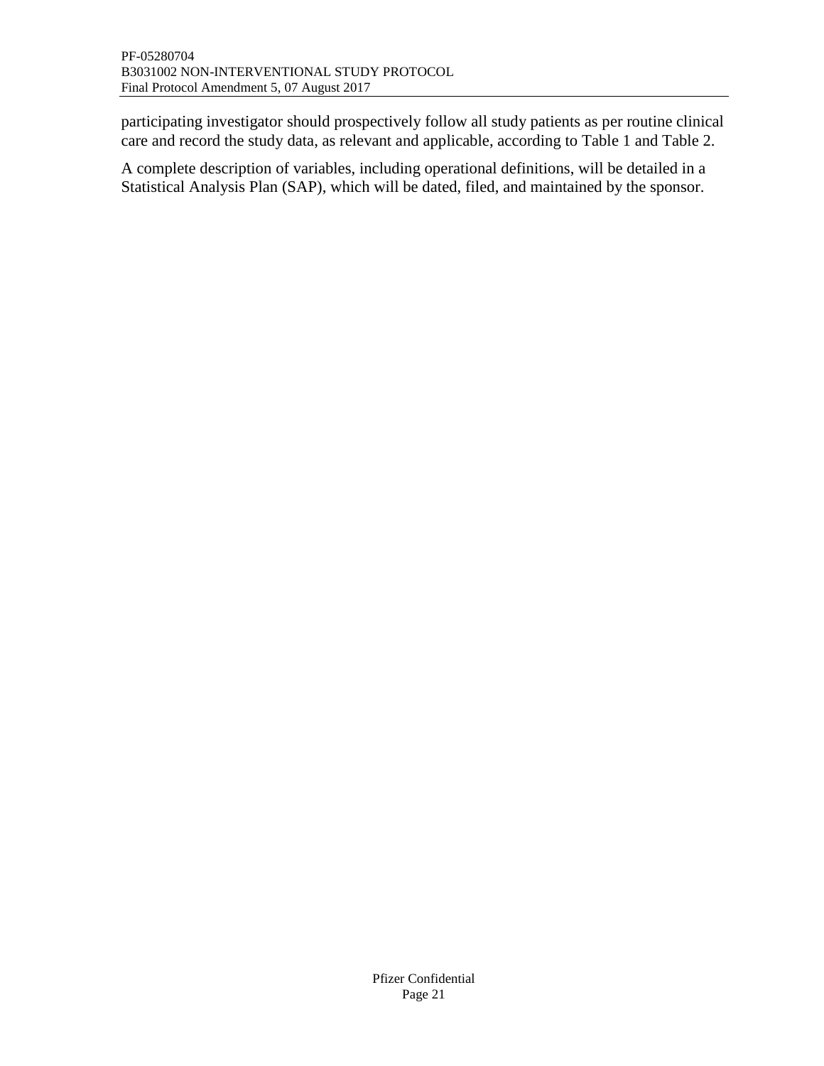participating investigator should prospectively follow all study patients as per routine clinical care and record the study data, as relevant and applicable, according to Table 1 and Table 2.

A complete description of variables, including operational definitions, will be detailed in a Statistical Analysis Plan (SAP), which will be dated, filed, and maintained by the sponsor.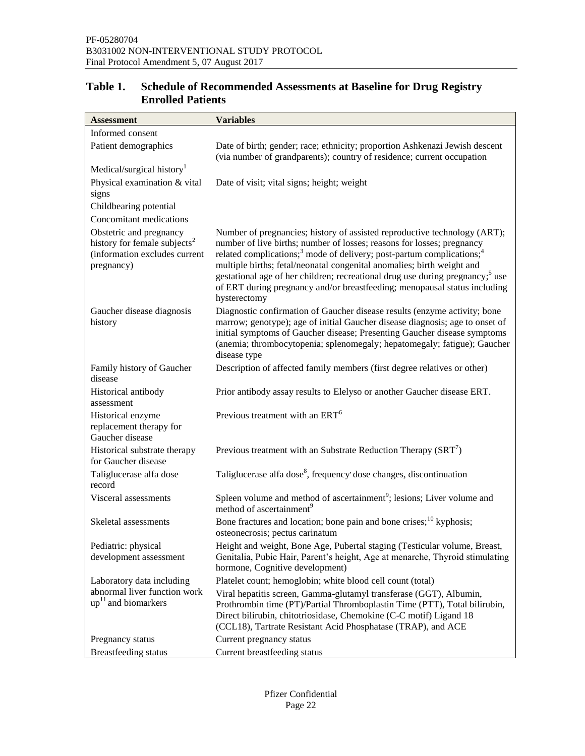## Table 1. Schedule of Recommended Assessments at Baseline for Drug Registry Enrolled Patients

| Assessment | Variables |
|---|---|
| Informed consent | |
| Patient demographics | Date of birth; gender; race; ethnicity; proportion Ashkenazi Jewish descent (via number of grandparents); country of residence; current occupation |
| Medical/surgical history[1] | |
| Physical examination & vital signs | Date of visit; vital signs; height; weight |
| Childbearing potential | |
| Concomitant medications | |
| Obstetric and pregnancy history for female subjects[2] (information excludes current pregnancy) | Number of pregnancies; history of assisted reproductive technology (ART); number of live births; number of losses; reasons for losses; pregnancy related complications;[3] mode of delivery; post-partum complications;[4] multiple births; fetal/neonatal congenital anomalies; birth weight and gestational age of her children; recreational drug use during pregnancy;[5] use of ERT during pregnancy and/or breastfeeding; menopausal status including hysterectomy |
| Gaucher disease diagnosis history | Diagnostic confirmation of Gaucher disease results (enzyme activity; bone marrow; genotype); age of initial Gaucher disease diagnosis; age to onset of initial symptoms of Gaucher disease; Presenting Gaucher disease symptoms (anemia; thrombocytopenia; splenomegaly; hepatomegaly; fatigue); Gaucher disease type |
| Family history of Gaucher disease | Description of affected family members (first degree relatives or other) |
| Historical antibody assessment | Prior antibody assay results to Elelyso or another Gaucher disease ERT. |
| Historical enzyme replacement therapy for Gaucher disease | Previous treatment with an ERT[6] |
| Historical substrate therapy for Gaucher disease | Previous treatment with an Substrate Reduction Therapy (SRT[7]) |
| Taliglucerase alfa dose record | Taliglucerase alfa dose[8], frequency dose changes, discontinuation |
| Visceral assessments | Spleen volume and method of ascertainment[9]; lesions; Liver volume and method of ascertainment[9] |
| Skeletal assessments | Bone fractures and location; bone pain and bone crises;[10] kyphosis; osteonecrosis; pectus carinatum |
| Pediatric: physical development assessment | Height and weight, Bone Age, Pubertal staging (Testicular volume, Breast, Genitalia, Pubic Hair, Parent's height, Age at menarche, Thyroid stimulating hormone, Cognitive development) |
| Laboratory data including abnormal liver function work up[11] and biomarkers | Platelet count; hemoglobin; white blood cell count (total) |
| | Viral hepatitis screen, Gamma-glutamyl transferase (GGT), Albumin, Prothrombin time (PT)/Partial Thromboplastin Time (PTT), Total bilirubin, Direct bilirubin, chitotriosidase, Chemokine (C-C motif) Ligand 18 (CCL18), Tartrate Resistant Acid Phosphatase (TRAP), and ACE |
| Pregnancy status | Current pregnancy status |
| Breastfeeding status | Current breastfeeding status |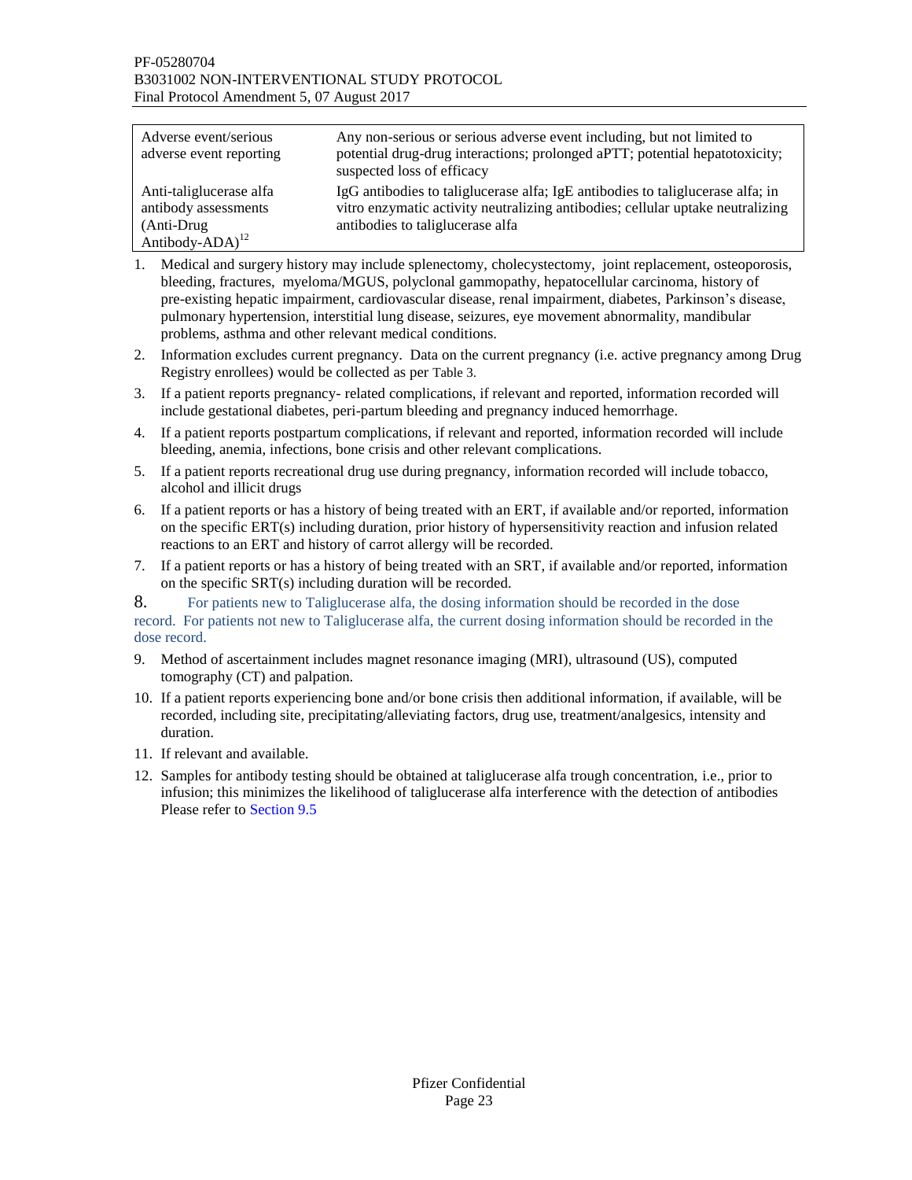| Adverse event/serious adverse event reporting | Any non-serious or serious adverse event including, but not limited to potential drug-drug interactions; prolonged aPTT; potential hepatotoxicity; suspected loss of efficacy |
|---|---|
| Anti-taliglucerase alfa antibody assessments (Anti-Drug Antibody-ADA)[12] | IgG antibodies to taliglucerase alfa; IgE antibodies to taliglucerase alfa; in vitro enzymatic activity neutralizing antibodies; cellular uptake neutralizing antibodies to taliglucerase alfa |

1. Medical and surgery history may include splenectomy, cholecystectomy, joint replacement, osteoporosis, bleeding, fractures, myeloma/MGUS, polyclonal gammopathy, hepatocellular carcinoma, history of pre-existing hepatic impairment, cardiovascular disease, renal impairment, diabetes, Parkinson's disease, pulmonary hypertension, interstitial lung disease, seizures, eye movement abnormality, mandibular problems, asthma and other relevant medical conditions.
2. Information excludes current pregnancy. Data on the current pregnancy (i.e. active pregnancy among Drug Registry enrollees) would be collected as per Table 3.
3. If a patient reports pregnancy- related complications, if relevant and reported, information recorded will include gestational diabetes, peri-partum bleeding and pregnancy induced hemorrhage.
4. If a patient reports postpartum complications, if relevant and reported, information recorded will include bleeding, anemia, infections, bone crisis and other relevant complications.
5. If a patient reports recreational drug use during pregnancy, information recorded will include tobacco, alcohol and illicit drugs
6. If a patient reports or has a history of being treated with an ERT, if available and/or reported, information on the specific ERT(s) including duration, prior history of hypersensitivity reaction and infusion related reactions to an ERT and history of carrot allergy will be recorded.
7. If a patient reports or has a history of being treated with an SRT, if available and/or reported, information on the specific SRT(s) including duration will be recorded.
8. For patients new to Taliglucerase alfa, the dosing information should be recorded in the dose record. For patients not new to Taliglucerase alfa, the current dosing information should be recorded in the dose record.
9. Method of ascertainment includes magnet resonance imaging (MRI), ultrasound (US), computed tomography (CT) and palpation.
10. If a patient reports experiencing bone and/or bone crisis then additional information, if available, will be recorded, including site, precipitating/alleviating factors, drug use, treatment/analgesics, intensity and duration.
11. If relevant and available.
12. Samples for antibody testing should be obtained at taliglucerase alfa trough concentration, i.e., prior to infusion; this minimizes the likelihood of taliglucerase alfa interference with the detection of antibodies Please refer to Section 9.5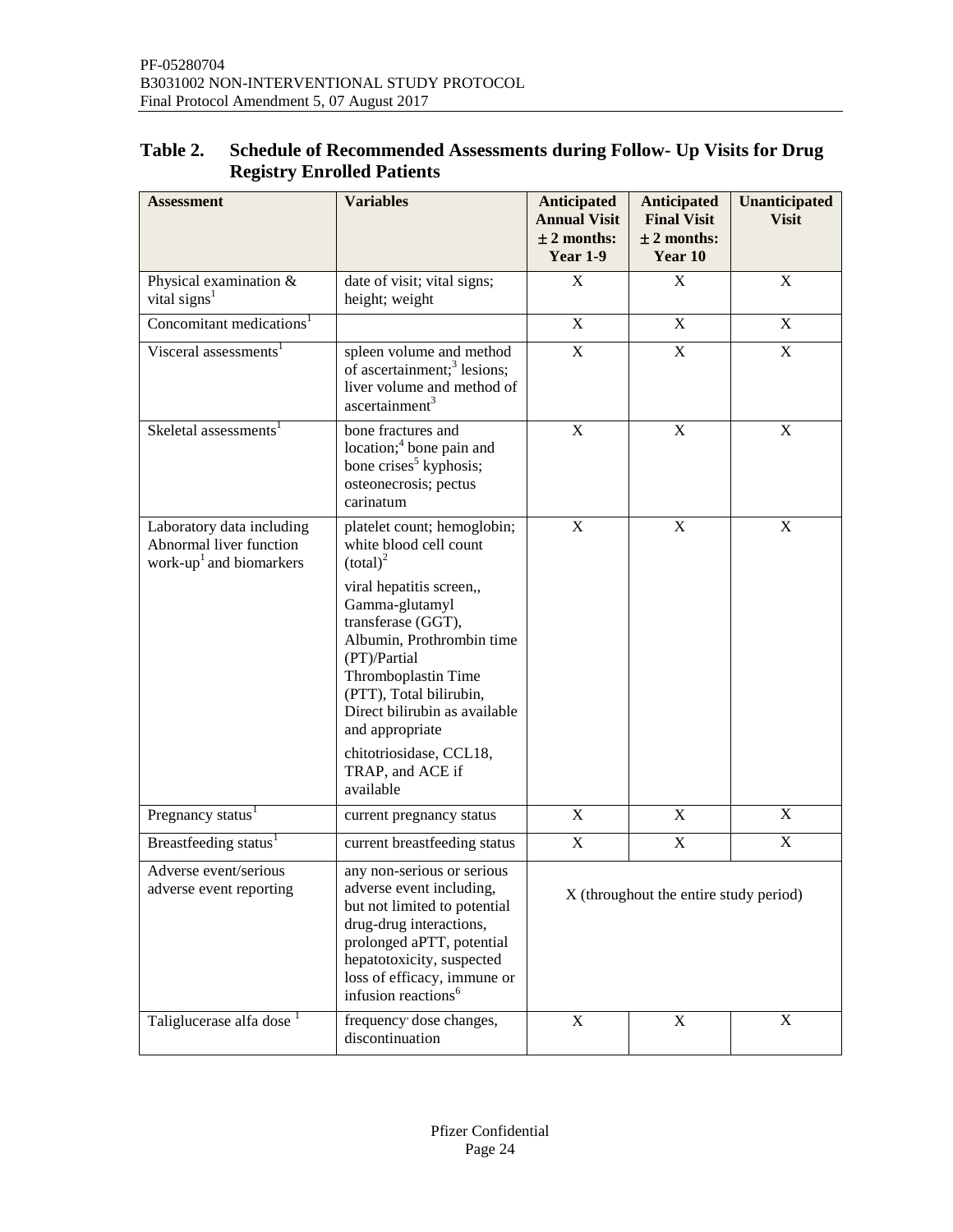**Table 2. Schedule of Recommended Assessments during Follow- Up Visits for Drug Registry Enrolled Patients**

| Assessment | Variables | Anticipated Annual Visit ± 2 months: Year 1-9 | Anticipated Final Visit ± 2 months: Year 10 | Unanticipated Visit |
|---|---|---|---|---|
| Physical examination & vital signs[1] | date of visit; vital signs; height; weight | X | X | X |
| Concomitant medications[1] | | X | X | X |
| Visceral assessments[1] | spleen volume and method of ascertainment;[3] lesions; liver volume and method of ascertainment[3] | X | X | X |
| Skeletal assessments[1] | bone fractures and location;[4] bone pain and bone crises[5] kyphosis; osteonecrosis; pectus carinatum | X | X | X |
| Laboratory data including Abnormal liver function work-up[1] and biomarkers | platelet count; hemoglobin; white blood cell count (total)[2]<br><br>viral hepatitis screen,, Gamma-glutamyl transferase (GGT), Albumin, Prothrombin time (PT)/Partial Thromboplastin Time (PTT), Total bilirubin, Direct bilirubin as available and appropriate<br><br>chitotriosidase, CCL18, TRAP, and ACE if available | X | X | X |
| Pregnancy status[1] | current pregnancy status | X | X | X |
| Breastfeeding status[1] | current breastfeeding status | X | X | X |
| Adverse event/serious adverse event reporting | any non-serious or serious adverse event including, but not limited to potential drug-drug interactions, prolonged aPTT, potential hepatotoxicity, suspected loss of efficacy, immune or infusion reactions[6] | X (throughout the entire study period) | | |
| Taliglucerase alfa dose [1] | frequency, dose changes, discontinuation | X | X | X |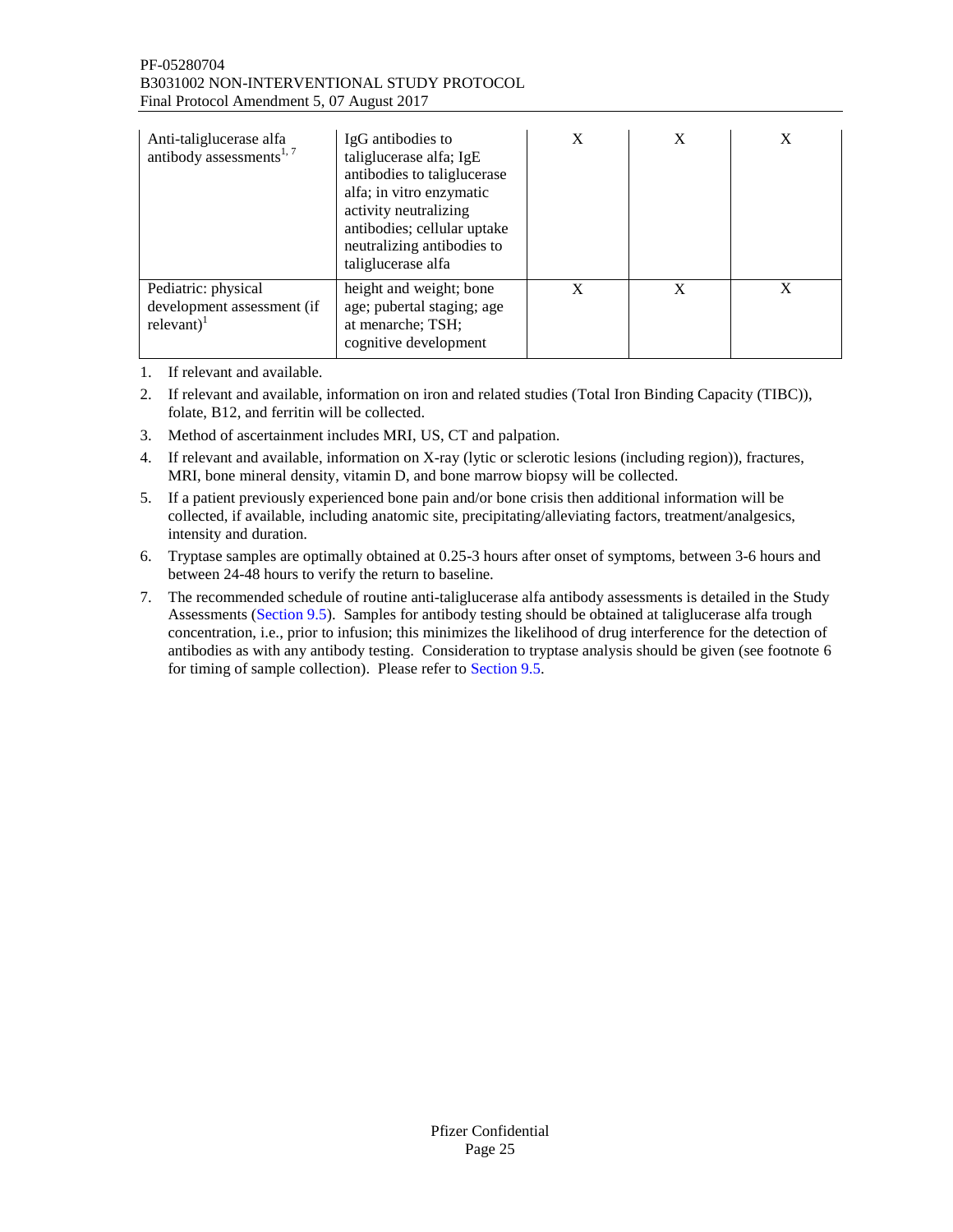| | | | | |
|---|---|---|---|---|
| Anti-taliglucerase alfa antibody assessments[1, 7] | IgG antibodies to taliglucerase alfa; IgE antibodies to taliglucerase alfa; in vitro enzymatic activity neutralizing antibodies; cellular uptake neutralizing antibodies to taliglucerase alfa | X | X | X |
| Pediatric: physical development assessment (if relevant)[1] | height and weight; bone age; pubertal staging; age at menarche; TSH; cognitive development | X | X | X |

1. If relevant and available.
2. If relevant and available, information on iron and related studies (Total Iron Binding Capacity (TIBC)), folate, B12, and ferritin will be collected.
3. Method of ascertainment includes MRI, US, CT and palpation.
4. If relevant and available, information on X-ray (lytic or sclerotic lesions (including region)), fractures, MRI, bone mineral density, vitamin D, and bone marrow biopsy will be collected.
5. If a patient previously experienced bone pain and/or bone crisis then additional information will be collected, if available, including anatomic site, precipitating/alleviating factors, treatment/analgesics, intensity and duration.
6. Tryptase samples are optimally obtained at 0.25-3 hours after onset of symptoms, between 3-6 hours and between 24-48 hours to verify the return to baseline.
7. The recommended schedule of routine anti-taliglucerase alfa antibody assessments is detailed in the Study Assessments (Section 9.5). Samples for antibody testing should be obtained at taliglucerase alfa trough concentration, i.e., prior to infusion; this minimizes the likelihood of drug interference for the detection of antibodies as with any antibody testing. Consideration to tryptase analysis should be given (see footnote 6 for timing of sample collection). Please refer to Section 9.5.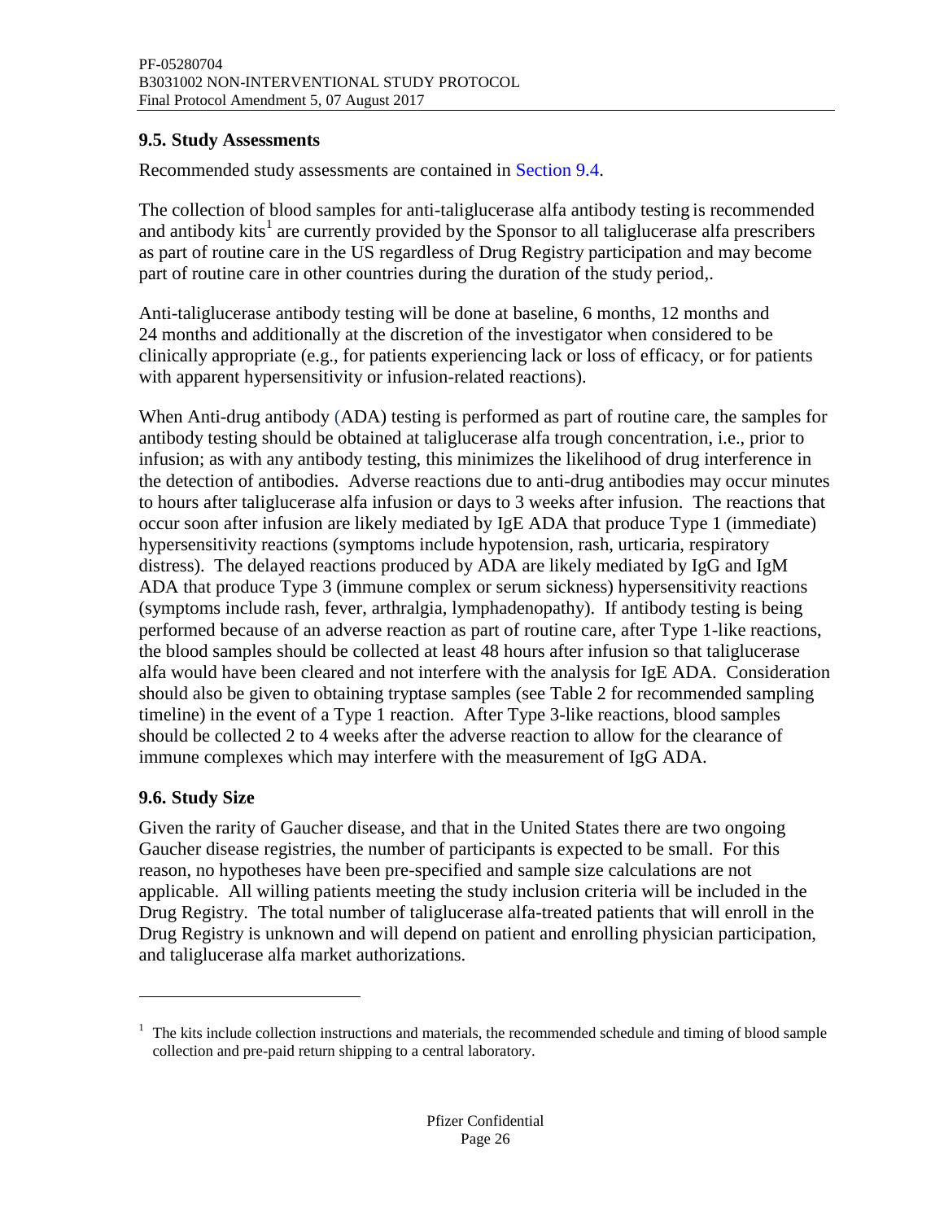## 9.5. Study Assessments

Recommended study assessments are contained in Section 9.4.

The collection of blood samples for anti-taliglucerase alfa antibody testing is recommended and antibody kits[1] are currently provided by the Sponsor to all taliglucerase alfa prescribers as part of routine care in the US regardless of Drug Registry participation and may become part of routine care in other countries during the duration of the study period,.

Anti-taliglucerase antibody testing will be done at baseline, 6 months, 12 months and 24 months and additionally at the discretion of the investigator when considered to be clinically appropriate (e.g., for patients experiencing lack or loss of efficacy, or for patients with apparent hypersensitivity or infusion-related reactions).

When Anti-drug antibody (ADA) testing is performed as part of routine care, the samples for antibody testing should be obtained at taliglucerase alfa trough concentration, i.e., prior to infusion; as with any antibody testing, this minimizes the likelihood of drug interference in the detection of antibodies. Adverse reactions due to anti-drug antibodies may occur minutes to hours after taliglucerase alfa infusion or days to 3 weeks after infusion. The reactions that occur soon after infusion are likely mediated by IgE ADA that produce Type 1 (immediate) hypersensitivity reactions (symptoms include hypotension, rash, urticaria, respiratory distress). The delayed reactions produced by ADA are likely mediated by IgG and IgM ADA that produce Type 3 (immune complex or serum sickness) hypersensitivity reactions (symptoms include rash, fever, arthralgia, lymphadenopathy). If antibody testing is being performed because of an adverse reaction as part of routine care, after Type 1-like reactions, the blood samples should be collected at least 48 hours after infusion so that taliglucerase alfa would have been cleared and not interfere with the analysis for IgE ADA. Consideration should also be given to obtaining tryptase samples (see Table 2 for recommended sampling timeline) in the event of a Type 1 reaction. After Type 3-like reactions, blood samples should be collected 2 to 4 weeks after the adverse reaction to allow for the clearance of immune complexes which may interfere with the measurement of IgG ADA.

## 9.6. Study Size

Given the rarity of Gaucher disease, and that in the United States there are two ongoing Gaucher disease registries, the number of participants is expected to be small. For this reason, no hypotheses have been pre-specified and sample size calculations are not applicable. All willing patients meeting the study inclusion criteria will be included in the Drug Registry. The total number of taliglucerase alfa-treated patients that will enroll in the Drug Registry is unknown and will depend on patient and enrolling physician participation, and taliglucerase alfa market authorizations.

---

[1] The kits include collection instructions and materials, the recommended schedule and timing of blood sample collection and pre-paid return shipping to a central laboratory.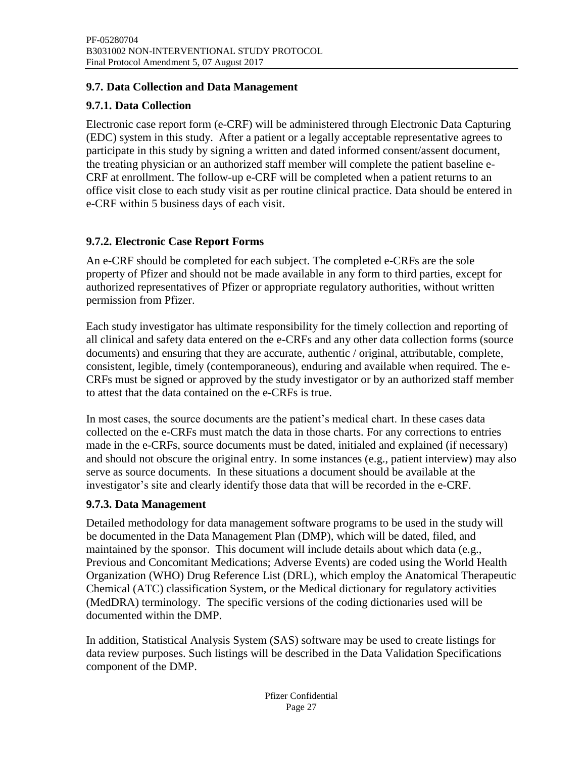## 9.7. Data Collection and Data Management

### 9.7.1. Data Collection

Electronic case report form (e-CRF) will be administered through Electronic Data Capturing (EDC) system in this study. After a patient or a legally acceptable representative agrees to participate in this study by signing a written and dated informed consent/assent document, the treating physician or an authorized staff member will complete the patient baseline e-CRF at enrollment. The follow-up e-CRF will be completed when a patient returns to an office visit close to each study visit as per routine clinical practice. Data should be entered in e-CRF within 5 business days of each visit.

### 9.7.2. Electronic Case Report Forms

An e-CRF should be completed for each subject. The completed e-CRFs are the sole property of Pfizer and should not be made available in any form to third parties, except for authorized representatives of Pfizer or appropriate regulatory authorities, without written permission from Pfizer.

Each study investigator has ultimate responsibility for the timely collection and reporting of all clinical and safety data entered on the e-CRFs and any other data collection forms (source documents) and ensuring that they are accurate, authentic / original, attributable, complete, consistent, legible, timely (contemporaneous), enduring and available when required. The e-CRFs must be signed or approved by the study investigator or by an authorized staff member to attest that the data contained on the e-CRFs is true.

In most cases, the source documents are the patient's medical chart. In these cases data collected on the e-CRFs must match the data in those charts. For any corrections to entries made in the e-CRFs, source documents must be dated, initialed and explained (if necessary) and should not obscure the original entry. In some instances (e.g., patient interview) may also serve as source documents. In these situations a document should be available at the investigator's site and clearly identify those data that will be recorded in the e-CRF.

### 9.7.3. Data Management

Detailed methodology for data management software programs to be used in the study will be documented in the Data Management Plan (DMP), which will be dated, filed, and maintained by the sponsor. This document will include details about which data (e.g., Previous and Concomitant Medications; Adverse Events) are coded using the World Health Organization (WHO) Drug Reference List (DRL), which employ the Anatomical Therapeutic Chemical (ATC) classification System, or the Medical dictionary for regulatory activities (MedDRA) terminology. The specific versions of the coding dictionaries used will be documented within the DMP.

In addition, Statistical Analysis System (SAS) software may be used to create listings for data review purposes. Such listings will be described in the Data Validation Specifications component of the DMP.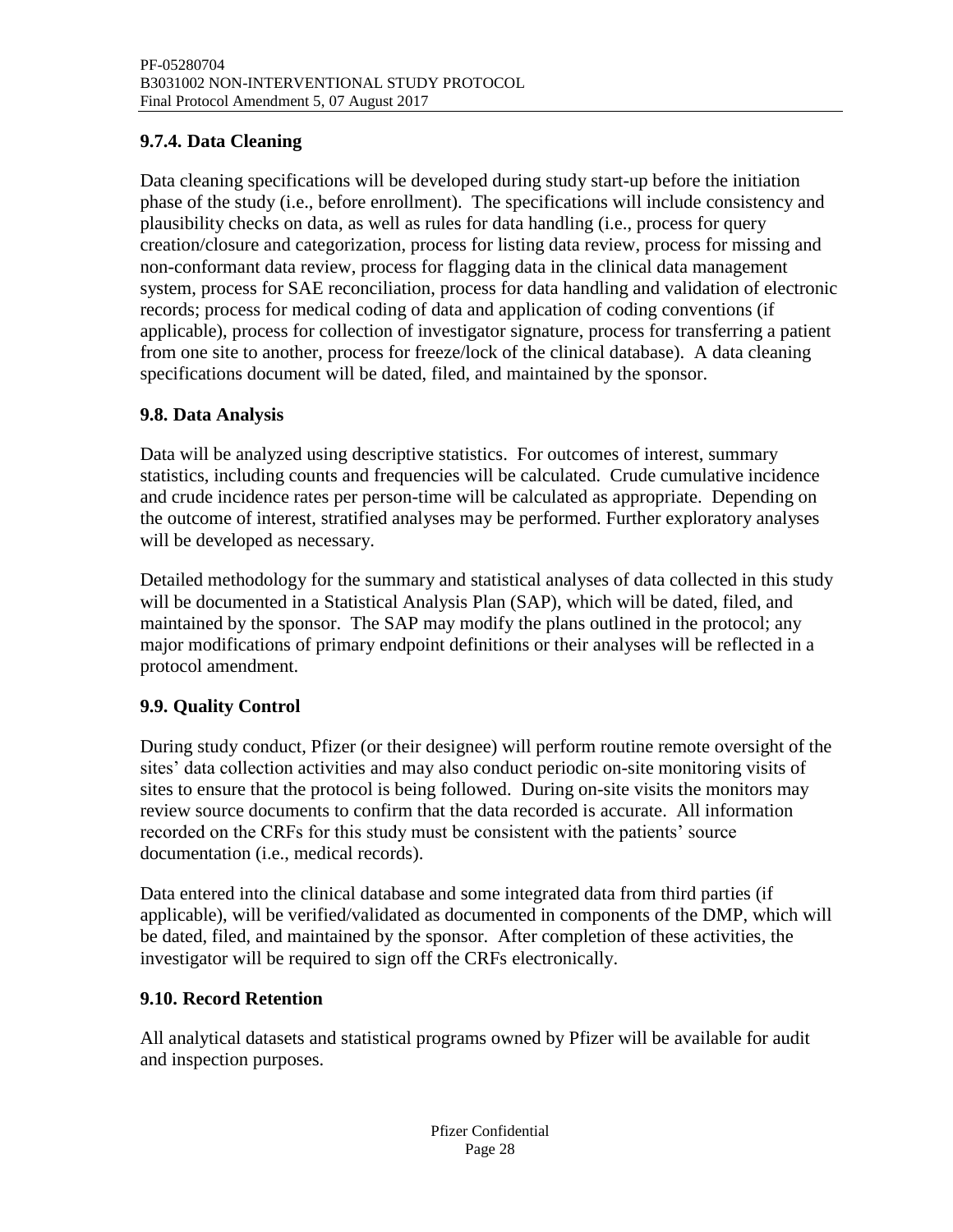### 9.7.4. Data Cleaning

Data cleaning specifications will be developed during study start-up before the initiation phase of the study (i.e., before enrollment). The specifications will include consistency and plausibility checks on data, as well as rules for data handling (i.e., process for query creation/closure and categorization, process for listing data review, process for missing and non-conformant data review, process for flagging data in the clinical data management system, process for SAE reconciliation, process for data handling and validation of electronic records; process for medical coding of data and application of coding conventions (if applicable), process for collection of investigator signature, process for transferring a patient from one site to another, process for freeze/lock of the clinical database). A data cleaning specifications document will be dated, filed, and maintained by the sponsor.

## 9.8. Data Analysis

Data will be analyzed using descriptive statistics. For outcomes of interest, summary statistics, including counts and frequencies will be calculated. Crude cumulative incidence and crude incidence rates per person-time will be calculated as appropriate. Depending on the outcome of interest, stratified analyses may be performed. Further exploratory analyses will be developed as necessary.

Detailed methodology for the summary and statistical analyses of data collected in this study will be documented in a Statistical Analysis Plan (SAP), which will be dated, filed, and maintained by the sponsor. The SAP may modify the plans outlined in the protocol; any major modifications of primary endpoint definitions or their analyses will be reflected in a protocol amendment.

## 9.9. Quality Control

During study conduct, Pfizer (or their designee) will perform routine remote oversight of the sites' data collection activities and may also conduct periodic on-site monitoring visits of sites to ensure that the protocol is being followed. During on-site visits the monitors may review source documents to confirm that the data recorded is accurate. All information recorded on the CRFs for this study must be consistent with the patients' source documentation (i.e., medical records).

Data entered into the clinical database and some integrated data from third parties (if applicable), will be verified/validated as documented in components of the DMP, which will be dated, filed, and maintained by the sponsor. After completion of these activities, the investigator will be required to sign off the CRFs electronically.

## 9.10. Record Retention

All analytical datasets and statistical programs owned by Pfizer will be available for audit and inspection purposes.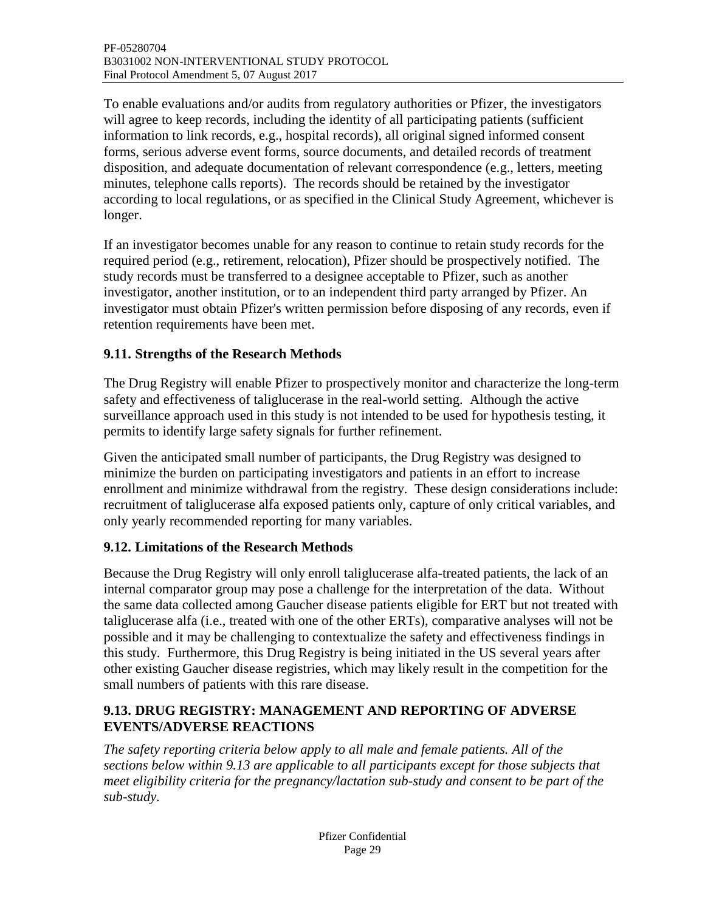To enable evaluations and/or audits from regulatory authorities or Pfizer, the investigators will agree to keep records, including the identity of all participating patients (sufficient information to link records, e.g., hospital records), all original signed informed consent forms, serious adverse event forms, source documents, and detailed records of treatment disposition, and adequate documentation of relevant correspondence (e.g., letters, meeting minutes, telephone calls reports). The records should be retained by the investigator according to local regulations, or as specified in the Clinical Study Agreement, whichever is longer.

If an investigator becomes unable for any reason to continue to retain study records for the required period (e.g., retirement, relocation), Pfizer should be prospectively notified. The study records must be transferred to a designee acceptable to Pfizer, such as another investigator, another institution, or to an independent third party arranged by Pfizer. An investigator must obtain Pfizer's written permission before disposing of any records, even if retention requirements have been met.

### 9.11. Strengths of the Research Methods

The Drug Registry will enable Pfizer to prospectively monitor and characterize the long-term safety and effectiveness of taliglucerase in the real-world setting. Although the active surveillance approach used in this study is not intended to be used for hypothesis testing, it permits to identify large safety signals for further refinement.

Given the anticipated small number of participants, the Drug Registry was designed to minimize the burden on participating investigators and patients in an effort to increase enrollment and minimize withdrawal from the registry. These design considerations include: recruitment of taliglucerase alfa exposed patients only, capture of only critical variables, and only yearly recommended reporting for many variables.

### 9.12. Limitations of the Research Methods

Because the Drug Registry will only enroll taliglucerase alfa-treated patients, the lack of an internal comparator group may pose a challenge for the interpretation of the data. Without the same data collected among Gaucher disease patients eligible for ERT but not treated with taliglucerase alfa (i.e., treated with one of the other ERTs), comparative analyses will not be possible and it may be challenging to contextualize the safety and effectiveness findings in this study. Furthermore, this Drug Registry is being initiated in the US several years after other existing Gaucher disease registries, which may likely result in the competition for the small numbers of patients with this rare disease.

### 9.13. DRUG REGISTRY: MANAGEMENT AND REPORTING OF ADVERSE EVENTS/ADVERSE REACTIONS

*The safety reporting criteria below apply to all male and female patients. All of the sections below within 9.13 are applicable to all participants except for those subjects that meet eligibility criteria for the pregnancy/lactation sub-study and consent to be part of the sub-study.*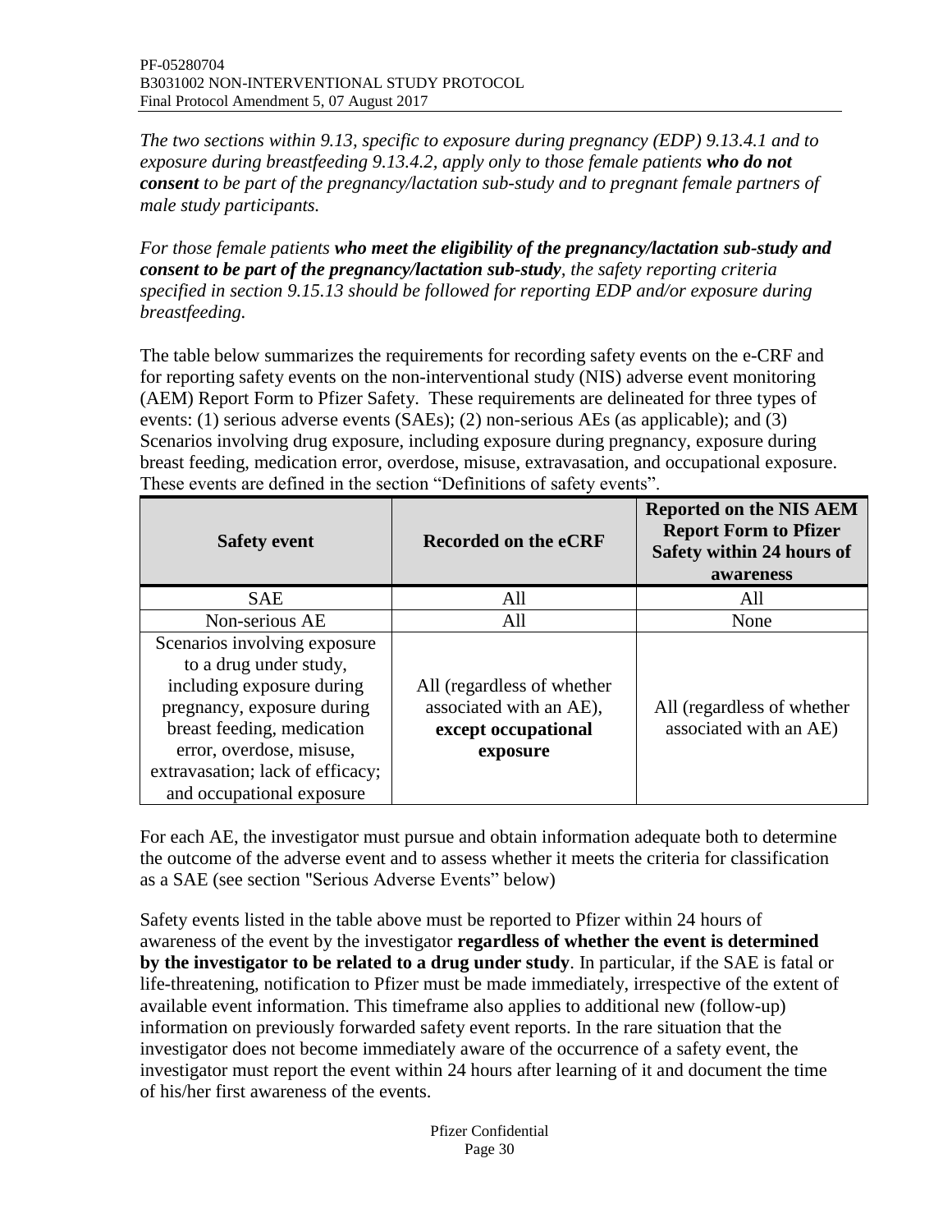*The two sections within 9.13, specific to exposure during pregnancy (EDP) 9.13.4.1 and to exposure during breastfeeding 9.13.4.2, apply only to those female patients* ***who do not consent*** *to be part of the pregnancy/lactation sub-study and to pregnant female partners of male study participants.*

*For those female patients* ***who meet the eligibility of the pregnancy/lactation sub-study and consent to be part of the pregnancy/lactation sub-study****, the safety reporting criteria specified in section 9.15.13 should be followed for reporting EDP and/or exposure during breastfeeding.*

The table below summarizes the requirements for recording safety events on the e-CRF and for reporting safety events on the non-interventional study (NIS) adverse event monitoring (AEM) Report Form to Pfizer Safety. These requirements are delineated for three types of events: (1) serious adverse events (SAEs); (2) non-serious AEs (as applicable); and (3) Scenarios involving drug exposure, including exposure during pregnancy, exposure during breast feeding, medication error, overdose, misuse, extravasation, and occupational exposure. These events are defined in the section "Definitions of safety events".

| **Safety event** | **Recorded on the eCRF** | **Reported on the NIS AEM Report Form to Pfizer Safety within 24 hours of awareness** |
|---|---|---|
| SAE | All | All |
| Non-serious AE | All | None |
| Scenarios involving exposure to a drug under study, including exposure during pregnancy, exposure during breast feeding, medication error, overdose, misuse, extravasation; lack of efficacy; and occupational exposure | All (regardless of whether associated with an AE), **except occupational exposure** | All (regardless of whether associated with an AE) |

For each AE, the investigator must pursue and obtain information adequate both to determine the outcome of the adverse event and to assess whether it meets the criteria for classification as a SAE (see section "Serious Adverse Events" below)

Safety events listed in the table above must be reported to Pfizer within 24 hours of awareness of the event by the investigator **regardless of whether the event is determined by the investigator to be related to a drug under study**. In particular, if the SAE is fatal or life-threatening, notification to Pfizer must be made immediately, irrespective of the extent of available event information. This timeframe also applies to additional new (follow-up) information on previously forwarded safety event reports. In the rare situation that the investigator does not become immediately aware of the occurrence of a safety event, the investigator must report the event within 24 hours after learning of it and document the time of his/her first awareness of the events.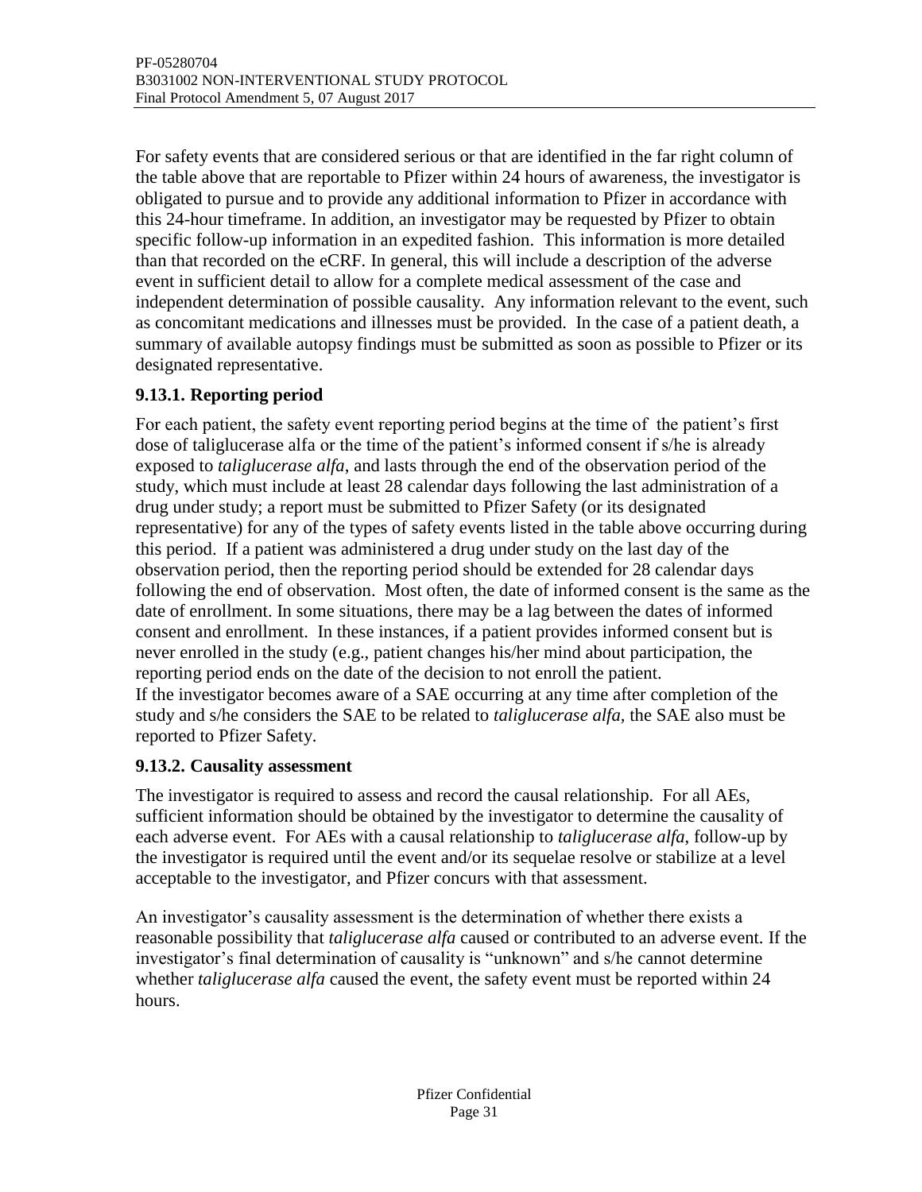For safety events that are considered serious or that are identified in the far right column of the table above that are reportable to Pfizer within 24 hours of awareness, the investigator is obligated to pursue and to provide any additional information to Pfizer in accordance with this 24-hour timeframe. In addition, an investigator may be requested by Pfizer to obtain specific follow-up information in an expedited fashion. This information is more detailed than that recorded on the eCRF. In general, this will include a description of the adverse event in sufficient detail to allow for a complete medical assessment of the case and independent determination of possible causality. Any information relevant to the event, such as concomitant medications and illnesses must be provided. In the case of a patient death, a summary of available autopsy findings must be submitted as soon as possible to Pfizer or its designated representative.

### 9.13.1. Reporting period

For each patient, the safety event reporting period begins at the time of the patient's first dose of taliglucerase alfa or the time of the patient's informed consent if s/he is already exposed to *taliglucerase alfa*, and lasts through the end of the observation period of the study, which must include at least 28 calendar days following the last administration of a drug under study; a report must be submitted to Pfizer Safety (or its designated representative) for any of the types of safety events listed in the table above occurring during this period. If a patient was administered a drug under study on the last day of the observation period, then the reporting period should be extended for 28 calendar days following the end of observation. Most often, the date of informed consent is the same as the date of enrollment. In some situations, there may be a lag between the dates of informed consent and enrollment. In these instances, if a patient provides informed consent but is never enrolled in the study (e.g., patient changes his/her mind about participation, the reporting period ends on the date of the decision to not enroll the patient.
If the investigator becomes aware of a SAE occurring at any time after completion of the study and s/he considers the SAE to be related to *taliglucerase alfa*, the SAE also must be reported to Pfizer Safety.

### 9.13.2. Causality assessment

The investigator is required to assess and record the causal relationship. For all AEs, sufficient information should be obtained by the investigator to determine the causality of each adverse event. For AEs with a causal relationship to *taliglucerase alfa*, follow-up by the investigator is required until the event and/or its sequelae resolve or stabilize at a level acceptable to the investigator, and Pfizer concurs with that assessment.

An investigator's causality assessment is the determination of whether there exists a reasonable possibility that *taliglucerase alfa* caused or contributed to an adverse event. If the investigator's final determination of causality is "unknown" and s/he cannot determine whether *taliglucerase alfa* caused the event, the safety event must be reported within 24 hours.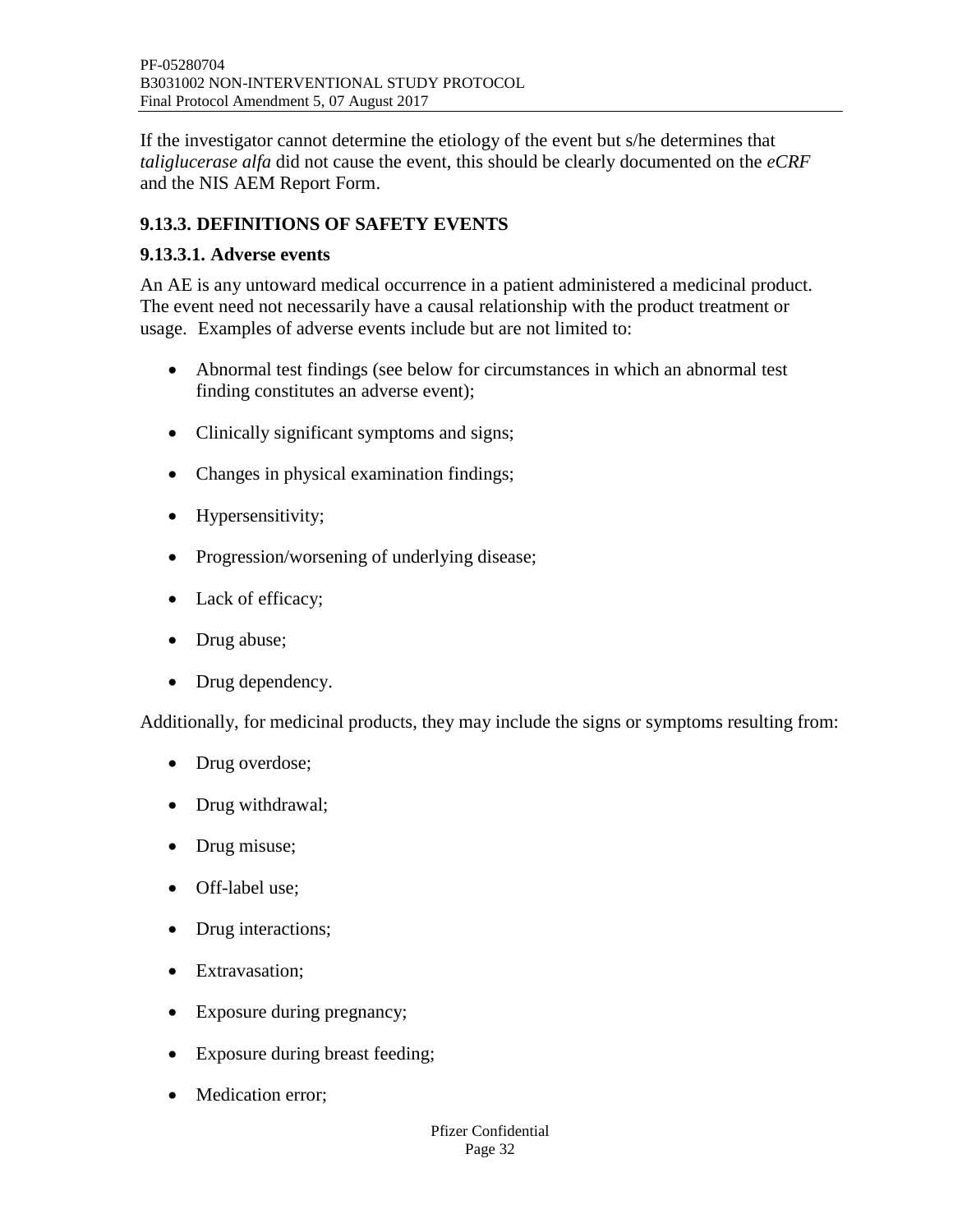If the investigator cannot determine the etiology of the event but s/he determines that *taliglucerase alfa* did not cause the event, this should be clearly documented on the *eCRF* and the NIS AEM Report Form.

### 9.13.3. DEFINITIONS OF SAFETY EVENTS

#### 9.13.3.1. Adverse events

An AE is any untoward medical occurrence in a patient administered a medicinal product. The event need not necessarily have a causal relationship with the product treatment or usage. Examples of adverse events include but are not limited to:

- Abnormal test findings (see below for circumstances in which an abnormal test finding constitutes an adverse event);
- Clinically significant symptoms and signs;
- Changes in physical examination findings;
- Hypersensitivity;
- Progression/worsening of underlying disease;
- Lack of efficacy;
- Drug abuse;
- Drug dependency.

Additionally, for medicinal products, they may include the signs or symptoms resulting from:

- Drug overdose;
- Drug withdrawal;
- Drug misuse;
- Off-label use;
- Drug interactions;
- Extravasation;
- Exposure during pregnancy;
- Exposure during breast feeding;
- Medication error;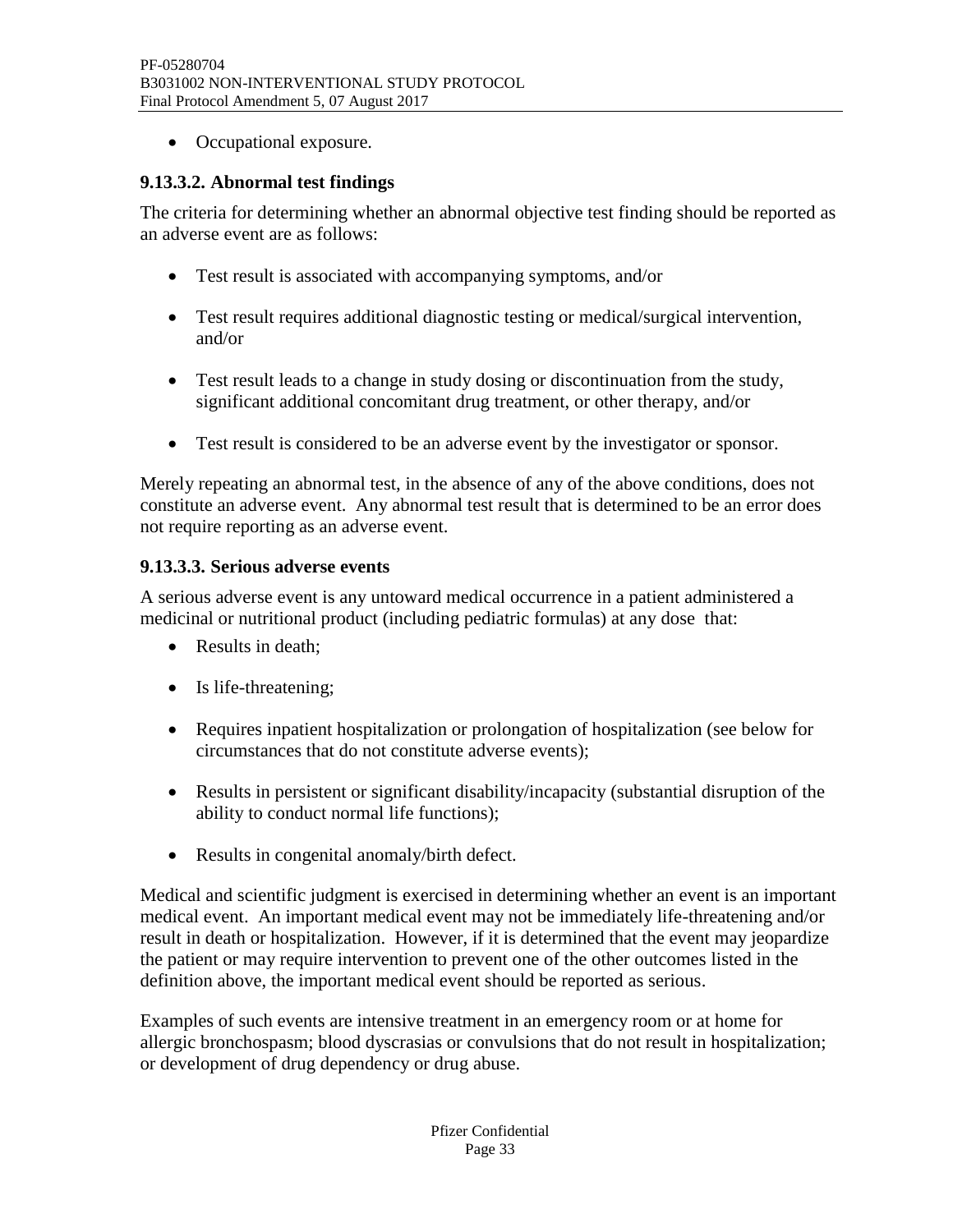- Occupational exposure.

#### 9.13.3.2. Abnormal test findings

The criteria for determining whether an abnormal objective test finding should be reported as an adverse event are as follows:

- Test result is associated with accompanying symptoms, and/or
- Test result requires additional diagnostic testing or medical/surgical intervention, and/or
- Test result leads to a change in study dosing or discontinuation from the study, significant additional concomitant drug treatment, or other therapy, and/or
- Test result is considered to be an adverse event by the investigator or sponsor.

Merely repeating an abnormal test, in the absence of any of the above conditions, does not constitute an adverse event. Any abnormal test result that is determined to be an error does not require reporting as an adverse event.

#### 9.13.3.3. Serious adverse events

A serious adverse event is any untoward medical occurrence in a patient administered a medicinal or nutritional product (including pediatric formulas) at any dose that:

- Results in death;
- Is life-threatening;
- Requires inpatient hospitalization or prolongation of hospitalization (see below for circumstances that do not constitute adverse events);
- Results in persistent or significant disability/incapacity (substantial disruption of the ability to conduct normal life functions);
- Results in congenital anomaly/birth defect.

Medical and scientific judgment is exercised in determining whether an event is an important medical event. An important medical event may not be immediately life-threatening and/or result in death or hospitalization. However, if it is determined that the event may jeopardize the patient or may require intervention to prevent one of the other outcomes listed in the definition above, the important medical event should be reported as serious.

Examples of such events are intensive treatment in an emergency room or at home for allergic bronchospasm; blood dyscrasias or convulsions that do not result in hospitalization; or development of drug dependency or drug abuse.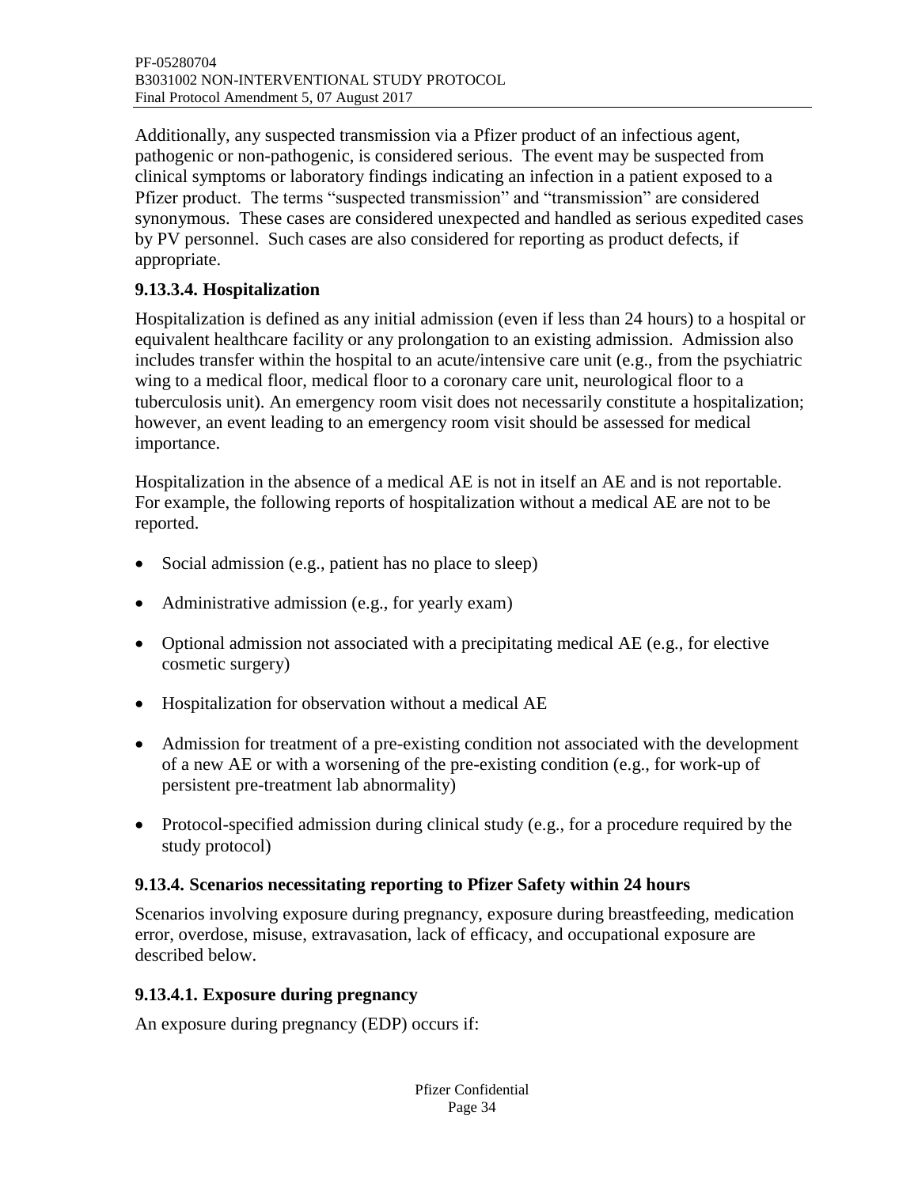Additionally, any suspected transmission via a Pfizer product of an infectious agent, pathogenic or non-pathogenic, is considered serious. The event may be suspected from clinical symptoms or laboratory findings indicating an infection in a patient exposed to a Pfizer product. The terms "suspected transmission" and "transmission" are considered synonymous. These cases are considered unexpected and handled as serious expedited cases by PV personnel. Such cases are also considered for reporting as product defects, if appropriate.

#### 9.13.3.4. Hospitalization

Hospitalization is defined as any initial admission (even if less than 24 hours) to a hospital or equivalent healthcare facility or any prolongation to an existing admission. Admission also includes transfer within the hospital to an acute/intensive care unit (e.g., from the psychiatric wing to a medical floor, medical floor to a coronary care unit, neurological floor to a tuberculosis unit). An emergency room visit does not necessarily constitute a hospitalization; however, an event leading to an emergency room visit should be assessed for medical importance.

Hospitalization in the absence of a medical AE is not in itself an AE and is not reportable. For example, the following reports of hospitalization without a medical AE are not to be reported.

- Social admission (e.g., patient has no place to sleep)
- Administrative admission (e.g., for yearly exam)
- Optional admission not associated with a precipitating medical AE (e.g., for elective cosmetic surgery)
- Hospitalization for observation without a medical AE
- Admission for treatment of a pre-existing condition not associated with the development of a new AE or with a worsening of the pre-existing condition (e.g., for work-up of persistent pre-treatment lab abnormality)
- Protocol-specified admission during clinical study (e.g., for a procedure required by the study protocol)

### 9.13.4. Scenarios necessitating reporting to Pfizer Safety within 24 hours

Scenarios involving exposure during pregnancy, exposure during breastfeeding, medication error, overdose, misuse, extravasation, lack of efficacy, and occupational exposure are described below.

#### 9.13.4.1. Exposure during pregnancy

An exposure during pregnancy (EDP) occurs if: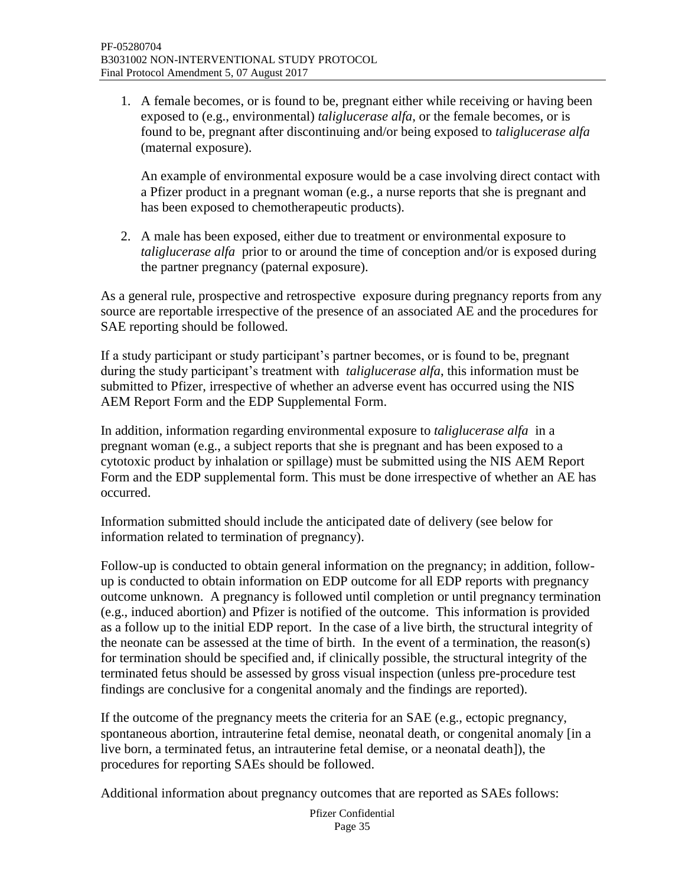1. A female becomes, or is found to be, pregnant either while receiving or having been exposed to (e.g., environmental) *taliglucerase alfa*, or the female becomes, or is found to be, pregnant after discontinuing and/or being exposed to *taliglucerase alfa* (maternal exposure).

   An example of environmental exposure would be a case involving direct contact with a Pfizer product in a pregnant woman (e.g., a nurse reports that she is pregnant and has been exposed to chemotherapeutic products).

2. A male has been exposed, either due to treatment or environmental exposure to *taliglucerase alfa* prior to or around the time of conception and/or is exposed during the partner pregnancy (paternal exposure).

As a general rule, prospective and retrospective exposure during pregnancy reports from any source are reportable irrespective of the presence of an associated AE and the procedures for SAE reporting should be followed.

If a study participant or study participant's partner becomes, or is found to be, pregnant during the study participant's treatment with *taliglucerase alfa*, this information must be submitted to Pfizer, irrespective of whether an adverse event has occurred using the NIS AEM Report Form and the EDP Supplemental Form.

In addition, information regarding environmental exposure to *taliglucerase alfa* in a pregnant woman (e.g., a subject reports that she is pregnant and has been exposed to a cytotoxic product by inhalation or spillage) must be submitted using the NIS AEM Report Form and the EDP supplemental form. This must be done irrespective of whether an AE has occurred.

Information submitted should include the anticipated date of delivery (see below for information related to termination of pregnancy).

Follow-up is conducted to obtain general information on the pregnancy; in addition, follow-up is conducted to obtain information on EDP outcome for all EDP reports with pregnancy outcome unknown. A pregnancy is followed until completion or until pregnancy termination (e.g., induced abortion) and Pfizer is notified of the outcome. This information is provided as a follow up to the initial EDP report. In the case of a live birth, the structural integrity of the neonate can be assessed at the time of birth. In the event of a termination, the reason(s) for termination should be specified and, if clinically possible, the structural integrity of the terminated fetus should be assessed by gross visual inspection (unless pre-procedure test findings are conclusive for a congenital anomaly and the findings are reported).

If the outcome of the pregnancy meets the criteria for an SAE (e.g., ectopic pregnancy, spontaneous abortion, intrauterine fetal demise, neonatal death, or congenital anomaly [in a live born, a terminated fetus, an intrauterine fetal demise, or a neonatal death]), the procedures for reporting SAEs should be followed.

Additional information about pregnancy outcomes that are reported as SAEs follows: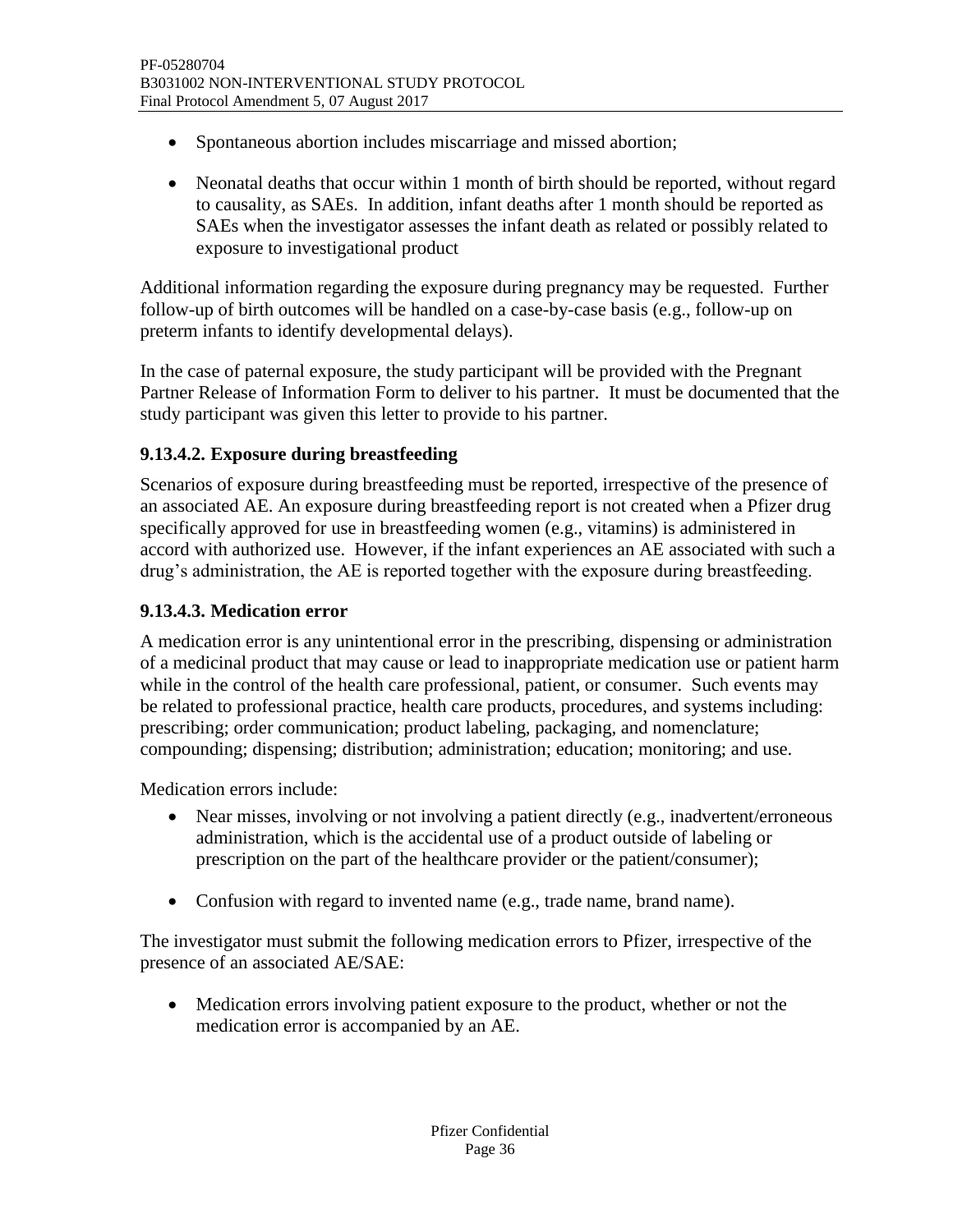- Spontaneous abortion includes miscarriage and missed abortion;
- Neonatal deaths that occur within 1 month of birth should be reported, without regard to causality, as SAEs. In addition, infant deaths after 1 month should be reported as SAEs when the investigator assesses the infant death as related or possibly related to exposure to investigational product

Additional information regarding the exposure during pregnancy may be requested. Further follow-up of birth outcomes will be handled on a case-by-case basis (e.g., follow-up on preterm infants to identify developmental delays).

In the case of paternal exposure, the study participant will be provided with the Pregnant Partner Release of Information Form to deliver to his partner. It must be documented that the study participant was given this letter to provide to his partner.

#### 9.13.4.2. Exposure during breastfeeding

Scenarios of exposure during breastfeeding must be reported, irrespective of the presence of an associated AE. An exposure during breastfeeding report is not created when a Pfizer drug specifically approved for use in breastfeeding women (e.g., vitamins) is administered in accord with authorized use. However, if the infant experiences an AE associated with such a drug's administration, the AE is reported together with the exposure during breastfeeding.

#### 9.13.4.3. Medication error

A medication error is any unintentional error in the prescribing, dispensing or administration of a medicinal product that may cause or lead to inappropriate medication use or patient harm while in the control of the health care professional, patient, or consumer. Such events may be related to professional practice, health care products, procedures, and systems including: prescribing; order communication; product labeling, packaging, and nomenclature; compounding; dispensing; distribution; administration; education; monitoring; and use.

Medication errors include:

- Near misses, involving or not involving a patient directly (e.g., inadvertent/erroneous administration, which is the accidental use of a product outside of labeling or prescription on the part of the healthcare provider or the patient/consumer);
- Confusion with regard to invented name (e.g., trade name, brand name).

The investigator must submit the following medication errors to Pfizer, irrespective of the presence of an associated AE/SAE:

- Medication errors involving patient exposure to the product, whether or not the medication error is accompanied by an AE.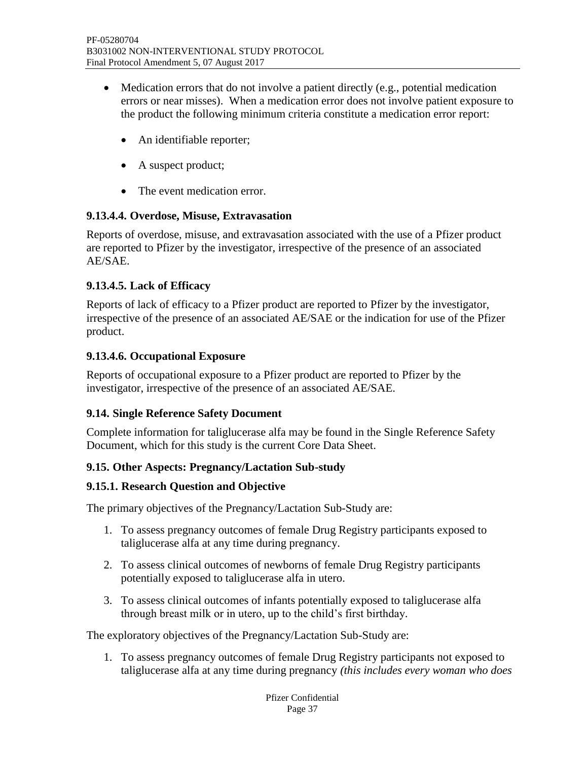- Medication errors that do not involve a patient directly (e.g., potential medication errors or near misses). When a medication error does not involve patient exposure to the product the following minimum criteria constitute a medication error report:
  - An identifiable reporter;
  - A suspect product;
  - The event medication error.

### 9.13.4.4. Overdose, Misuse, Extravasation

Reports of overdose, misuse, and extravasation associated with the use of a Pfizer product are reported to Pfizer by the investigator, irrespective of the presence of an associated AE/SAE.

### 9.13.4.5. Lack of Efficacy

Reports of lack of efficacy to a Pfizer product are reported to Pfizer by the investigator, irrespective of the presence of an associated AE/SAE or the indication for use of the Pfizer product.

### 9.13.4.6. Occupational Exposure

Reports of occupational exposure to a Pfizer product are reported to Pfizer by the investigator, irrespective of the presence of an associated AE/SAE.

## 9.14. Single Reference Safety Document

Complete information for taliglucerase alfa may be found in the Single Reference Safety Document, which for this study is the current Core Data Sheet.

## 9.15. Other Aspects: Pregnancy/Lactation Sub-study

### 9.15.1. Research Question and Objective

The primary objectives of the Pregnancy/Lactation Sub-Study are:

1. To assess pregnancy outcomes of female Drug Registry participants exposed to taliglucerase alfa at any time during pregnancy.
2. To assess clinical outcomes of newborns of female Drug Registry participants potentially exposed to taliglucerase alfa in utero.
3. To assess clinical outcomes of infants potentially exposed to taliglucerase alfa through breast milk or in utero, up to the child's first birthday.

The exploratory objectives of the Pregnancy/Lactation Sub-Study are:

1. To assess pregnancy outcomes of female Drug Registry participants not exposed to taliglucerase alfa at any time during pregnancy *(this includes every woman who does*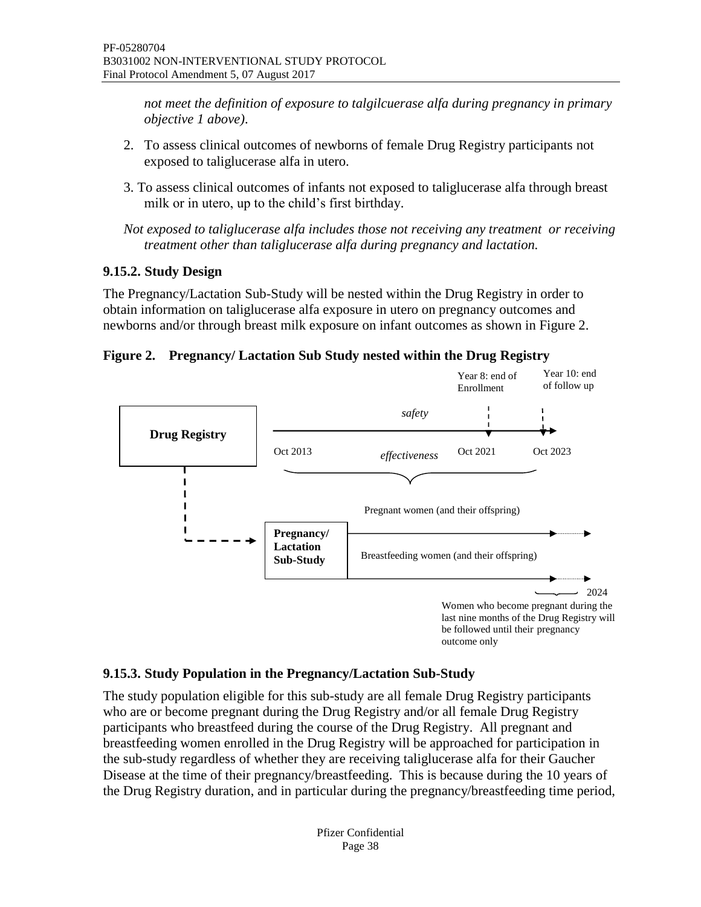*not meet the definition of exposure to talgilcuerase alfa during pregnancy in primary objective 1 above).*

2. To assess clinical outcomes of newborns of female Drug Registry participants not exposed to taliglucerase alfa in utero.

3. To assess clinical outcomes of infants not exposed to taliglucerase alfa through breast milk or in utero, up to the child's first birthday.

*Not exposed to taliglucerase alfa includes those not receiving any treatment or receiving treatment other than taliglucerase alfa during pregnancy and lactation.*

### 9.15.2. Study Design

The Pregnancy/Lactation Sub-Study will be nested within the Drug Registry in order to obtain information on taliglucerase alfa exposure in utero on pregnancy outcomes and newborns and/or through breast milk exposure on infant outcomes as shown in Figure 2.

**Figure 2. Pregnancy/ Lactation Sub Study nested within the Drug Registry**

Drug Registry — safety / effectiveness: Oct 2013; Oct 2021 (Year 8: end of Enrollment); Oct 2023 (Year 10: end of follow up)

Pregnancy/ Lactation Sub-Study — Pregnant women (and their offspring); Breastfeeding women (and their offspring) — 2024

Women who become pregnant during the last nine months of the Drug Registry will be followed until their pregnancy outcome only

### 9.15.3. Study Population in the Pregnancy/Lactation Sub-Study

The study population eligible for this sub-study are all female Drug Registry participants who are or become pregnant during the Drug Registry and/or all female Drug Registry participants who breastfeed during the course of the Drug Registry. All pregnant and breastfeeding women enrolled in the Drug Registry will be approached for participation in the sub-study regardless of whether they are receiving taliglucerase alfa for their Gaucher Disease at the time of their pregnancy/breastfeeding. This is because during the 10 years of the Drug Registry duration, and in particular during the pregnancy/breastfeeding time period,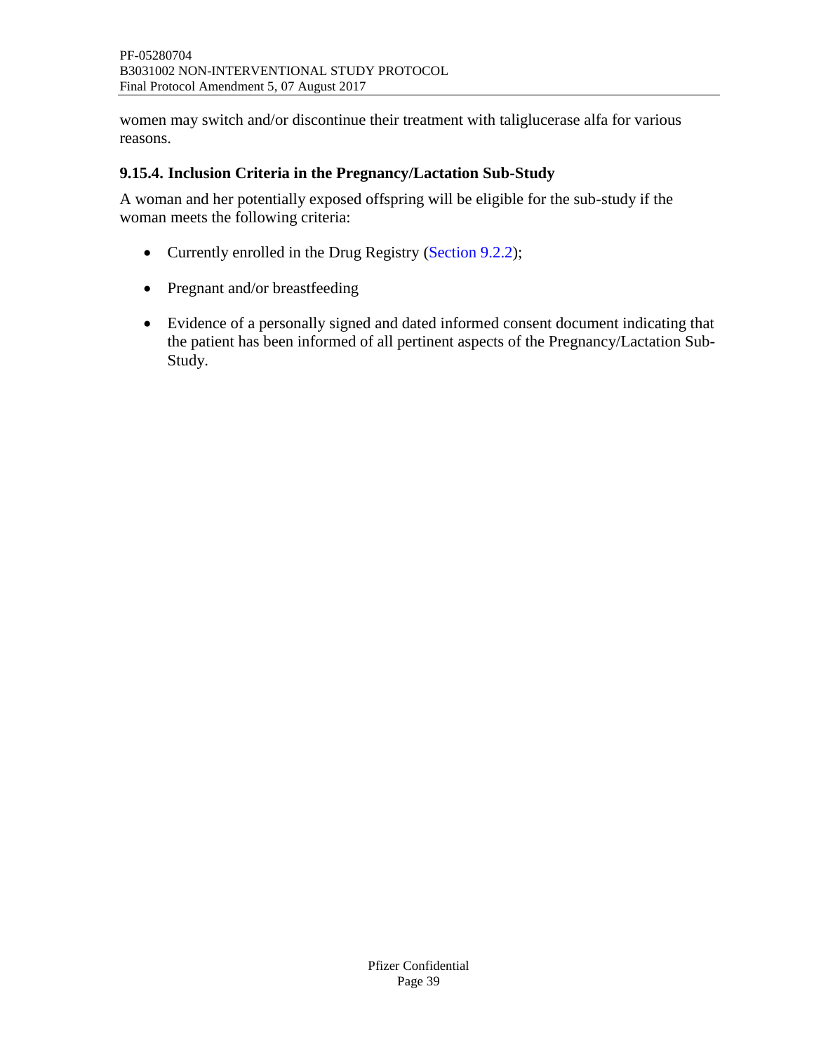women may switch and/or discontinue their treatment with taliglucerase alfa for various reasons.

### 9.15.4. Inclusion Criteria in the Pregnancy/Lactation Sub-Study

A woman and her potentially exposed offspring will be eligible for the sub-study if the woman meets the following criteria:

- Currently enrolled in the Drug Registry (Section 9.2.2);
- Pregnant and/or breastfeeding
- Evidence of a personally signed and dated informed consent document indicating that the patient has been informed of all pertinent aspects of the Pregnancy/Lactation Sub-Study.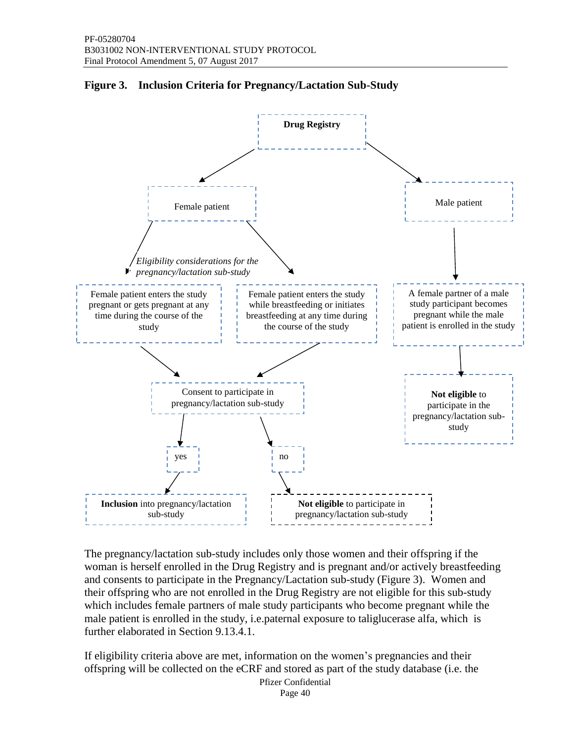**Figure 3. Inclusion Criteria for Pregnancy/Lactation Sub-Study**

**Drug Registry**

- Female patient
  - *Eligibility considerations for the pregnancy/lactation sub-study*
  - Female patient enters the study pregnant or gets pregnant at any time during the course of the study
  - Female patient enters the study while breastfeeding or initiates breastfeeding at any time during the course of the study
  - → Consent to participate in pregnancy/lactation sub-study
    - yes → **Inclusion** into pregnancy/lactation sub-study
    - no → **Not eligible** to participate in pregnancy/lactation sub-study
- Male patient
  - A female partner of a male study participant becomes pregnant while the male patient is enrolled in the study
    - → **Not eligible** to participate in the pregnancy/lactation sub-study

The pregnancy/lactation sub-study includes only those women and their offspring if the woman is herself enrolled in the Drug Registry and is pregnant and/or actively breastfeeding and consents to participate in the Pregnancy/Lactation sub-study (Figure 3). Women and their offspring who are not enrolled in the Drug Registry are not eligible for this sub-study which includes female partners of male study participants who become pregnant while the male patient is enrolled in the study, i.e.paternal exposure to taliglucerase alfa, which is further elaborated in Section 9.13.4.1.

If eligibility criteria above are met, information on the women's pregnancies and their offspring will be collected on the eCRF and stored as part of the study database (i.e. the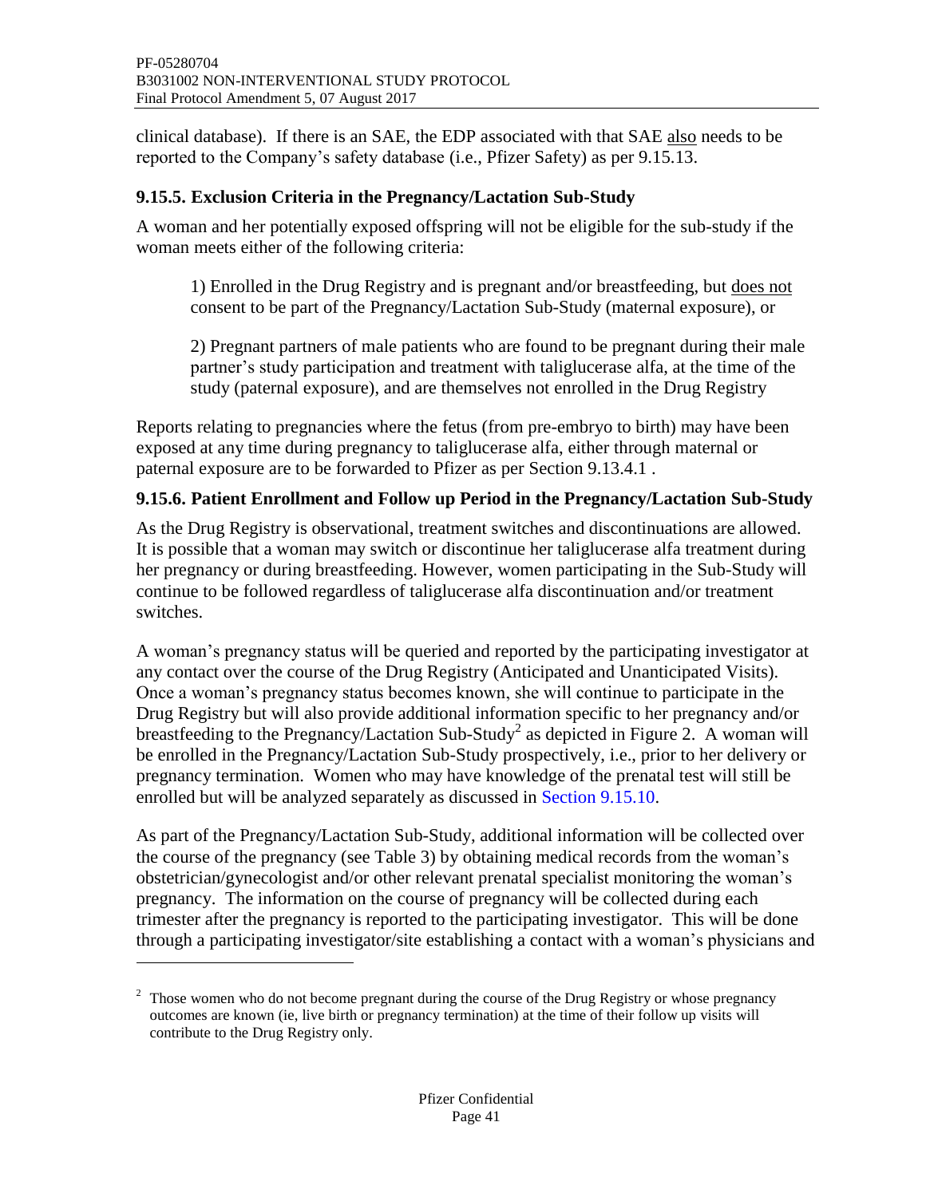clinical database). If there is an SAE, the EDP associated with that SAE also needs to be reported to the Company's safety database (i.e., Pfizer Safety) as per 9.15.13.

### 9.15.5. Exclusion Criteria in the Pregnancy/Lactation Sub-Study

A woman and her potentially exposed offspring will not be eligible for the sub-study if the woman meets either of the following criteria:

1) Enrolled in the Drug Registry and is pregnant and/or breastfeeding, but does not consent to be part of the Pregnancy/Lactation Sub-Study (maternal exposure), or

2) Pregnant partners of male patients who are found to be pregnant during their male partner's study participation and treatment with taliglucerase alfa, at the time of the study (paternal exposure), and are themselves not enrolled in the Drug Registry

Reports relating to pregnancies where the fetus (from pre-embryo to birth) may have been exposed at any time during pregnancy to taliglucerase alfa, either through maternal or paternal exposure are to be forwarded to Pfizer as per Section 9.13.4.1 .

### 9.15.6. Patient Enrollment and Follow up Period in the Pregnancy/Lactation Sub-Study

As the Drug Registry is observational, treatment switches and discontinuations are allowed. It is possible that a woman may switch or discontinue her taliglucerase alfa treatment during her pregnancy or during breastfeeding. However, women participating in the Sub-Study will continue to be followed regardless of taliglucerase alfa discontinuation and/or treatment switches.

A woman's pregnancy status will be queried and reported by the participating investigator at any contact over the course of the Drug Registry (Anticipated and Unanticipated Visits). Once a woman's pregnancy status becomes known, she will continue to participate in the Drug Registry but will also provide additional information specific to her pregnancy and/or breastfeeding to the Pregnancy/Lactation Sub-Study[2] as depicted in Figure 2. A woman will be enrolled in the Pregnancy/Lactation Sub-Study prospectively, i.e., prior to her delivery or pregnancy termination. Women who may have knowledge of the prenatal test will still be enrolled but will be analyzed separately as discussed in Section 9.15.10.

As part of the Pregnancy/Lactation Sub-Study, additional information will be collected over the course of the pregnancy (see Table 3) by obtaining medical records from the woman's obstetrician/gynecologist and/or other relevant prenatal specialist monitoring the woman's pregnancy. The information on the course of pregnancy will be collected during each trimester after the pregnancy is reported to the participating investigator. This will be done through a participating investigator/site establishing a contact with a woman's physicians and

[2] Those women who do not become pregnant during the course of the Drug Registry or whose pregnancy outcomes are known (ie, live birth or pregnancy termination) at the time of their follow up visits will contribute to the Drug Registry only.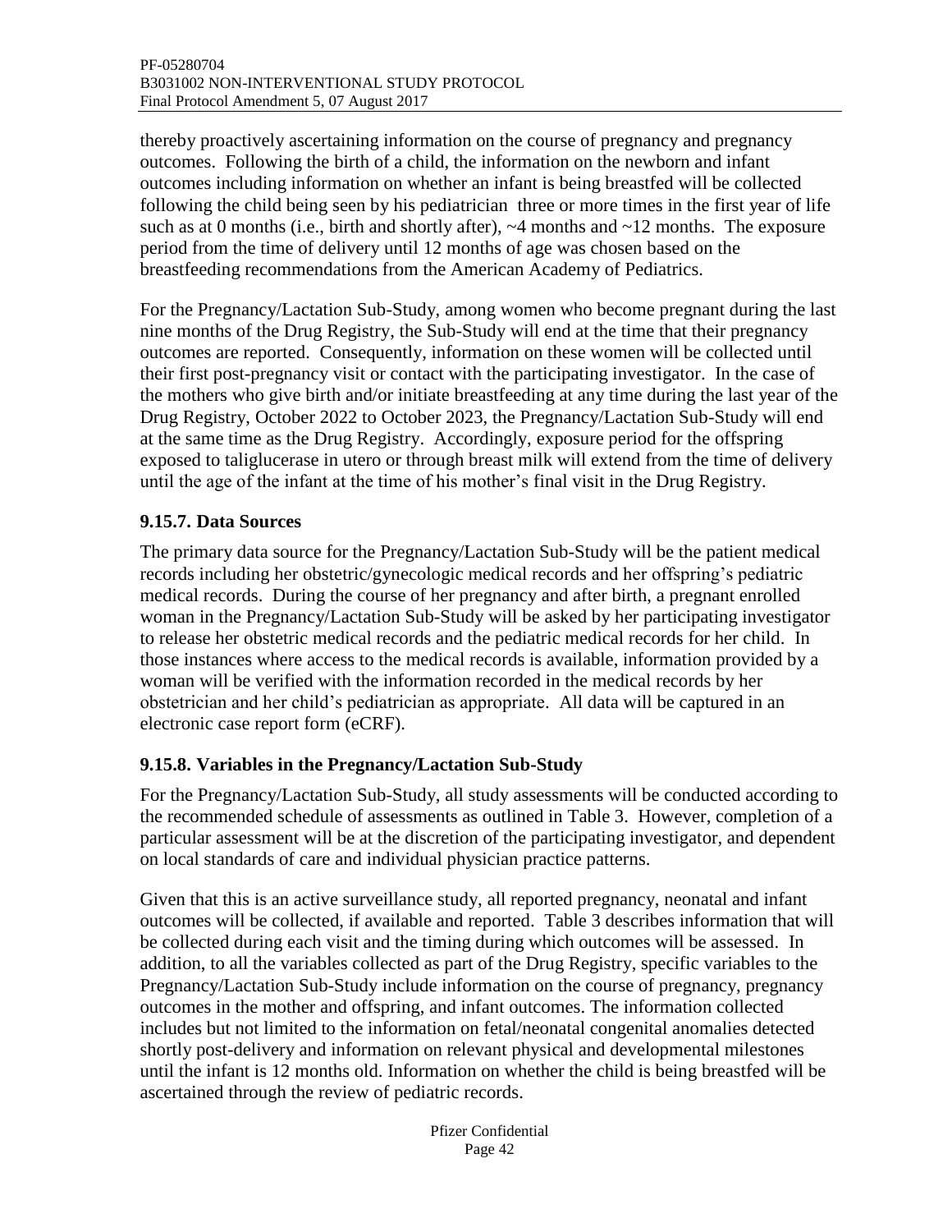thereby proactively ascertaining information on the course of pregnancy and pregnancy outcomes. Following the birth of a child, the information on the newborn and infant outcomes including information on whether an infant is being breastfed will be collected following the child being seen by his pediatrician three or more times in the first year of life such as at 0 months (i.e., birth and shortly after), ~4 months and ~12 months. The exposure period from the time of delivery until 12 months of age was chosen based on the breastfeeding recommendations from the American Academy of Pediatrics.

For the Pregnancy/Lactation Sub-Study, among women who become pregnant during the last nine months of the Drug Registry, the Sub-Study will end at the time that their pregnancy outcomes are reported. Consequently, information on these women will be collected until their first post-pregnancy visit or contact with the participating investigator. In the case of the mothers who give birth and/or initiate breastfeeding at any time during the last year of the Drug Registry, October 2022 to October 2023, the Pregnancy/Lactation Sub-Study will end at the same time as the Drug Registry. Accordingly, exposure period for the offspring exposed to taliglucerase in utero or through breast milk will extend from the time of delivery until the age of the infant at the time of his mother's final visit in the Drug Registry.

### 9.15.7. Data Sources

The primary data source for the Pregnancy/Lactation Sub-Study will be the patient medical records including her obstetric/gynecologic medical records and her offspring's pediatric medical records. During the course of her pregnancy and after birth, a pregnant enrolled woman in the Pregnancy/Lactation Sub-Study will be asked by her participating investigator to release her obstetric medical records and the pediatric medical records for her child. In those instances where access to the medical records is available, information provided by a woman will be verified with the information recorded in the medical records by her obstetrician and her child's pediatrician as appropriate. All data will be captured in an electronic case report form (eCRF).

### 9.15.8. Variables in the Pregnancy/Lactation Sub-Study

For the Pregnancy/Lactation Sub-Study, all study assessments will be conducted according to the recommended schedule of assessments as outlined in Table 3. However, completion of a particular assessment will be at the discretion of the participating investigator, and dependent on local standards of care and individual physician practice patterns.

Given that this is an active surveillance study, all reported pregnancy, neonatal and infant outcomes will be collected, if available and reported. Table 3 describes information that will be collected during each visit and the timing during which outcomes will be assessed. In addition, to all the variables collected as part of the Drug Registry, specific variables to the Pregnancy/Lactation Sub-Study include information on the course of pregnancy, pregnancy outcomes in the mother and offspring, and infant outcomes. The information collected includes but not limited to the information on fetal/neonatal congenital anomalies detected shortly post-delivery and information on relevant physical and developmental milestones until the infant is 12 months old. Information on whether the child is being breastfed will be ascertained through the review of pediatric records.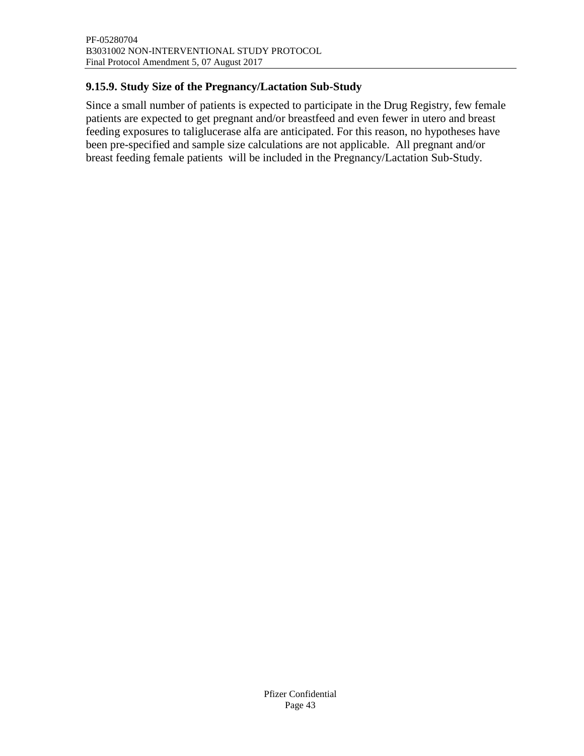### 9.15.9. Study Size of the Pregnancy/Lactation Sub-Study

Since a small number of patients is expected to participate in the Drug Registry, few female patients are expected to get pregnant and/or breastfeed and even fewer in utero and breast feeding exposures to taliglucerase alfa are anticipated. For this reason, no hypotheses have been pre-specified and sample size calculations are not applicable. All pregnant and/or breast feeding female patients will be included in the Pregnancy/Lactation Sub-Study.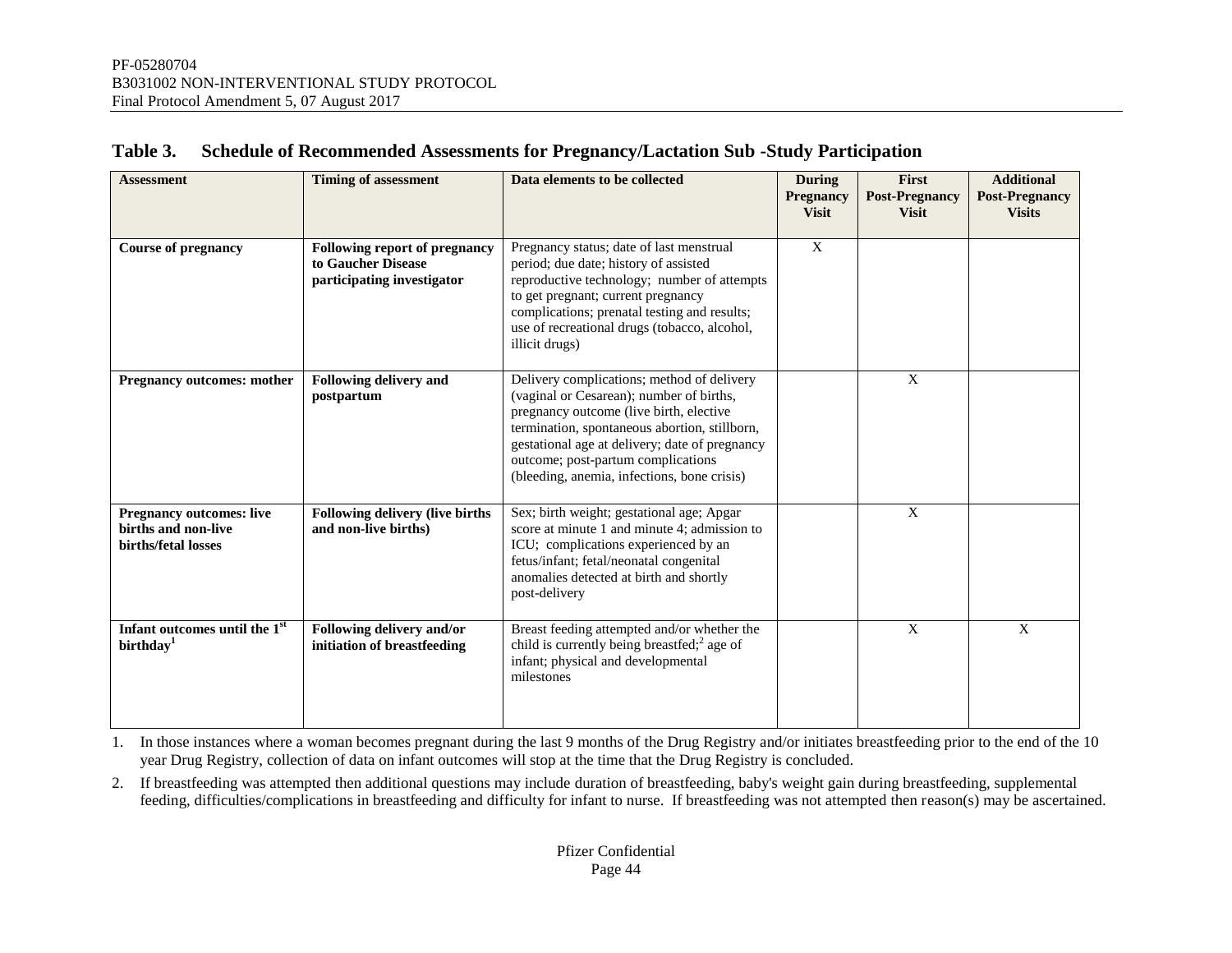**Table 3. Schedule of Recommended Assessments for Pregnancy/Lactation Sub -Study Participation**

| Assessment | Timing of assessment | Data elements to be collected | During Pregnancy Visit | First Post-Pregnancy Visit | Additional Post-Pregnancy Visits |
|---|---|---|---|---|---|
| **Course of pregnancy** | **Following report of pregnancy to Gaucher Disease participating investigator** | Pregnancy status; date of last menstrual period; due date; history of assisted reproductive technology; number of attempts to get pregnant; current pregnancy complications; prenatal testing and results; use of recreational drugs (tobacco, alcohol, illicit drugs) | X | | |
| **Pregnancy outcomes: mother** | **Following delivery and postpartum** | Delivery complications; method of delivery (vaginal or Cesarean); number of births, pregnancy outcome (live birth, elective termination, spontaneous abortion, stillborn, gestational age at delivery; date of pregnancy outcome; post-partum complications (bleeding, anemia, infections, bone crisis) | | X | |
| **Pregnancy outcomes: live births and non-live births/fetal losses** | **Following delivery (live births and non-live births)** | Sex; birth weight; gestational age; Apgar score at minute 1 and minute 4; admission to ICU; complications experienced by an fetus/infant; fetal/neonatal congenital anomalies detected at birth and shortly post-delivery | | X | |
| **Infant outcomes until the 1st birthday[1]** | **Following delivery and/or initiation of breastfeeding** | Breast feeding attempted and/or whether the child is currently being breastfed;[2] age of infant; physical and developmental milestones | | X | X |

1. In those instances where a woman becomes pregnant during the last 9 months of the Drug Registry and/or initiates breastfeeding prior to the end of the 10 year Drug Registry, collection of data on infant outcomes will stop at the time that the Drug Registry is concluded.
2. If breastfeeding was attempted then additional questions may include duration of breastfeeding, baby's weight gain during breastfeeding, supplemental feeding, difficulties/complications in breastfeeding and difficulty for infant to nurse. If breastfeeding was not attempted then reason(s) may be ascertained.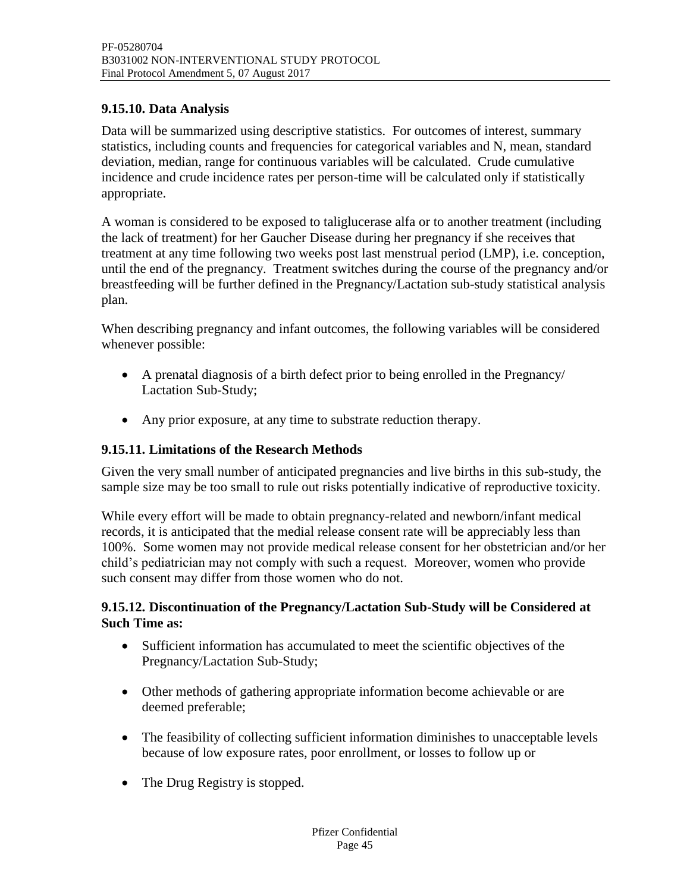### 9.15.10. Data Analysis

Data will be summarized using descriptive statistics. For outcomes of interest, summary statistics, including counts and frequencies for categorical variables and N, mean, standard deviation, median, range for continuous variables will be calculated. Crude cumulative incidence and crude incidence rates per person-time will be calculated only if statistically appropriate.

A woman is considered to be exposed to taliglucerase alfa or to another treatment (including the lack of treatment) for her Gaucher Disease during her pregnancy if she receives that treatment at any time following two weeks post last menstrual period (LMP), i.e. conception, until the end of the pregnancy. Treatment switches during the course of the pregnancy and/or breastfeeding will be further defined in the Pregnancy/Lactation sub-study statistical analysis plan.

When describing pregnancy and infant outcomes, the following variables will be considered whenever possible:

- A prenatal diagnosis of a birth defect prior to being enrolled in the Pregnancy/ Lactation Sub-Study;
- Any prior exposure, at any time to substrate reduction therapy.

### 9.15.11. Limitations of the Research Methods

Given the very small number of anticipated pregnancies and live births in this sub-study, the sample size may be too small to rule out risks potentially indicative of reproductive toxicity.

While every effort will be made to obtain pregnancy-related and newborn/infant medical records, it is anticipated that the medial release consent rate will be appreciably less than 100%. Some women may not provide medical release consent for her obstetrician and/or her child's pediatrician may not comply with such a request. Moreover, women who provide such consent may differ from those women who do not.

### 9.15.12. Discontinuation of the Pregnancy/Lactation Sub-Study will be Considered at Such Time as:

- Sufficient information has accumulated to meet the scientific objectives of the Pregnancy/Lactation Sub-Study;
- Other methods of gathering appropriate information become achievable or are deemed preferable;
- The feasibility of collecting sufficient information diminishes to unacceptable levels because of low exposure rates, poor enrollment, or losses to follow up or
- The Drug Registry is stopped.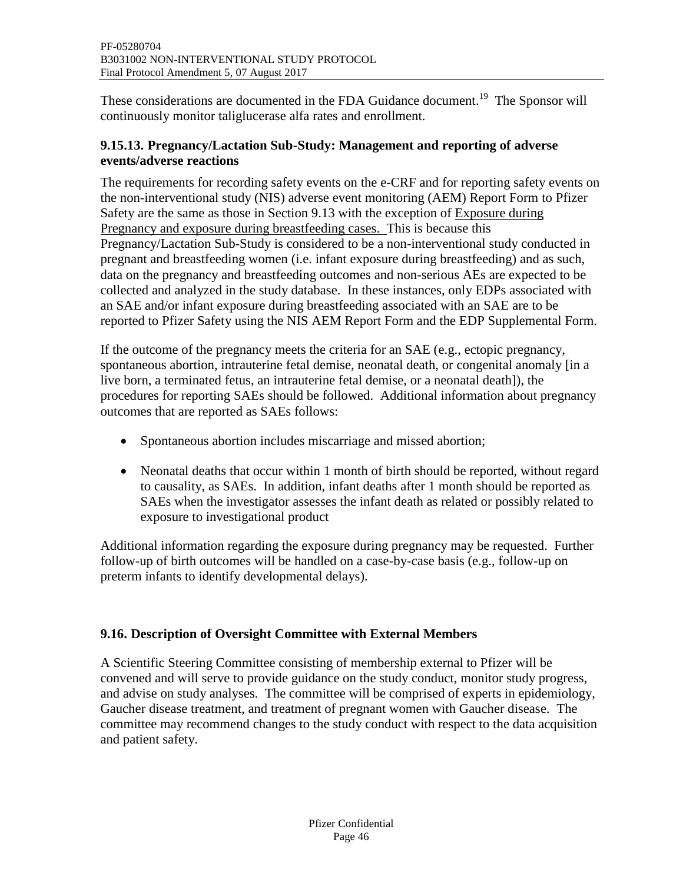These considerations are documented in the FDA Guidance document.[19] The Sponsor will continuously monitor taliglucerase alfa rates and enrollment.

### 9.15.13. Pregnancy/Lactation Sub-Study: Management and reporting of adverse events/adverse reactions

The requirements for recording safety events on the e-CRF and for reporting safety events on the non-interventional study (NIS) adverse event monitoring (AEM) Report Form to Pfizer Safety are the same as those in Section 9.13 with the exception of Exposure during Pregnancy and exposure during breastfeeding cases. This is because this Pregnancy/Lactation Sub-Study is considered to be a non-interventional study conducted in pregnant and breastfeeding women (i.e. infant exposure during breastfeeding) and as such, data on the pregnancy and breastfeeding outcomes and non-serious AEs are expected to be collected and analyzed in the study database. In these instances, only EDPs associated with an SAE and/or infant exposure during breastfeeding associated with an SAE are to be reported to Pfizer Safety using the NIS AEM Report Form and the EDP Supplemental Form.

If the outcome of the pregnancy meets the criteria for an SAE (e.g., ectopic pregnancy, spontaneous abortion, intrauterine fetal demise, neonatal death, or congenital anomaly [in a live born, a terminated fetus, an intrauterine fetal demise, or a neonatal death]), the procedures for reporting SAEs should be followed. Additional information about pregnancy outcomes that are reported as SAEs follows:

- Spontaneous abortion includes miscarriage and missed abortion;
- Neonatal deaths that occur within 1 month of birth should be reported, without regard to causality, as SAEs. In addition, infant deaths after 1 month should be reported as SAEs when the investigator assesses the infant death as related or possibly related to exposure to investigational product

Additional information regarding the exposure during pregnancy may be requested. Further follow-up of birth outcomes will be handled on a case-by-case basis (e.g., follow-up on preterm infants to identify developmental delays).

## 9.16. Description of Oversight Committee with External Members

A Scientific Steering Committee consisting of membership external to Pfizer will be convened and will serve to provide guidance on the study conduct, monitor study progress, and advise on study analyses. The committee will be comprised of experts in epidemiology, Gaucher disease treatment, and treatment of pregnant women with Gaucher disease. The committee may recommend changes to the study conduct with respect to the data acquisition and patient safety.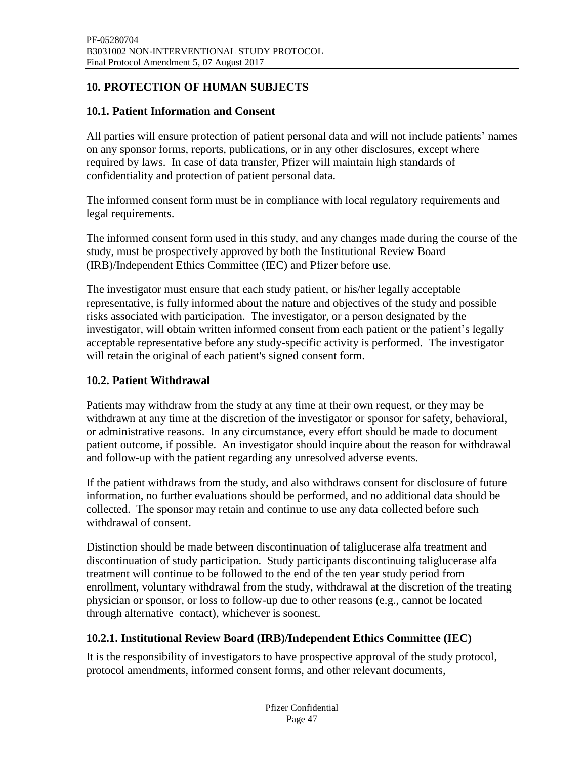## 10. PROTECTION OF HUMAN SUBJECTS

### 10.1. Patient Information and Consent

All parties will ensure protection of patient personal data and will not include patients' names on any sponsor forms, reports, publications, or in any other disclosures, except where required by laws. In case of data transfer, Pfizer will maintain high standards of confidentiality and protection of patient personal data.

The informed consent form must be in compliance with local regulatory requirements and legal requirements.

The informed consent form used in this study, and any changes made during the course of the study, must be prospectively approved by both the Institutional Review Board (IRB)/Independent Ethics Committee (IEC) and Pfizer before use.

The investigator must ensure that each study patient, or his/her legally acceptable representative, is fully informed about the nature and objectives of the study and possible risks associated with participation. The investigator, or a person designated by the investigator, will obtain written informed consent from each patient or the patient's legally acceptable representative before any study-specific activity is performed. The investigator will retain the original of each patient's signed consent form.

### 10.2. Patient Withdrawal

Patients may withdraw from the study at any time at their own request, or they may be withdrawn at any time at the discretion of the investigator or sponsor for safety, behavioral, or administrative reasons. In any circumstance, every effort should be made to document patient outcome, if possible. An investigator should inquire about the reason for withdrawal and follow-up with the patient regarding any unresolved adverse events.

If the patient withdraws from the study, and also withdraws consent for disclosure of future information, no further evaluations should be performed, and no additional data should be collected. The sponsor may retain and continue to use any data collected before such withdrawal of consent.

Distinction should be made between discontinuation of taliglucerase alfa treatment and discontinuation of study participation. Study participants discontinuing taliglucerase alfa treatment will continue to be followed to the end of the ten year study period from enrollment, voluntary withdrawal from the study, withdrawal at the discretion of the treating physician or sponsor, or loss to follow-up due to other reasons (e.g., cannot be located through alternative contact), whichever is soonest.

#### 10.2.1. Institutional Review Board (IRB)/Independent Ethics Committee (IEC)

It is the responsibility of investigators to have prospective approval of the study protocol, protocol amendments, informed consent forms, and other relevant documents,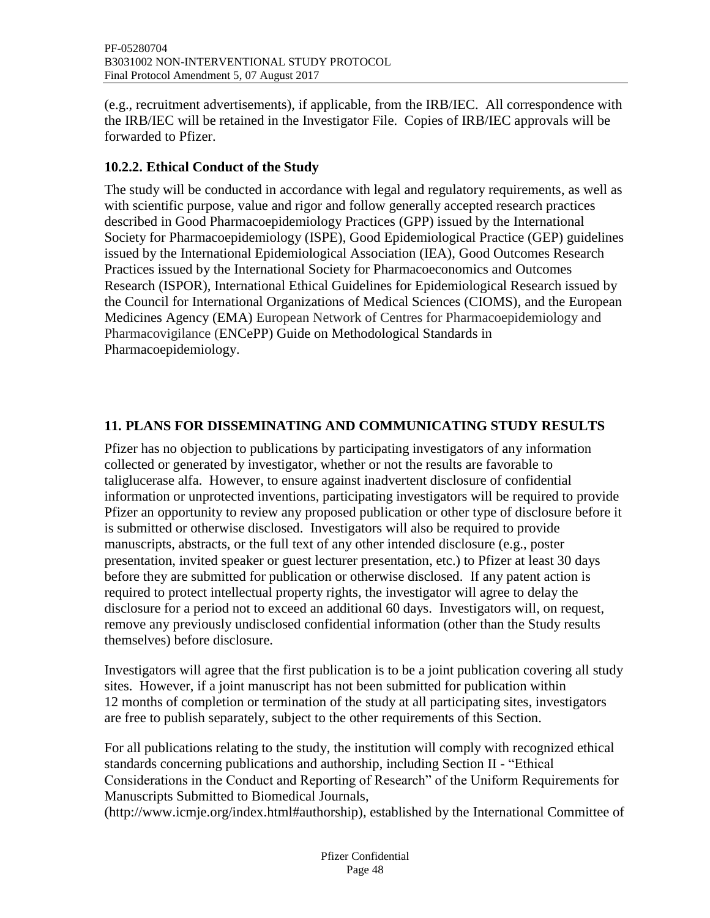(e.g., recruitment advertisements), if applicable, from the IRB/IEC. All correspondence with the IRB/IEC will be retained in the Investigator File. Copies of IRB/IEC approvals will be forwarded to Pfizer.

### 10.2.2. Ethical Conduct of the Study

The study will be conducted in accordance with legal and regulatory requirements, as well as with scientific purpose, value and rigor and follow generally accepted research practices described in Good Pharmacoepidemiology Practices (GPP) issued by the International Society for Pharmacoepidemiology (ISPE), Good Epidemiological Practice (GEP) guidelines issued by the International Epidemiological Association (IEA), Good Outcomes Research Practices issued by the International Society for Pharmacoeconomics and Outcomes Research (ISPOR), International Ethical Guidelines for Epidemiological Research issued by the Council for International Organizations of Medical Sciences (CIOMS), and the European Medicines Agency (EMA) European Network of Centres for Pharmacoepidemiology and Pharmacovigilance (ENCePP) Guide on Methodological Standards in Pharmacoepidemiology.

## 11. PLANS FOR DISSEMINATING AND COMMUNICATING STUDY RESULTS

Pfizer has no objection to publications by participating investigators of any information collected or generated by investigator, whether or not the results are favorable to taliglucerase alfa. However, to ensure against inadvertent disclosure of confidential information or unprotected inventions, participating investigators will be required to provide Pfizer an opportunity to review any proposed publication or other type of disclosure before it is submitted or otherwise disclosed. Investigators will also be required to provide manuscripts, abstracts, or the full text of any other intended disclosure (e.g., poster presentation, invited speaker or guest lecturer presentation, etc.) to Pfizer at least 30 days before they are submitted for publication or otherwise disclosed. If any patent action is required to protect intellectual property rights, the investigator will agree to delay the disclosure for a period not to exceed an additional 60 days. Investigators will, on request, remove any previously undisclosed confidential information (other than the Study results themselves) before disclosure.

Investigators will agree that the first publication is to be a joint publication covering all study sites. However, if a joint manuscript has not been submitted for publication within 12 months of completion or termination of the study at all participating sites, investigators are free to publish separately, subject to the other requirements of this Section.

For all publications relating to the study, the institution will comply with recognized ethical standards concerning publications and authorship, including Section II - "Ethical Considerations in the Conduct and Reporting of Research" of the Uniform Requirements for Manuscripts Submitted to Biomedical Journals, (http://www.icmje.org/index.html#authorship), established by the International Committee of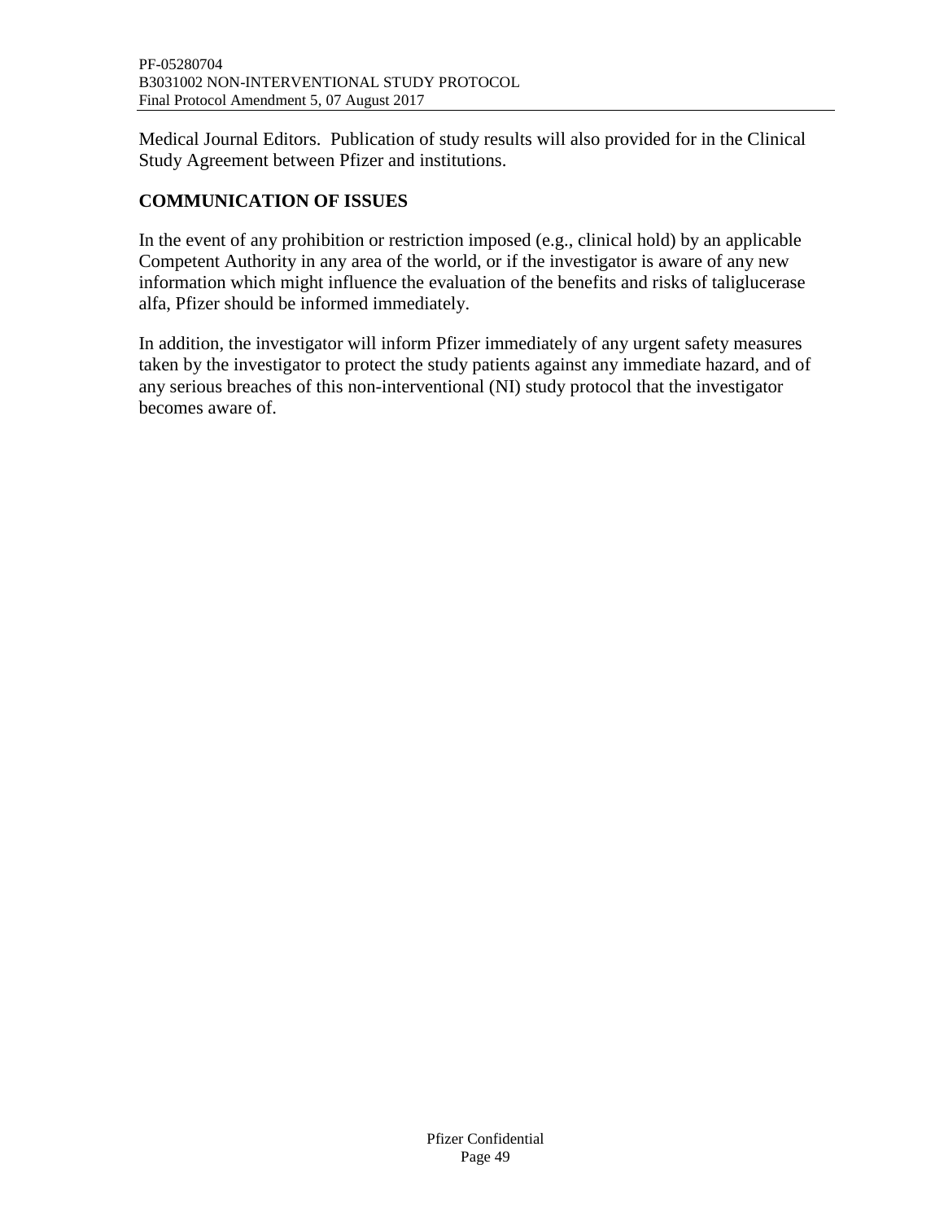Medical Journal Editors. Publication of study results will also provided for in the Clinical Study Agreement between Pfizer and institutions.

## COMMUNICATION OF ISSUES

In the event of any prohibition or restriction imposed (e.g., clinical hold) by an applicable Competent Authority in any area of the world, or if the investigator is aware of any new information which might influence the evaluation of the benefits and risks of taliglucerase alfa, Pfizer should be informed immediately.

In addition, the investigator will inform Pfizer immediately of any urgent safety measures taken by the investigator to protect the study patients against any immediate hazard, and of any serious breaches of this non-interventional (NI) study protocol that the investigator becomes aware of.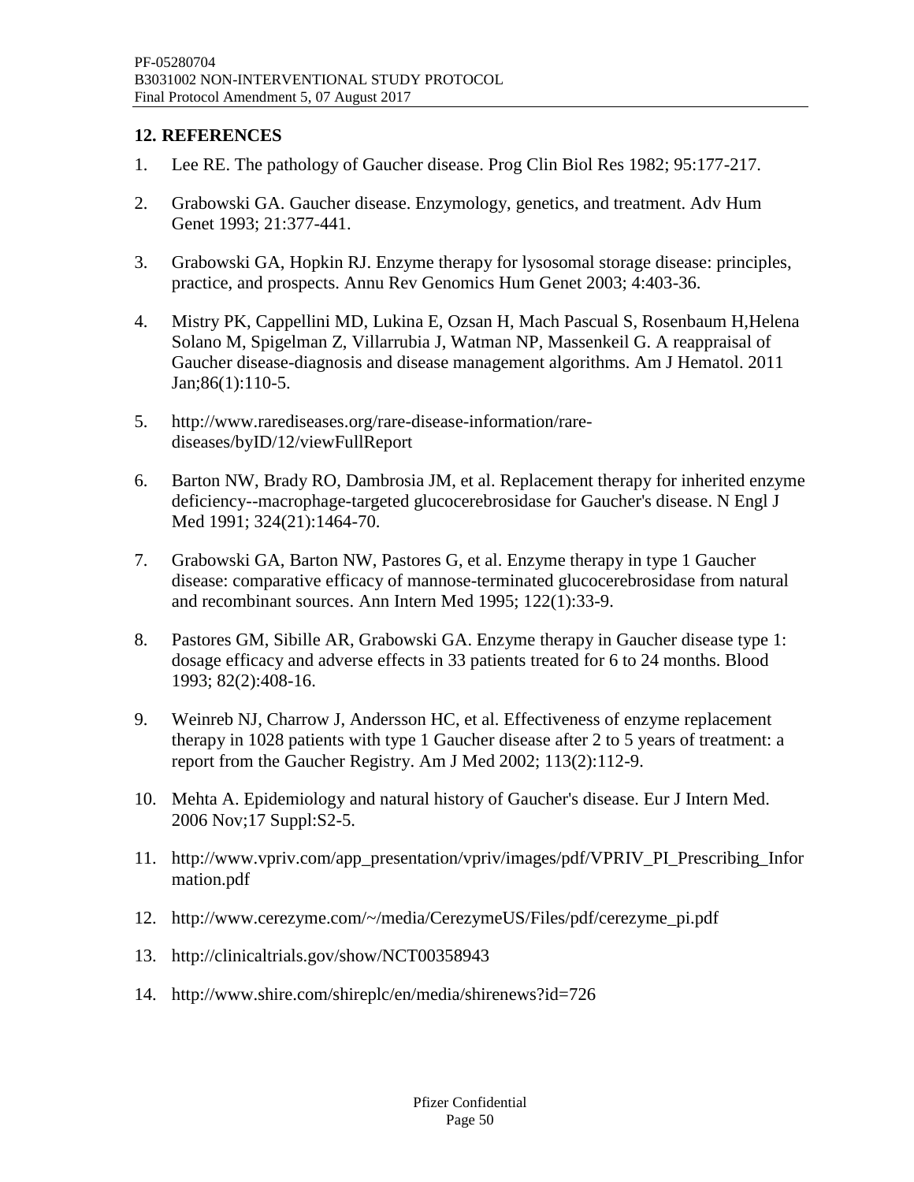## 12. REFERENCES

1. Lee RE. The pathology of Gaucher disease. Prog Clin Biol Res 1982; 95:177-217.
2. Grabowski GA. Gaucher disease. Enzymology, genetics, and treatment. Adv Hum Genet 1993; 21:377-441.
3. Grabowski GA, Hopkin RJ. Enzyme therapy for lysosomal storage disease: principles, practice, and prospects. Annu Rev Genomics Hum Genet 2003; 4:403-36.
4. Mistry PK, Cappellini MD, Lukina E, Ozsan H, Mach Pascual S, Rosenbaum H,Helena Solano M, Spigelman Z, Villarrubia J, Watman NP, Massenkeil G. A reappraisal of Gaucher disease-diagnosis and disease management algorithms. Am J Hematol. 2011 Jan;86(1):110-5.
5. http://www.rarediseases.org/rare-disease-information/rare-diseases/byID/12/viewFullReport
6. Barton NW, Brady RO, Dambrosia JM, et al. Replacement therapy for inherited enzyme deficiency--macrophage-targeted glucocerebrosidase for Gaucher's disease. N Engl J Med 1991; 324(21):1464-70.
7. Grabowski GA, Barton NW, Pastores G, et al. Enzyme therapy in type 1 Gaucher disease: comparative efficacy of mannose-terminated glucocerebrosidase from natural and recombinant sources. Ann Intern Med 1995; 122(1):33-9.
8. Pastores GM, Sibille AR, Grabowski GA. Enzyme therapy in Gaucher disease type 1: dosage efficacy and adverse effects in 33 patients treated for 6 to 24 months. Blood 1993; 82(2):408-16.
9. Weinreb NJ, Charrow J, Andersson HC, et al. Effectiveness of enzyme replacement therapy in 1028 patients with type 1 Gaucher disease after 2 to 5 years of treatment: a report from the Gaucher Registry. Am J Med 2002; 113(2):112-9.
10. Mehta A. Epidemiology and natural history of Gaucher's disease. Eur J Intern Med. 2006 Nov;17 Suppl:S2-5.
11. http://www.vpriv.com/app_presentation/vpriv/images/pdf/VPRIV_PI_Prescribing_Information.pdf
12. http://www.cerezyme.com/~/media/CerezymeUS/Files/pdf/cerezyme_pi.pdf
13. http://clinicaltrials.gov/show/NCT00358943
14. http://www.shire.com/shireplc/en/media/shirenews?id=726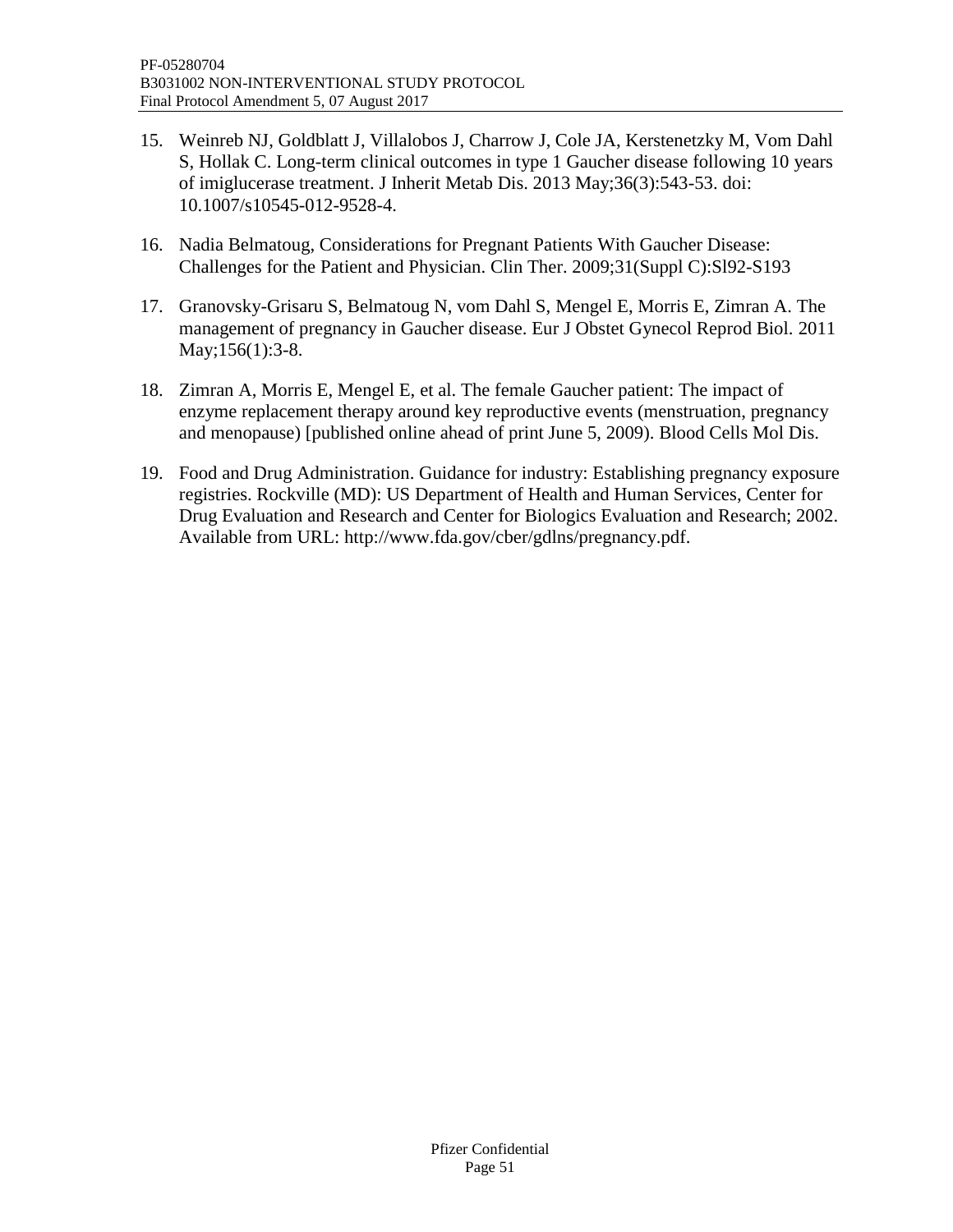15. Weinreb NJ, Goldblatt J, Villalobos J, Charrow J, Cole JA, Kerstenetzky M, Vom Dahl S, Hollak C. Long-term clinical outcomes in type 1 Gaucher disease following 10 years of imiglucerase treatment. J Inherit Metab Dis. 2013 May;36(3):543-53. doi: 10.1007/s10545-012-9528-4.

16. Nadia Belmatoug, Considerations for Pregnant Patients With Gaucher Disease: Challenges for the Patient and Physician. Clin Ther. 2009;31(Suppl C):Sl92-S193

17. Granovsky-Grisaru S, Belmatoug N, vom Dahl S, Mengel E, Morris E, Zimran A. The management of pregnancy in Gaucher disease. Eur J Obstet Gynecol Reprod Biol. 2011 May;156(1):3-8.

18. Zimran A, Morris E, Mengel E, et al. The female Gaucher patient: The impact of enzyme replacement therapy around key reproductive events (menstruation, pregnancy and menopause) [published online ahead of print June 5, 2009). Blood Cells Mol Dis.

19. Food and Drug Administration. Guidance for industry: Establishing pregnancy exposure registries. Rockville (MD): US Department of Health and Human Services, Center for Drug Evaluation and Research and Center for Biologics Evaluation and Research; 2002. Available from URL: http://www.fda.gov/cber/gdlns/pregnancy.pdf.